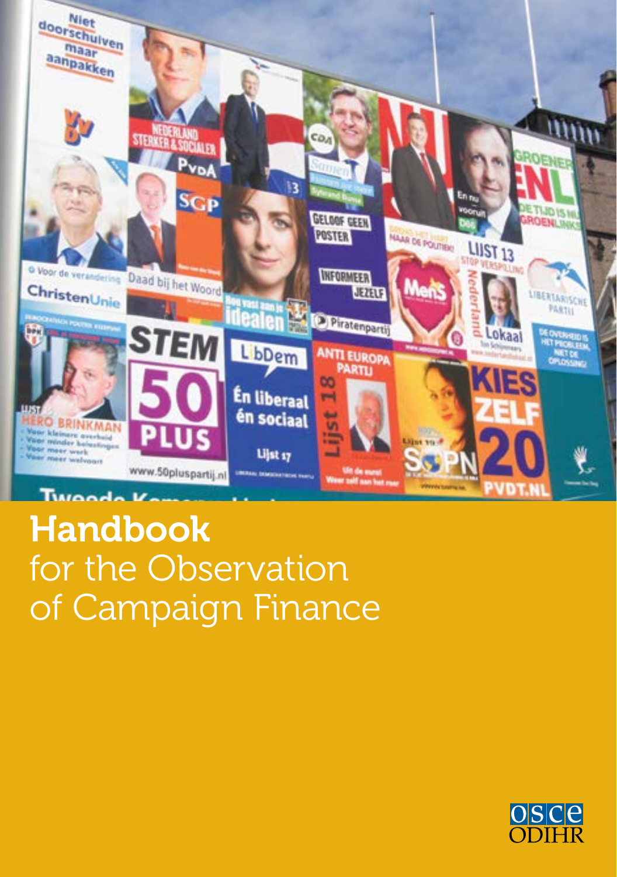# Handbook
for the Observation of Campaign Finance

OSCE ODIHR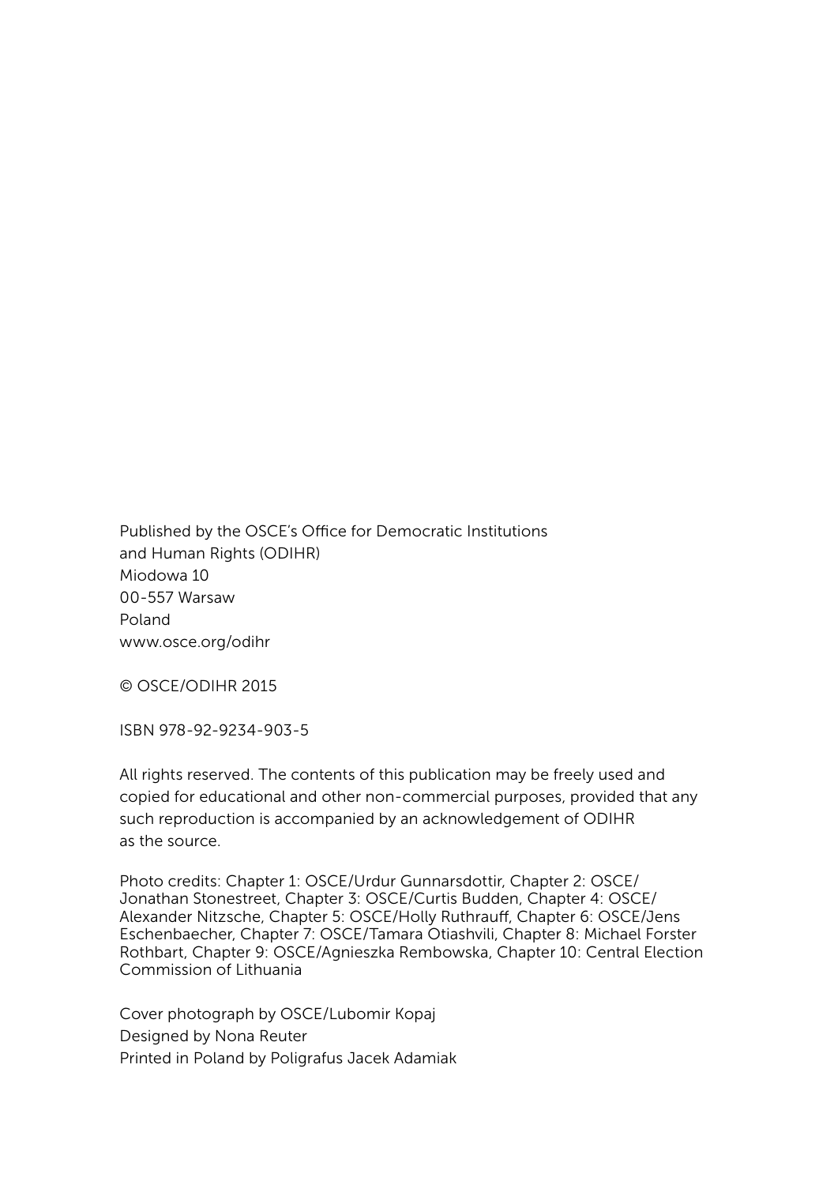Published by the OSCE's Office for Democratic Institutions
and Human Rights (ODIHR)
Miodowa 10
00-557 Warsaw
Poland
www.osce.org/odihr

© OSCE/ODIHR 2015

ISBN 978-92-9234-903-5

All rights reserved. The contents of this publication may be freely used and copied for educational and other non-commercial purposes, provided that any such reproduction is accompanied by an acknowledgement of ODIHR as the source.

Photo credits: Chapter 1: OSCE/Urdur Gunnarsdottir, Chapter 2: OSCE/Jonathan Stonestreet, Chapter 3: OSCE/Curtis Budden, Chapter 4: OSCE/Alexander Nitzsche, Chapter 5: OSCE/Holly Ruthrauff, Chapter 6: OSCE/Jens Eschenbaecher, Chapter 7: OSCE/Tamara Otiashvili, Chapter 8: Michael Forster Rothbart, Chapter 9: OSCE/Agnieszka Rembowska, Chapter 10: Central Election Commission of Lithuania

Cover photograph by OSCE/Lubomir Kopaj
Designed by Nona Reuter
Printed in Poland by Poligrafus Jacek Adamiak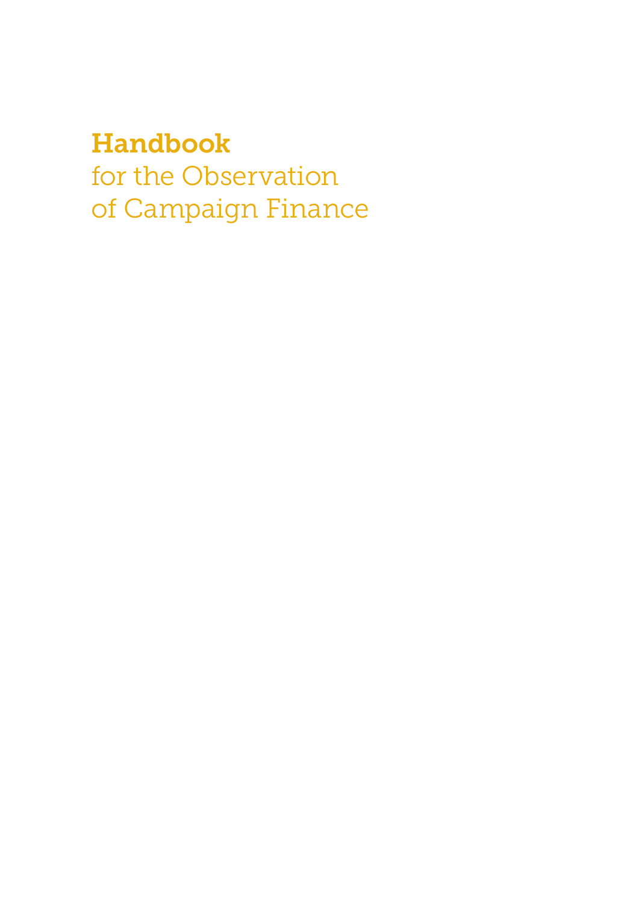# Handbook
for the Observation
of Campaign Finance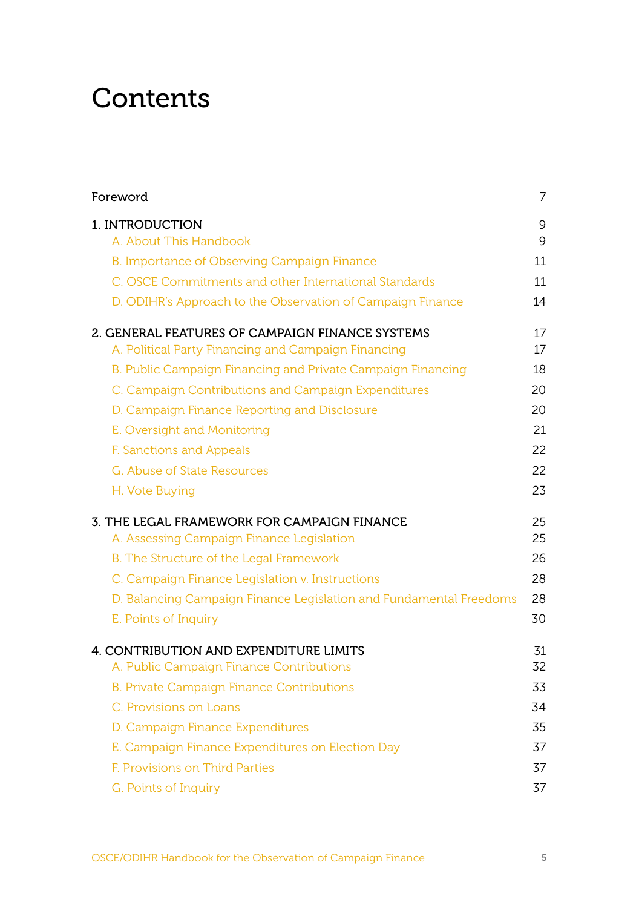# Contents

| | |
|---|---|
| Foreword | 7 |
| 1. INTRODUCTION | 9 |
| A. About This Handbook | 9 |
| B. Importance of Observing Campaign Finance | 11 |
| C. OSCE Commitments and other International Standards | 11 |
| D. ODIHR's Approach to the Observation of Campaign Finance | 14 |
| 2. GENERAL FEATURES OF CAMPAIGN FINANCE SYSTEMS | 17 |
| A. Political Party Financing and Campaign Financing | 17 |
| B. Public Campaign Financing and Private Campaign Financing | 18 |
| C. Campaign Contributions and Campaign Expenditures | 20 |
| D. Campaign Finance Reporting and Disclosure | 20 |
| E. Oversight and Monitoring | 21 |
| F. Sanctions and Appeals | 22 |
| G. Abuse of State Resources | 22 |
| H. Vote Buying | 23 |
| 3. THE LEGAL FRAMEWORK FOR CAMPAIGN FINANCE | 25 |
| A. Assessing Campaign Finance Legislation | 25 |
| B. The Structure of the Legal Framework | 26 |
| C. Campaign Finance Legislation v. Instructions | 28 |
| D. Balancing Campaign Finance Legislation and Fundamental Freedoms | 28 |
| E. Points of Inquiry | 30 |
| 4. CONTRIBUTION AND EXPENDITURE LIMITS | 31 |
| A. Public Campaign Finance Contributions | 32 |
| B. Private Campaign Finance Contributions | 33 |
| C. Provisions on Loans | 34 |
| D. Campaign Finance Expenditures | 35 |
| E. Campaign Finance Expenditures on Election Day | 37 |
| F. Provisions on Third Parties | 37 |
| G. Points of Inquiry | 37 |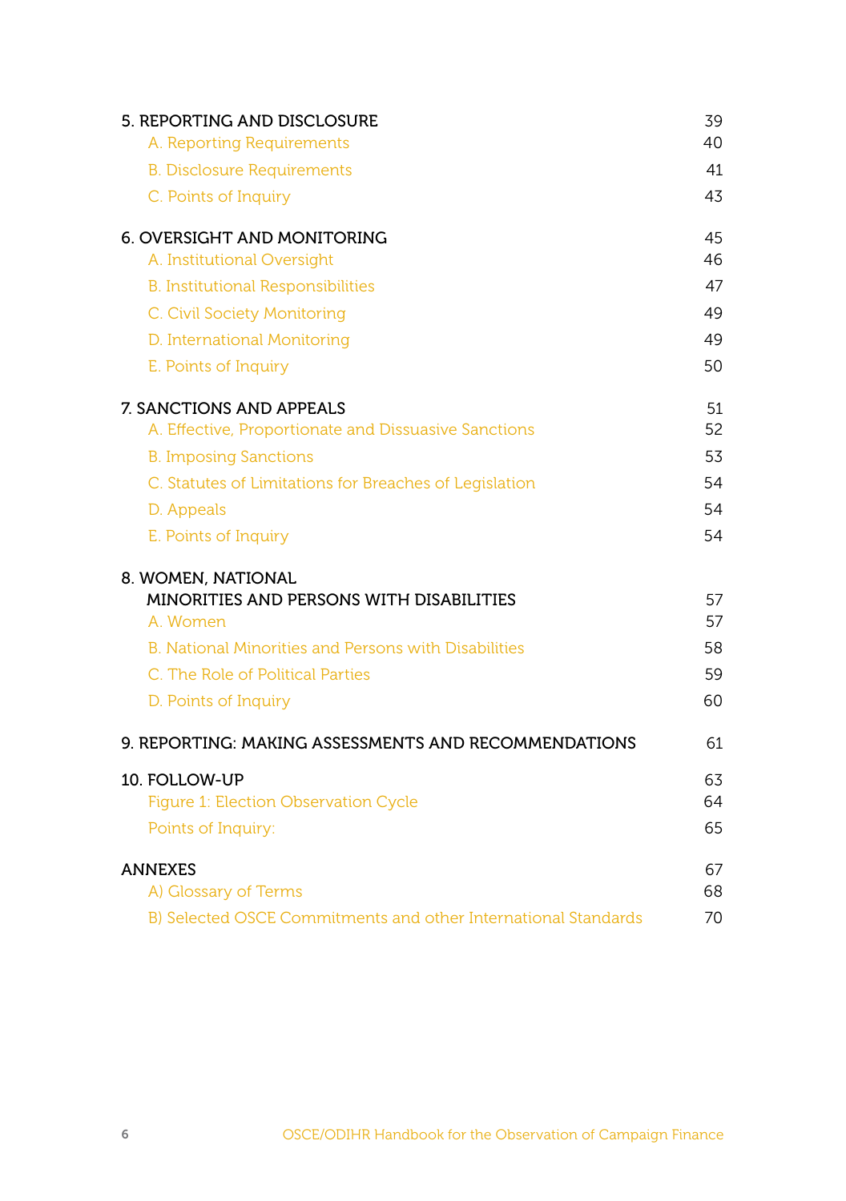| | |
|---|---|
| **5. REPORTING AND DISCLOSURE** | 39 |
| A. Reporting Requirements | 40 |
| B. Disclosure Requirements | 41 |
| C. Points of Inquiry | 43 |
| **6. OVERSIGHT AND MONITORING** | 45 |
| A. Institutional Oversight | 46 |
| B. Institutional Responsibilities | 47 |
| C. Civil Society Monitoring | 49 |
| D. International Monitoring | 49 |
| E. Points of Inquiry | 50 |
| **7. SANCTIONS AND APPEALS** | 51 |
| A. Effective, Proportionate and Dissuasive Sanctions | 52 |
| B. Imposing Sanctions | 53 |
| C. Statutes of Limitations for Breaches of Legislation | 54 |
| D. Appeals | 54 |
| E. Points of Inquiry | 54 |
| **8. WOMEN, NATIONAL MINORITIES AND PERSONS WITH DISABILITIES** | 57 |
| A. Women | 57 |
| B. National Minorities and Persons with Disabilities | 58 |
| C. The Role of Political Parties | 59 |
| D. Points of Inquiry | 60 |
| **9. REPORTING: MAKING ASSESSMENTS AND RECOMMENDATIONS** | 61 |
| **10. FOLLOW-UP** | 63 |
| Figure 1: Election Observation Cycle | 64 |
| Points of Inquiry: | 65 |
| **ANNEXES** | 67 |
| A) Glossary of Terms | 68 |
| B) Selected OSCE Commitments and other International Standards | 70 |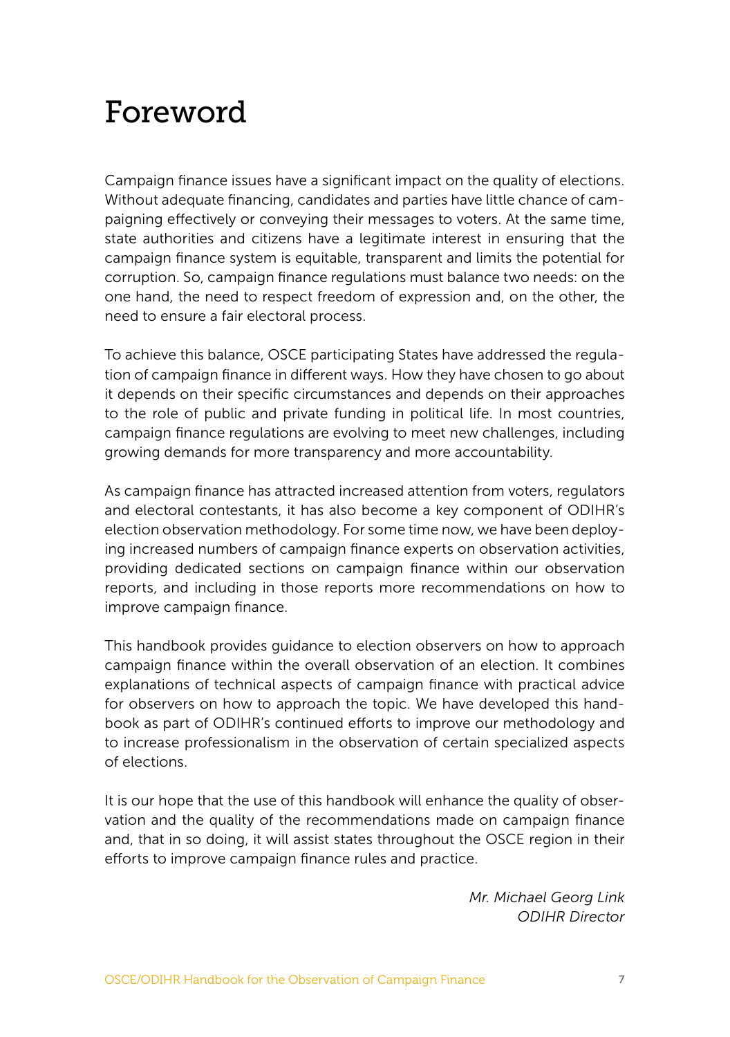# Foreword

Campaign finance issues have a significant impact on the quality of elections. Without adequate financing, candidates and parties have little chance of campaigning effectively or conveying their messages to voters. At the same time, state authorities and citizens have a legitimate interest in ensuring that the campaign finance system is equitable, transparent and limits the potential for corruption. So, campaign finance regulations must balance two needs: on the one hand, the need to respect freedom of expression and, on the other, the need to ensure a fair electoral process.

To achieve this balance, OSCE participating States have addressed the regulation of campaign finance in different ways. How they have chosen to go about it depends on their specific circumstances and depends on their approaches to the role of public and private funding in political life. In most countries, campaign finance regulations are evolving to meet new challenges, including growing demands for more transparency and more accountability.

As campaign finance has attracted increased attention from voters, regulators and electoral contestants, it has also become a key component of ODIHR's election observation methodology. For some time now, we have been deploying increased numbers of campaign finance experts on observation activities, providing dedicated sections on campaign finance within our observation reports, and including in those reports more recommendations on how to improve campaign finance.

This handbook provides guidance to election observers on how to approach campaign finance within the overall observation of an election. It combines explanations of technical aspects of campaign finance with practical advice for observers on how to approach the topic. We have developed this handbook as part of ODIHR's continued efforts to improve our methodology and to increase professionalism in the observation of certain specialized aspects of elections.

It is our hope that the use of this handbook will enhance the quality of observation and the quality of the recommendations made on campaign finance and, that in so doing, it will assist states throughout the OSCE region in their efforts to improve campaign finance rules and practice.

*Mr. Michael Georg Link*
*ODIHR Director*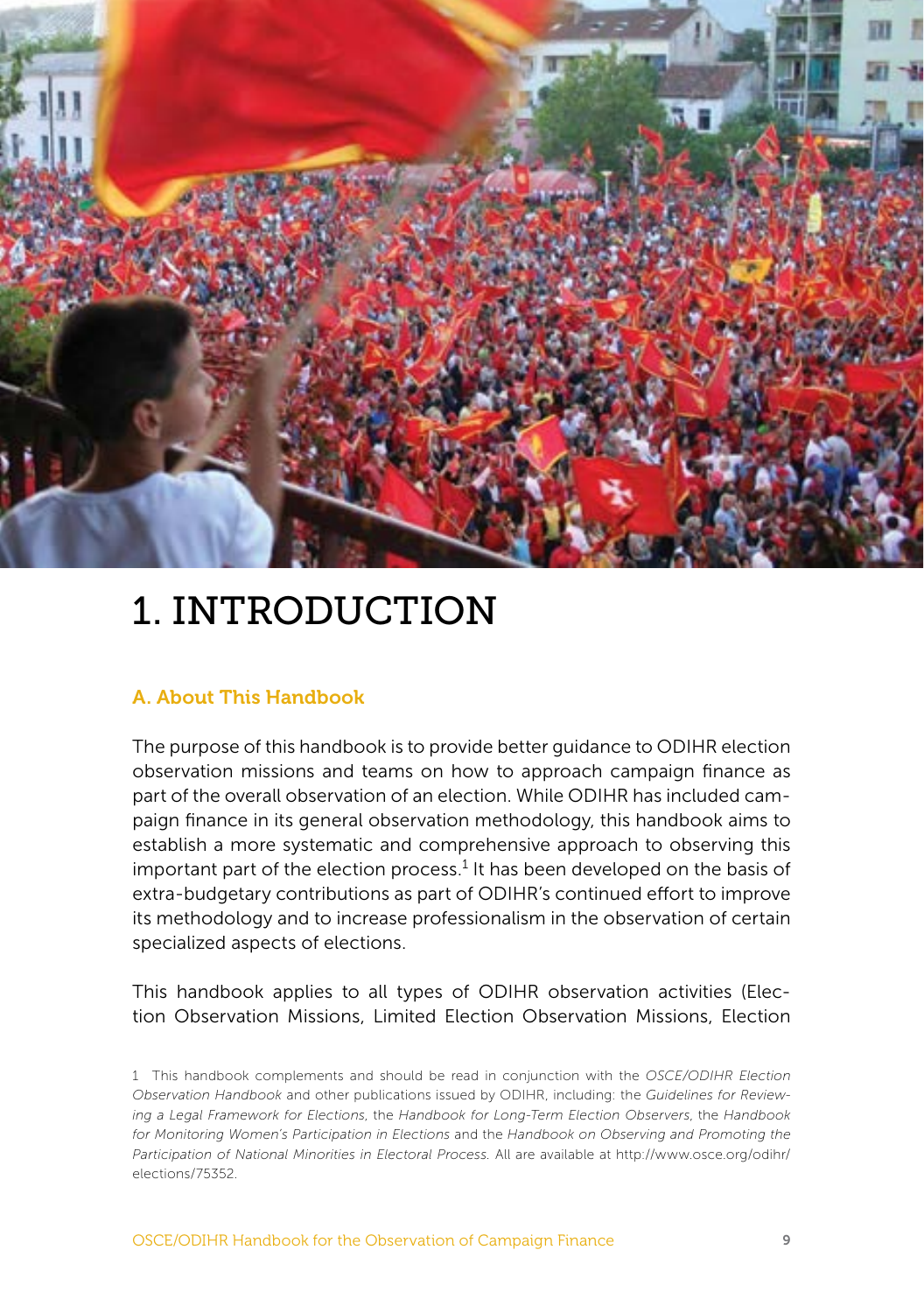# 1. INTRODUCTION

## A. About This Handbook

The purpose of this handbook is to provide better guidance to ODIHR election observation missions and teams on how to approach campaign finance as part of the overall observation of an election. While ODIHR has included campaign finance in its general observation methodology, this handbook aims to establish a more systematic and comprehensive approach to observing this important part of the election process.[1] It has been developed on the basis of extra-budgetary contributions as part of ODIHR's continued effort to improve its methodology and to increase professionalism in the observation of certain specialized aspects of elections.

This handbook applies to all types of ODIHR observation activities (Election Observation Missions, Limited Election Observation Missions, Election

1 This handbook complements and should be read in conjunction with the *OSCE/ODIHR Election Observation Handbook* and other publications issued by ODIHR, including: the *Guidelines for Reviewing a Legal Framework for Elections*, the *Handbook for Long-Term Election Observers*, the *Handbook for Monitoring Women's Participation in Elections* and the *Handbook on Observing and Promoting the Participation of National Minorities in Electoral Process*. All are available at http://www.osce.org/odihr/elections/75352.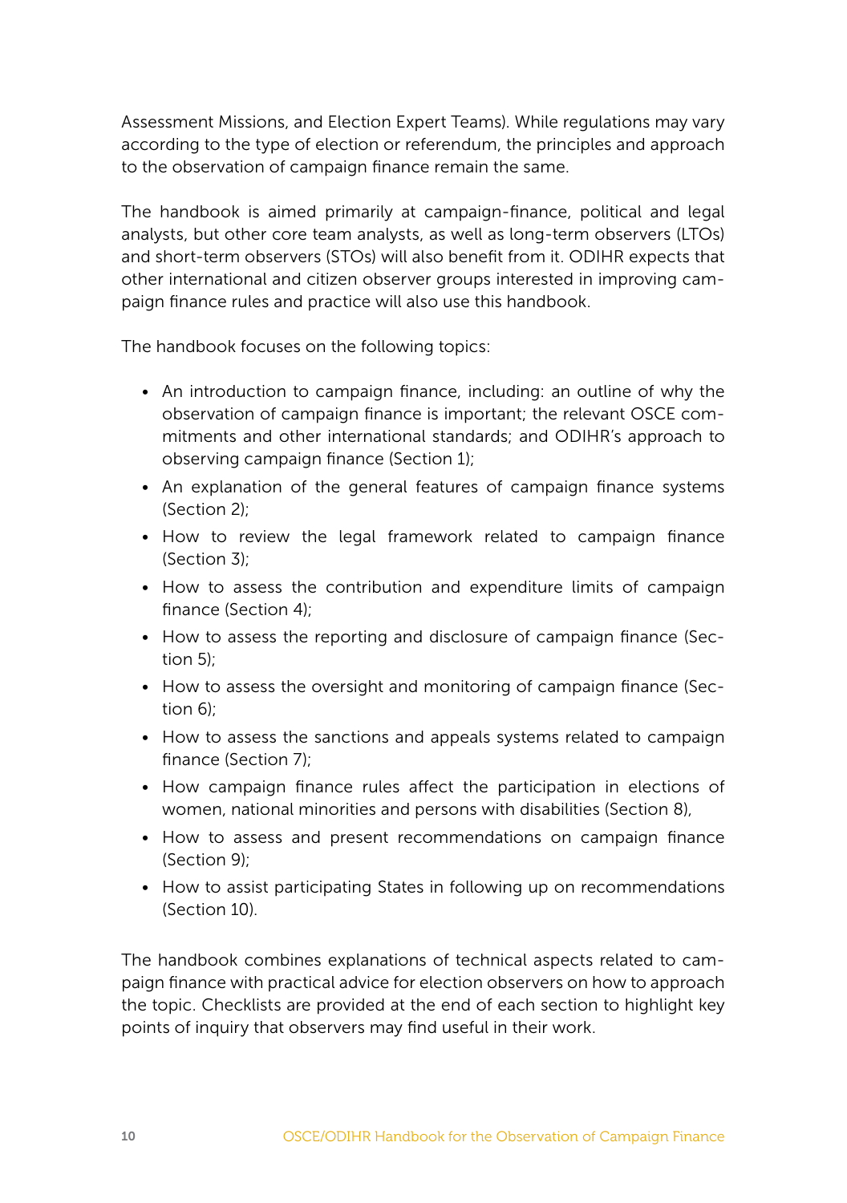Assessment Missions, and Election Expert Teams). While regulations may vary according to the type of election or referendum, the principles and approach to the observation of campaign finance remain the same.

The handbook is aimed primarily at campaign-finance, political and legal analysts, but other core team analysts, as well as long-term observers (LTOs) and short-term observers (STOs) will also benefit from it. ODIHR expects that other international and citizen observer groups interested in improving campaign finance rules and practice will also use this handbook.

The handbook focuses on the following topics:

- An introduction to campaign finance, including: an outline of why the observation of campaign finance is important; the relevant OSCE commitments and other international standards; and ODIHR's approach to observing campaign finance (Section 1);
- An explanation of the general features of campaign finance systems (Section 2);
- How to review the legal framework related to campaign finance (Section 3);
- How to assess the contribution and expenditure limits of campaign finance (Section 4);
- How to assess the reporting and disclosure of campaign finance (Section 5);
- How to assess the oversight and monitoring of campaign finance (Section 6);
- How to assess the sanctions and appeals systems related to campaign finance (Section 7);
- How campaign finance rules affect the participation in elections of women, national minorities and persons with disabilities (Section 8),
- How to assess and present recommendations on campaign finance (Section 9);
- How to assist participating States in following up on recommendations (Section 10).

The handbook combines explanations of technical aspects related to campaign finance with practical advice for election observers on how to approach the topic. Checklists are provided at the end of each section to highlight key points of inquiry that observers may find useful in their work.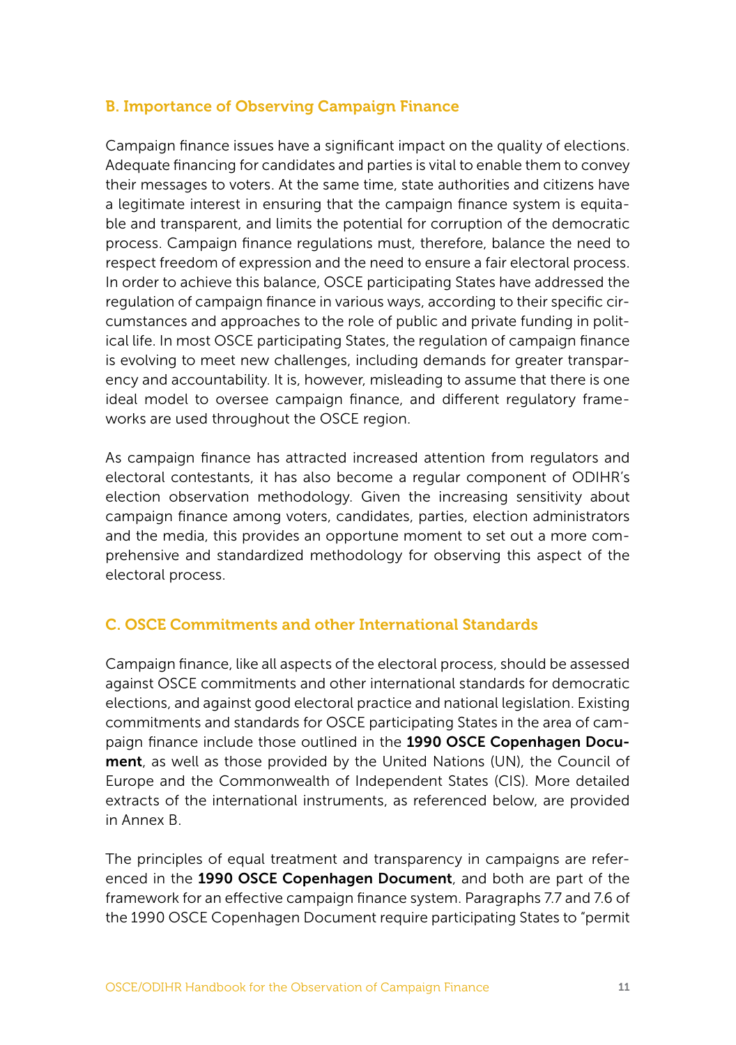## B. Importance of Observing Campaign Finance

Campaign finance issues have a significant impact on the quality of elections. Adequate financing for candidates and parties is vital to enable them to convey their messages to voters. At the same time, state authorities and citizens have a legitimate interest in ensuring that the campaign finance system is equitable and transparent, and limits the potential for corruption of the democratic process. Campaign finance regulations must, therefore, balance the need to respect freedom of expression and the need to ensure a fair electoral process. In order to achieve this balance, OSCE participating States have addressed the regulation of campaign finance in various ways, according to their specific circumstances and approaches to the role of public and private funding in political life. In most OSCE participating States, the regulation of campaign finance is evolving to meet new challenges, including demands for greater transparency and accountability. It is, however, misleading to assume that there is one ideal model to oversee campaign finance, and different regulatory frameworks are used throughout the OSCE region.

As campaign finance has attracted increased attention from regulators and electoral contestants, it has also become a regular component of ODIHR's election observation methodology. Given the increasing sensitivity about campaign finance among voters, candidates, parties, election administrators and the media, this provides an opportune moment to set out a more comprehensive and standardized methodology for observing this aspect of the electoral process.

## C. OSCE Commitments and other International Standards

Campaign finance, like all aspects of the electoral process, should be assessed against OSCE commitments and other international standards for democratic elections, and against good electoral practice and national legislation. Existing commitments and standards for OSCE participating States in the area of campaign finance include those outlined in the **1990 OSCE Copenhagen Document**, as well as those provided by the United Nations (UN), the Council of Europe and the Commonwealth of Independent States (CIS). More detailed extracts of the international instruments, as referenced below, are provided in Annex B.

The principles of equal treatment and transparency in campaigns are referenced in the **1990 OSCE Copenhagen Document**, and both are part of the framework for an effective campaign finance system. Paragraphs 7.7 and 7.6 of the 1990 OSCE Copenhagen Document require participating States to "permit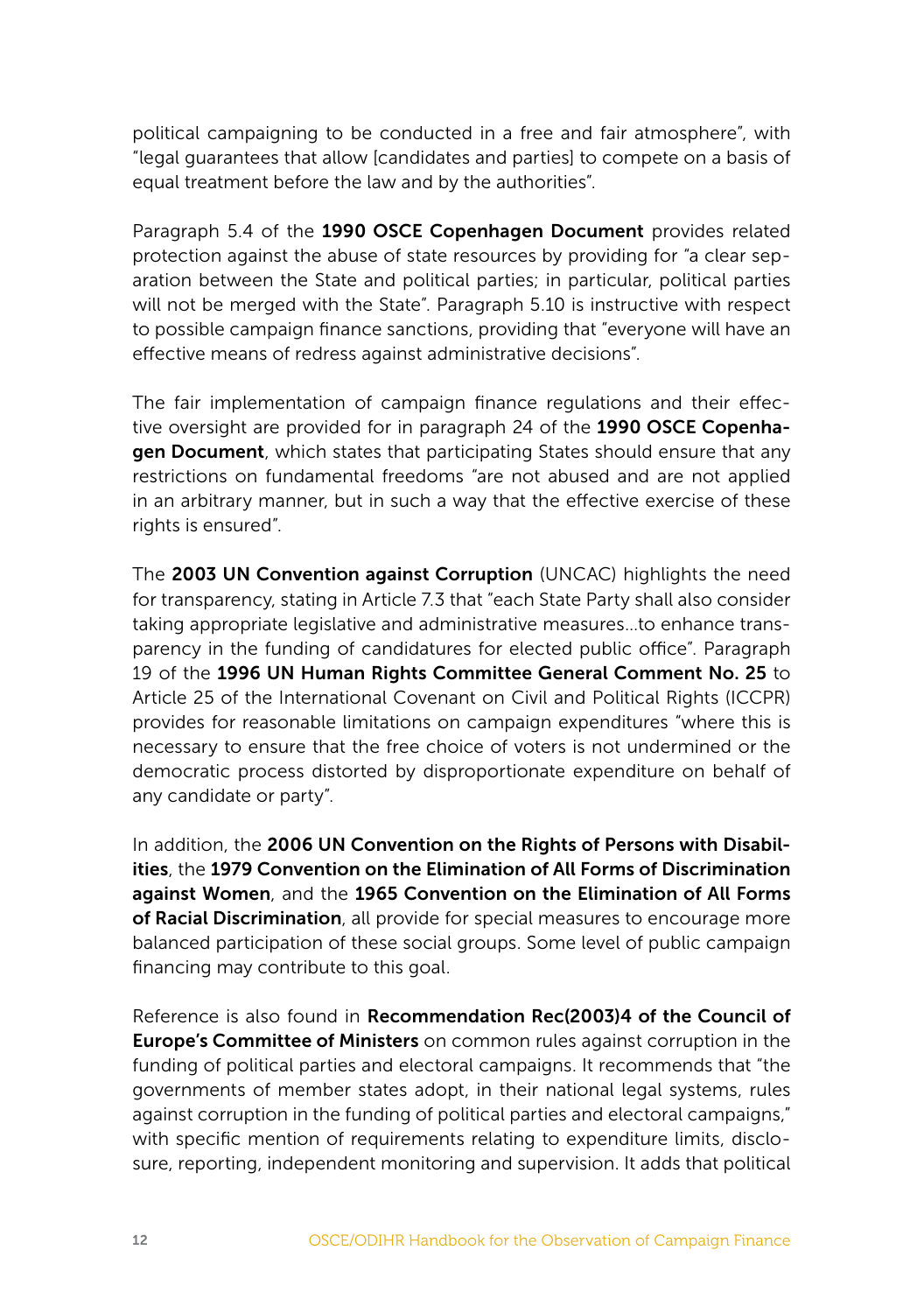political campaigning to be conducted in a free and fair atmosphere", with "legal guarantees that allow [candidates and parties] to compete on a basis of equal treatment before the law and by the authorities".

Paragraph 5.4 of the **1990 OSCE Copenhagen Document** provides related protection against the abuse of state resources by providing for "a clear separation between the State and political parties; in particular, political parties will not be merged with the State". Paragraph 5.10 is instructive with respect to possible campaign finance sanctions, providing that "everyone will have an effective means of redress against administrative decisions".

The fair implementation of campaign finance regulations and their effective oversight are provided for in paragraph 24 of the **1990 OSCE Copenhagen Document**, which states that participating States should ensure that any restrictions on fundamental freedoms "are not abused and are not applied in an arbitrary manner, but in such a way that the effective exercise of these rights is ensured".

The **2003 UN Convention against Corruption** (UNCAC) highlights the need for transparency, stating in Article 7.3 that "each State Party shall also consider taking appropriate legislative and administrative measures…to enhance transparency in the funding of candidatures for elected public office". Paragraph 19 of the **1996 UN Human Rights Committee General Comment No. 25** to Article 25 of the International Covenant on Civil and Political Rights (ICCPR) provides for reasonable limitations on campaign expenditures "where this is necessary to ensure that the free choice of voters is not undermined or the democratic process distorted by disproportionate expenditure on behalf of any candidate or party".

In addition, the **2006 UN Convention on the Rights of Persons with Disabilities**, the **1979 Convention on the Elimination of All Forms of Discrimination against Women**, and the **1965 Convention on the Elimination of All Forms of Racial Discrimination**, all provide for special measures to encourage more balanced participation of these social groups. Some level of public campaign financing may contribute to this goal.

Reference is also found in **Recommendation Rec(2003)4 of the Council of Europe's Committee of Ministers** on common rules against corruption in the funding of political parties and electoral campaigns. It recommends that "the governments of member states adopt, in their national legal systems, rules against corruption in the funding of political parties and electoral campaigns," with specific mention of requirements relating to expenditure limits, disclosure, reporting, independent monitoring and supervision. It adds that political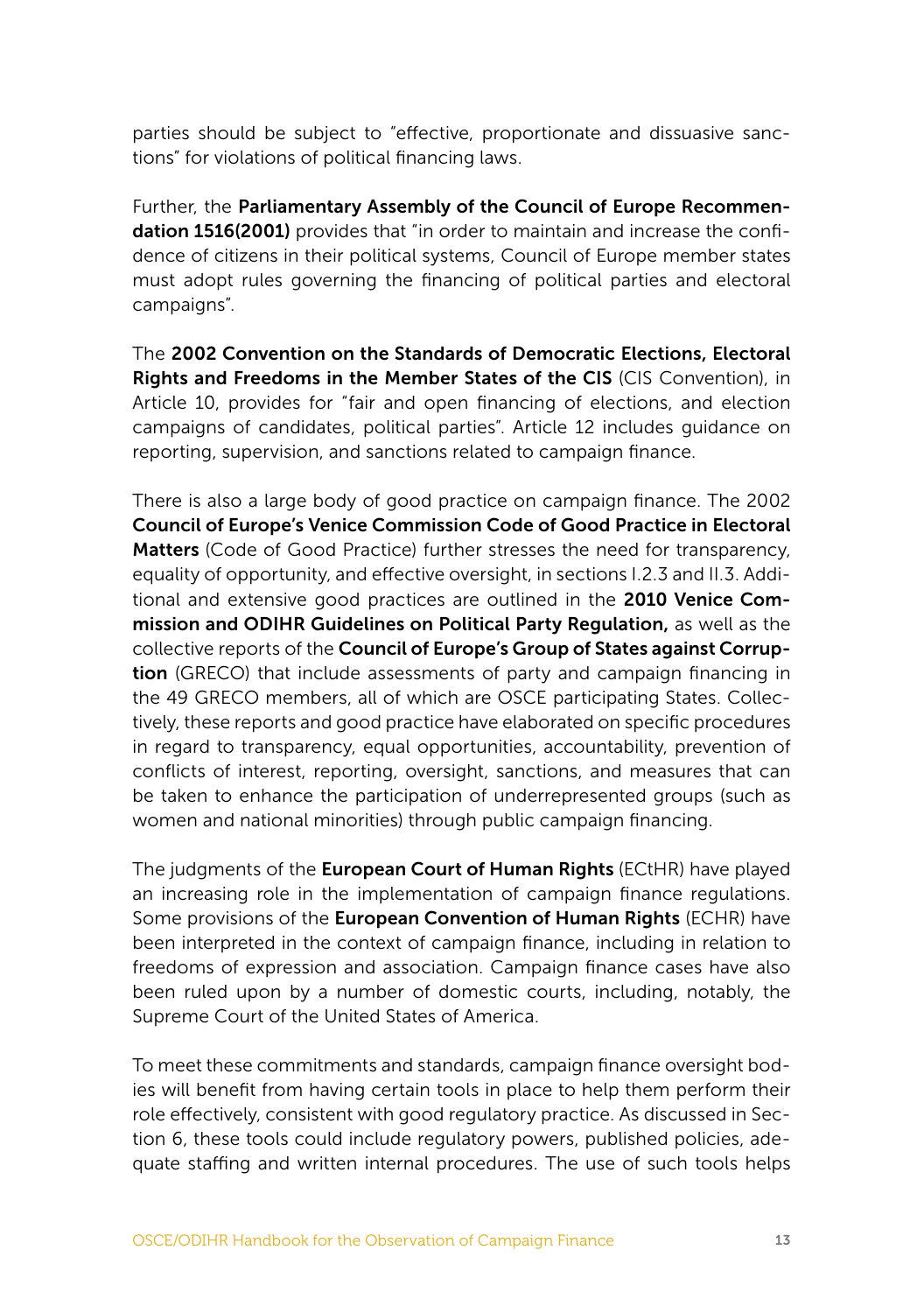parties should be subject to "effective, proportionate and dissuasive sanctions" for violations of political financing laws.

Further, the **Parliamentary Assembly of the Council of Europe Recommendation 1516(2001)** provides that "in order to maintain and increase the confidence of citizens in their political systems, Council of Europe member states must adopt rules governing the financing of political parties and electoral campaigns".

The **2002 Convention on the Standards of Democratic Elections, Electoral Rights and Freedoms in the Member States of the CIS** (CIS Convention), in Article 10, provides for "fair and open financing of elections, and election campaigns of candidates, political parties". Article 12 includes guidance on reporting, supervision, and sanctions related to campaign finance.

There is also a large body of good practice on campaign finance. The 2002 **Council of Europe's Venice Commission Code of Good Practice in Electoral Matters** (Code of Good Practice) further stresses the need for transparency, equality of opportunity, and effective oversight, in sections I.2.3 and II.3. Additional and extensive good practices are outlined in the **2010 Venice Commission and ODIHR Guidelines on Political Party Regulation,** as well as the collective reports of the **Council of Europe's Group of States against Corruption** (GRECO) that include assessments of party and campaign financing in the 49 GRECO members, all of which are OSCE participating States. Collectively, these reports and good practice have elaborated on specific procedures in regard to transparency, equal opportunities, accountability, prevention of conflicts of interest, reporting, oversight, sanctions, and measures that can be taken to enhance the participation of underrepresented groups (such as women and national minorities) through public campaign financing.

The judgments of the **European Court of Human Rights** (ECtHR) have played an increasing role in the implementation of campaign finance regulations. Some provisions of the **European Convention of Human Rights** (ECHR) have been interpreted in the context of campaign finance, including in relation to freedoms of expression and association. Campaign finance cases have also been ruled upon by a number of domestic courts, including, notably, the Supreme Court of the United States of America.

To meet these commitments and standards, campaign finance oversight bodies will benefit from having certain tools in place to help them perform their role effectively, consistent with good regulatory practice. As discussed in Section 6, these tools could include regulatory powers, published policies, adequate staffing and written internal procedures. The use of such tools helps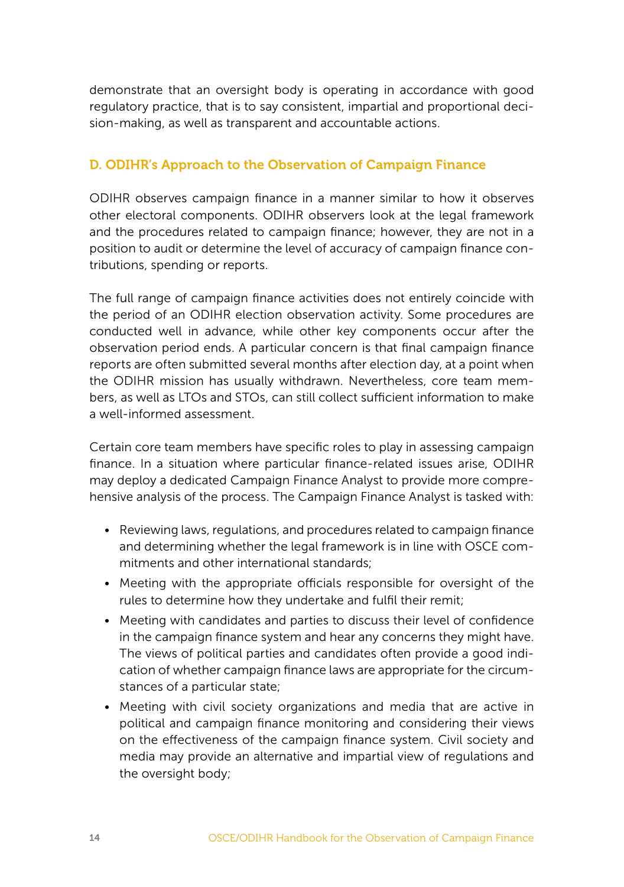demonstrate that an oversight body is operating in accordance with good regulatory practice, that is to say consistent, impartial and proportional decision-making, as well as transparent and accountable actions.

## D. ODIHR's Approach to the Observation of Campaign Finance

ODIHR observes campaign finance in a manner similar to how it observes other electoral components. ODIHR observers look at the legal framework and the procedures related to campaign finance; however, they are not in a position to audit or determine the level of accuracy of campaign finance contributions, spending or reports.

The full range of campaign finance activities does not entirely coincide with the period of an ODIHR election observation activity. Some procedures are conducted well in advance, while other key components occur after the observation period ends. A particular concern is that final campaign finance reports are often submitted several months after election day, at a point when the ODIHR mission has usually withdrawn. Nevertheless, core team members, as well as LTOs and STOs, can still collect sufficient information to make a well-informed assessment.

Certain core team members have specific roles to play in assessing campaign finance. In a situation where particular finance-related issues arise, ODIHR may deploy a dedicated Campaign Finance Analyst to provide more comprehensive analysis of the process. The Campaign Finance Analyst is tasked with:

- Reviewing laws, regulations, and procedures related to campaign finance and determining whether the legal framework is in line with OSCE commitments and other international standards;
- Meeting with the appropriate officials responsible for oversight of the rules to determine how they undertake and fulfil their remit;
- Meeting with candidates and parties to discuss their level of confidence in the campaign finance system and hear any concerns they might have. The views of political parties and candidates often provide a good indication of whether campaign finance laws are appropriate for the circumstances of a particular state;
- Meeting with civil society organizations and media that are active in political and campaign finance monitoring and considering their views on the effectiveness of the campaign finance system. Civil society and media may provide an alternative and impartial view of regulations and the oversight body;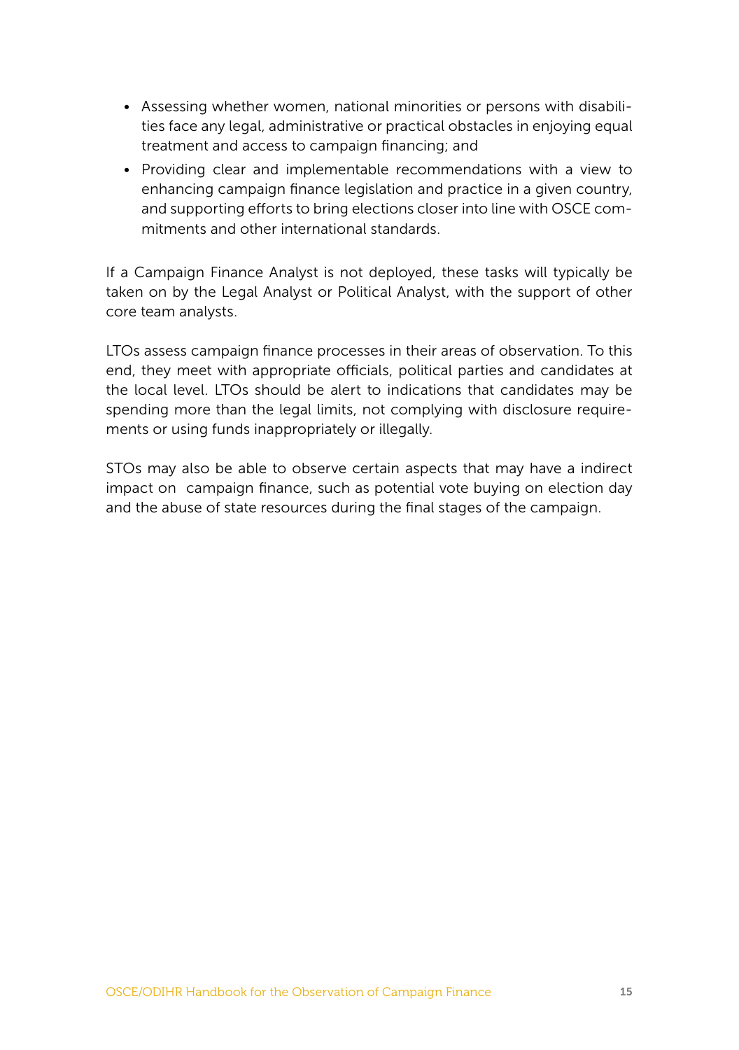- Assessing whether women, national minorities or persons with disabilities face any legal, administrative or practical obstacles in enjoying equal treatment and access to campaign financing; and
- Providing clear and implementable recommendations with a view to enhancing campaign finance legislation and practice in a given country, and supporting efforts to bring elections closer into line with OSCE commitments and other international standards.

If a Campaign Finance Analyst is not deployed, these tasks will typically be taken on by the Legal Analyst or Political Analyst, with the support of other core team analysts.

LTOs assess campaign finance processes in their areas of observation. To this end, they meet with appropriate officials, political parties and candidates at the local level. LTOs should be alert to indications that candidates may be spending more than the legal limits, not complying with disclosure requirements or using funds inappropriately or illegally.

STOs may also be able to observe certain aspects that may have a indirect impact on campaign finance, such as potential vote buying on election day and the abuse of state resources during the final stages of the campaign.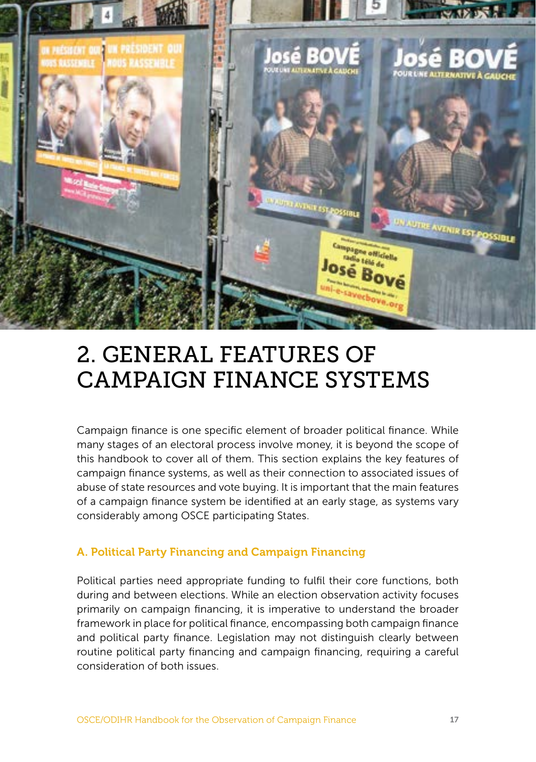# 2. GENERAL FEATURES OF CAMPAIGN FINANCE SYSTEMS

Campaign finance is one specific element of broader political finance. While many stages of an electoral process involve money, it is beyond the scope of this handbook to cover all of them. This section explains the key features of campaign finance systems, as well as their connection to associated issues of abuse of state resources and vote buying. It is important that the main features of a campaign finance system be identified at an early stage, as systems vary considerably among OSCE participating States.

### A. Political Party Financing and Campaign Financing

Political parties need appropriate funding to fulfil their core functions, both during and between elections. While an election observation activity focuses primarily on campaign financing, it is imperative to understand the broader framework in place for political finance, encompassing both campaign finance and political party finance. Legislation may not distinguish clearly between routine political party financing and campaign financing, requiring a careful consideration of both issues.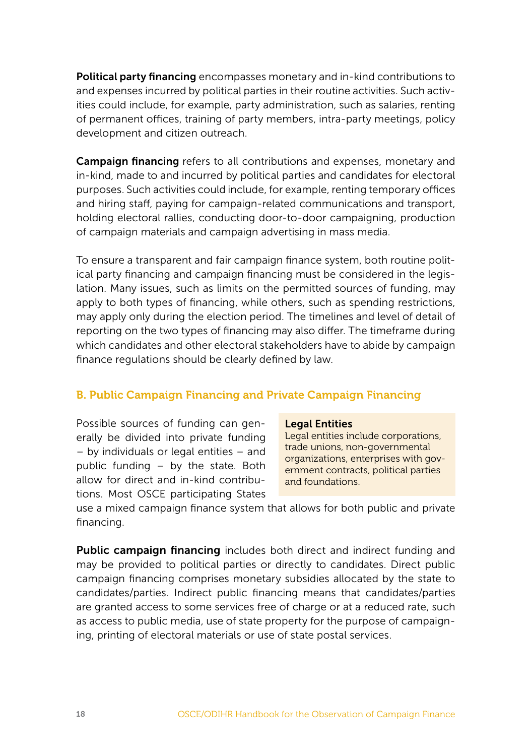**Political party financing** encompasses monetary and in-kind contributions to and expenses incurred by political parties in their routine activities. Such activities could include, for example, party administration, such as salaries, renting of permanent offices, training of party members, intra-party meetings, policy development and citizen outreach.

**Campaign financing** refers to all contributions and expenses, monetary and in-kind, made to and incurred by political parties and candidates for electoral purposes. Such activities could include, for example, renting temporary offices and hiring staff, paying for campaign-related communications and transport, holding electoral rallies, conducting door-to-door campaigning, production of campaign materials and campaign advertising in mass media.

To ensure a transparent and fair campaign finance system, both routine political party financing and campaign financing must be considered in the legislation. Many issues, such as limits on the permitted sources of funding, may apply to both types of financing, while others, such as spending restrictions, may apply only during the election period. The timelines and level of detail of reporting on the two types of financing may also differ. The timeframe during which candidates and other electoral stakeholders have to abide by campaign finance regulations should be clearly defined by law.

## B. Public Campaign Financing and Private Campaign Financing

Possible sources of funding can generally be divided into private funding – by individuals or legal entities – and public funding – by the state. Both allow for direct and in-kind contributions. Most OSCE participating States use a mixed campaign finance system that allows for both public and private financing.

> **Legal Entities**
> Legal entities include corporations, trade unions, non-governmental organizations, enterprises with government contracts, political parties and foundations.

**Public campaign financing** includes both direct and indirect funding and may be provided to political parties or directly to candidates. Direct public campaign financing comprises monetary subsidies allocated by the state to candidates/parties. Indirect public financing means that candidates/parties are granted access to some services free of charge or at a reduced rate, such as access to public media, use of state property for the purpose of campaigning, printing of electoral materials or use of state postal services.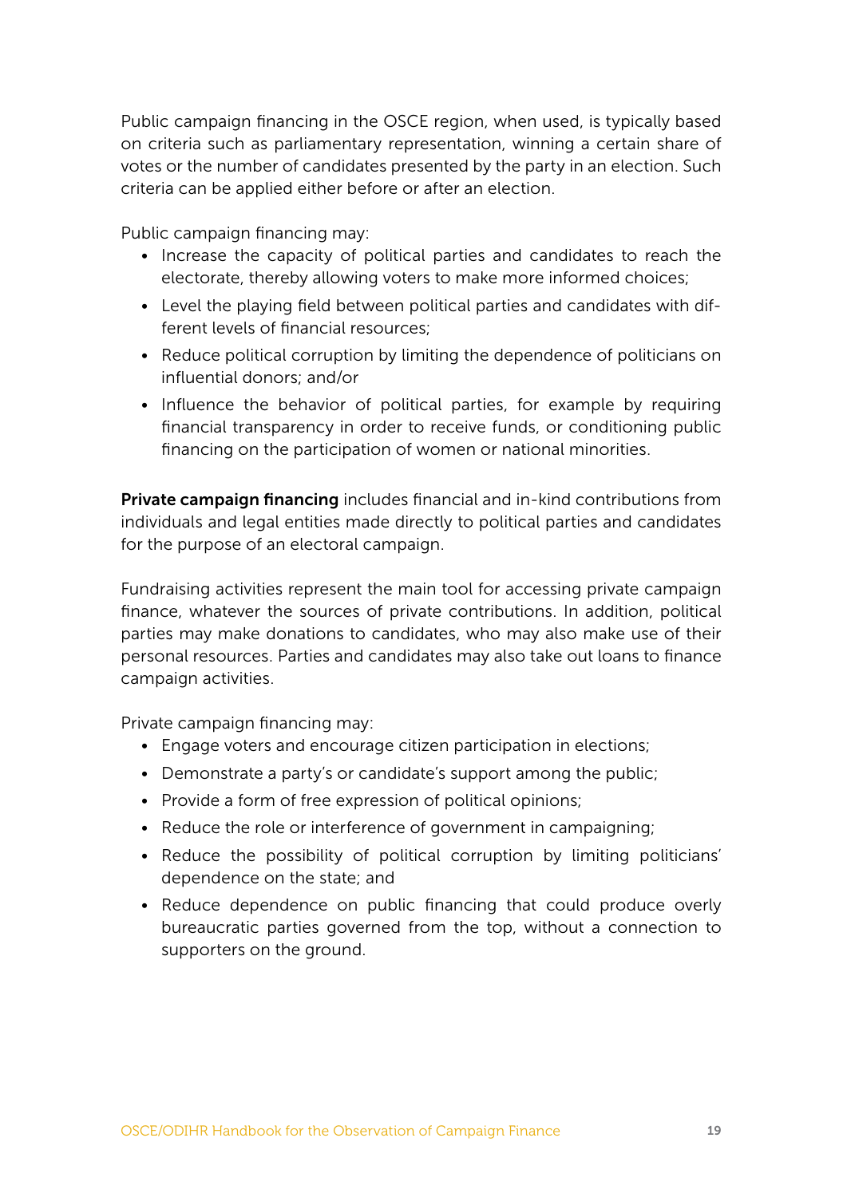Public campaign financing in the OSCE region, when used, is typically based on criteria such as parliamentary representation, winning a certain share of votes or the number of candidates presented by the party in an election. Such criteria can be applied either before or after an election.

Public campaign financing may:

- Increase the capacity of political parties and candidates to reach the electorate, thereby allowing voters to make more informed choices;
- Level the playing field between political parties and candidates with different levels of financial resources;
- Reduce political corruption by limiting the dependence of politicians on influential donors; and/or
- Influence the behavior of political parties, for example by requiring financial transparency in order to receive funds, or conditioning public financing on the participation of women or national minorities.

**Private campaign financing** includes financial and in-kind contributions from individuals and legal entities made directly to political parties and candidates for the purpose of an electoral campaign.

Fundraising activities represent the main tool for accessing private campaign finance, whatever the sources of private contributions. In addition, political parties may make donations to candidates, who may also make use of their personal resources. Parties and candidates may also take out loans to finance campaign activities.

Private campaign financing may:

- Engage voters and encourage citizen participation in elections;
- Demonstrate a party's or candidate's support among the public;
- Provide a form of free expression of political opinions;
- Reduce the role or interference of government in campaigning;
- Reduce the possibility of political corruption by limiting politicians' dependence on the state; and
- Reduce dependence on public financing that could produce overly bureaucratic parties governed from the top, without a connection to supporters on the ground.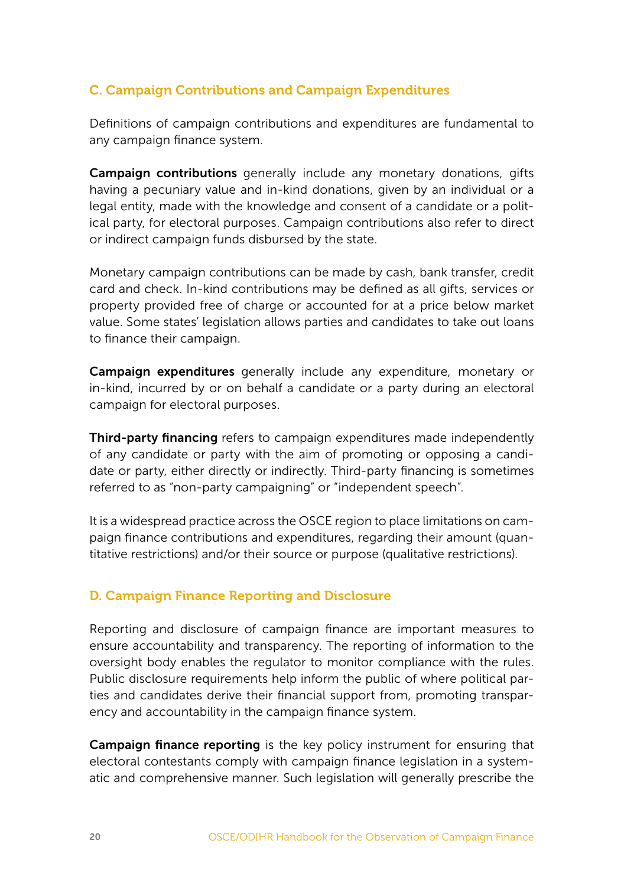## C. Campaign Contributions and Campaign Expenditures

Definitions of campaign contributions and expenditures are fundamental to any campaign finance system.

**Campaign contributions** generally include any monetary donations, gifts having a pecuniary value and in-kind donations, given by an individual or a legal entity, made with the knowledge and consent of a candidate or a political party, for electoral purposes. Campaign contributions also refer to direct or indirect campaign funds disbursed by the state.

Monetary campaign contributions can be made by cash, bank transfer, credit card and check. In-kind contributions may be defined as all gifts, services or property provided free of charge or accounted for at a price below market value. Some states' legislation allows parties and candidates to take out loans to finance their campaign.

**Campaign expenditures** generally include any expenditure, monetary or in-kind, incurred by or on behalf a candidate or a party during an electoral campaign for electoral purposes.

**Third-party financing** refers to campaign expenditures made independently of any candidate or party with the aim of promoting or opposing a candidate or party, either directly or indirectly. Third-party financing is sometimes referred to as "non-party campaigning" or "independent speech".

It is a widespread practice across the OSCE region to place limitations on campaign finance contributions and expenditures, regarding their amount (quantitative restrictions) and/or their source or purpose (qualitative restrictions).

## D. Campaign Finance Reporting and Disclosure

Reporting and disclosure of campaign finance are important measures to ensure accountability and transparency. The reporting of information to the oversight body enables the regulator to monitor compliance with the rules. Public disclosure requirements help inform the public of where political parties and candidates derive their financial support from, promoting transparency and accountability in the campaign finance system.

**Campaign finance reporting** is the key policy instrument for ensuring that electoral contestants comply with campaign finance legislation in a systematic and comprehensive manner. Such legislation will generally prescribe the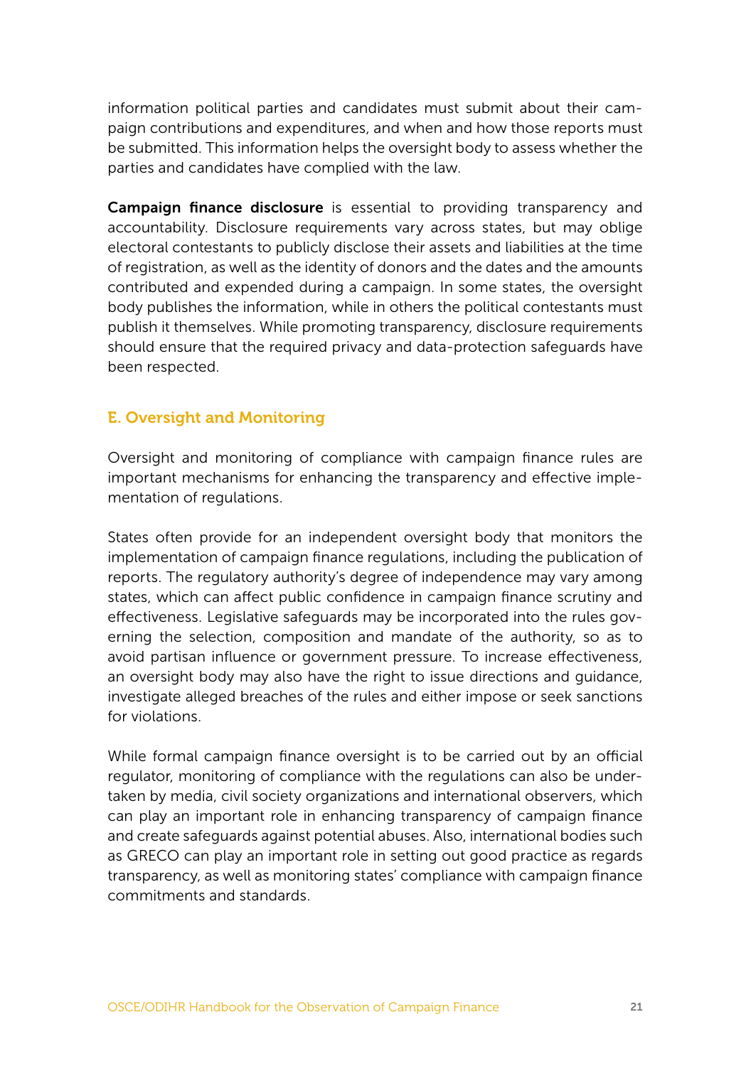information political parties and candidates must submit about their campaign contributions and expenditures, and when and how those reports must be submitted. This information helps the oversight body to assess whether the parties and candidates have complied with the law.

**Campaign finance disclosure** is essential to providing transparency and accountability. Disclosure requirements vary across states, but may oblige electoral contestants to publicly disclose their assets and liabilities at the time of registration, as well as the identity of donors and the dates and the amounts contributed and expended during a campaign. In some states, the oversight body publishes the information, while in others the political contestants must publish it themselves. While promoting transparency, disclosure requirements should ensure that the required privacy and data-protection safeguards have been respected.

### E. Oversight and Monitoring

Oversight and monitoring of compliance with campaign finance rules are important mechanisms for enhancing the transparency and effective implementation of regulations.

States often provide for an independent oversight body that monitors the implementation of campaign finance regulations, including the publication of reports. The regulatory authority's degree of independence may vary among states, which can affect public confidence in campaign finance scrutiny and effectiveness. Legislative safeguards may be incorporated into the rules governing the selection, composition and mandate of the authority, so as to avoid partisan influence or government pressure. To increase effectiveness, an oversight body may also have the right to issue directions and guidance, investigate alleged breaches of the rules and either impose or seek sanctions for violations.

While formal campaign finance oversight is to be carried out by an official regulator, monitoring of compliance with the regulations can also be undertaken by media, civil society organizations and international observers, which can play an important role in enhancing transparency of campaign finance and create safeguards against potential abuses. Also, international bodies such as GRECO can play an important role in setting out good practice as regards transparency, as well as monitoring states' compliance with campaign finance commitments and standards.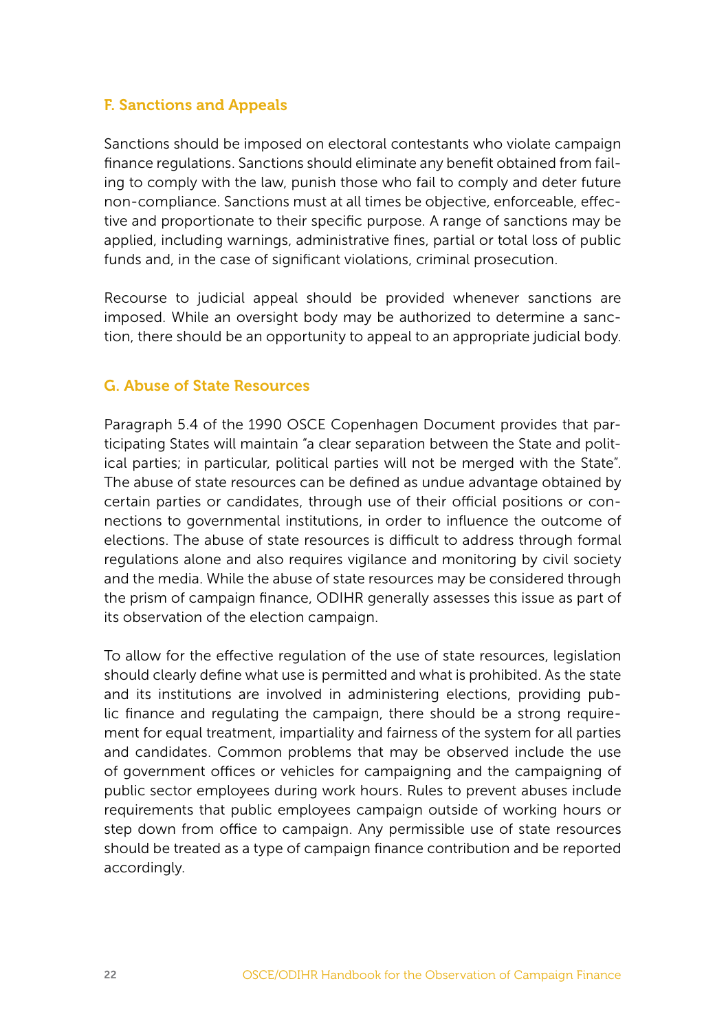### F. Sanctions and Appeals

Sanctions should be imposed on electoral contestants who violate campaign finance regulations. Sanctions should eliminate any benefit obtained from failing to comply with the law, punish those who fail to comply and deter future non-compliance. Sanctions must at all times be objective, enforceable, effective and proportionate to their specific purpose. A range of sanctions may be applied, including warnings, administrative fines, partial or total loss of public funds and, in the case of significant violations, criminal prosecution.

Recourse to judicial appeal should be provided whenever sanctions are imposed. While an oversight body may be authorized to determine a sanction, there should be an opportunity to appeal to an appropriate judicial body.

### G. Abuse of State Resources

Paragraph 5.4 of the 1990 OSCE Copenhagen Document provides that participating States will maintain "a clear separation between the State and political parties; in particular, political parties will not be merged with the State". The abuse of state resources can be defined as undue advantage obtained by certain parties or candidates, through use of their official positions or connections to governmental institutions, in order to influence the outcome of elections. The abuse of state resources is difficult to address through formal regulations alone and also requires vigilance and monitoring by civil society and the media. While the abuse of state resources may be considered through the prism of campaign finance, ODIHR generally assesses this issue as part of its observation of the election campaign.

To allow for the effective regulation of the use of state resources, legislation should clearly define what use is permitted and what is prohibited. As the state and its institutions are involved in administering elections, providing public finance and regulating the campaign, there should be a strong requirement for equal treatment, impartiality and fairness of the system for all parties and candidates. Common problems that may be observed include the use of government offices or vehicles for campaigning and the campaigning of public sector employees during work hours. Rules to prevent abuses include requirements that public employees campaign outside of working hours or step down from office to campaign. Any permissible use of state resources should be treated as a type of campaign finance contribution and be reported accordingly.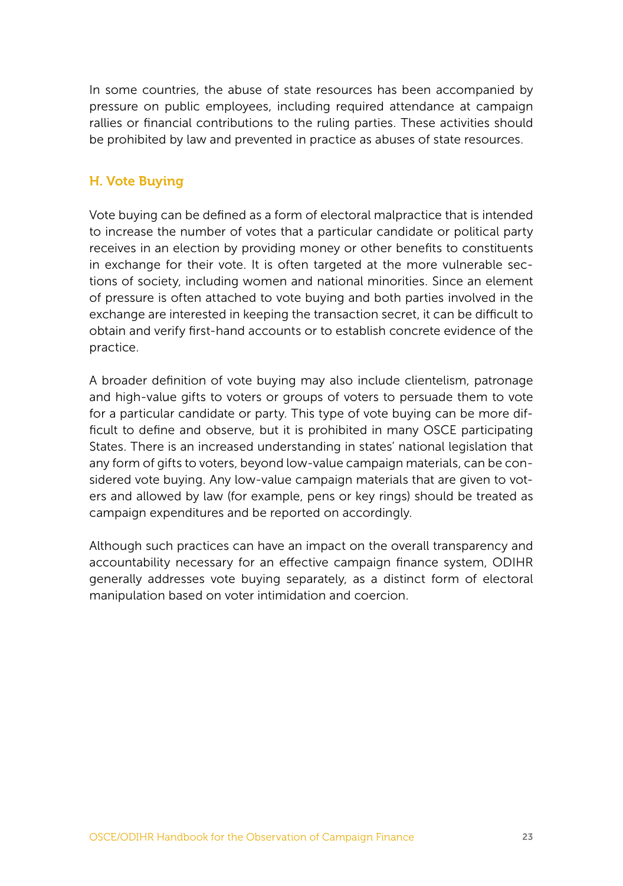In some countries, the abuse of state resources has been accompanied by pressure on public employees, including required attendance at campaign rallies or financial contributions to the ruling parties. These activities should be prohibited by law and prevented in practice as abuses of state resources.

### H. Vote Buying

Vote buying can be defined as a form of electoral malpractice that is intended to increase the number of votes that a particular candidate or political party receives in an election by providing money or other benefits to constituents in exchange for their vote. It is often targeted at the more vulnerable sections of society, including women and national minorities. Since an element of pressure is often attached to vote buying and both parties involved in the exchange are interested in keeping the transaction secret, it can be difficult to obtain and verify first-hand accounts or to establish concrete evidence of the practice.

A broader definition of vote buying may also include clientelism, patronage and high-value gifts to voters or groups of voters to persuade them to vote for a particular candidate or party. This type of vote buying can be more difficult to define and observe, but it is prohibited in many OSCE participating States. There is an increased understanding in states' national legislation that any form of gifts to voters, beyond low-value campaign materials, can be considered vote buying. Any low-value campaign materials that are given to voters and allowed by law (for example, pens or key rings) should be treated as campaign expenditures and be reported on accordingly.

Although such practices can have an impact on the overall transparency and accountability necessary for an effective campaign finance system, ODIHR generally addresses vote buying separately, as a distinct form of electoral manipulation based on voter intimidation and coercion.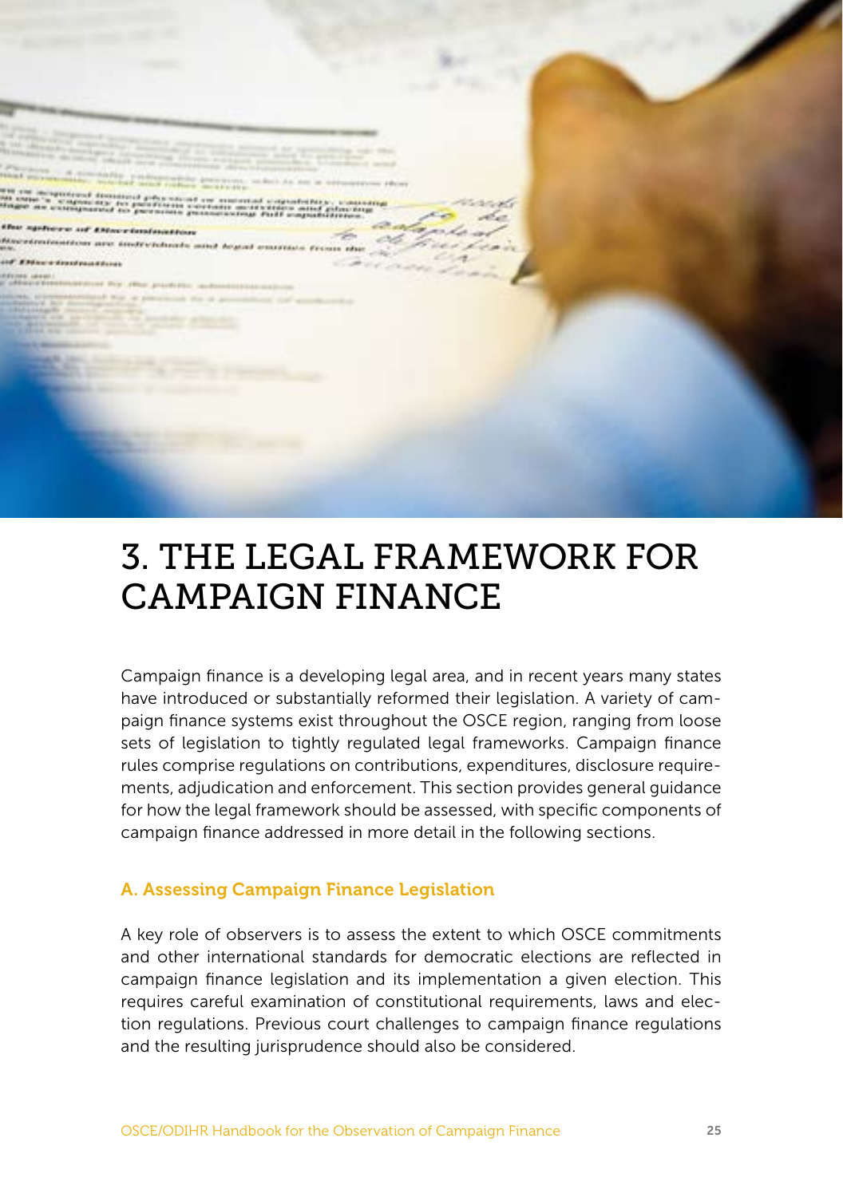# 3. THE LEGAL FRAMEWORK FOR CAMPAIGN FINANCE

Campaign finance is a developing legal area, and in recent years many states have introduced or substantially reformed their legislation. A variety of campaign finance systems exist throughout the OSCE region, ranging from loose sets of legislation to tightly regulated legal frameworks. Campaign finance rules comprise regulations on contributions, expenditures, disclosure requirements, adjudication and enforcement. This section provides general guidance for how the legal framework should be assessed, with specific components of campaign finance addressed in more detail in the following sections.

## A. Assessing Campaign Finance Legislation

A key role of observers is to assess the extent to which OSCE commitments and other international standards for democratic elections are reflected in campaign finance legislation and its implementation a given election. This requires careful examination of constitutional requirements, laws and election regulations. Previous court challenges to campaign finance regulations and the resulting jurisprudence should also be considered.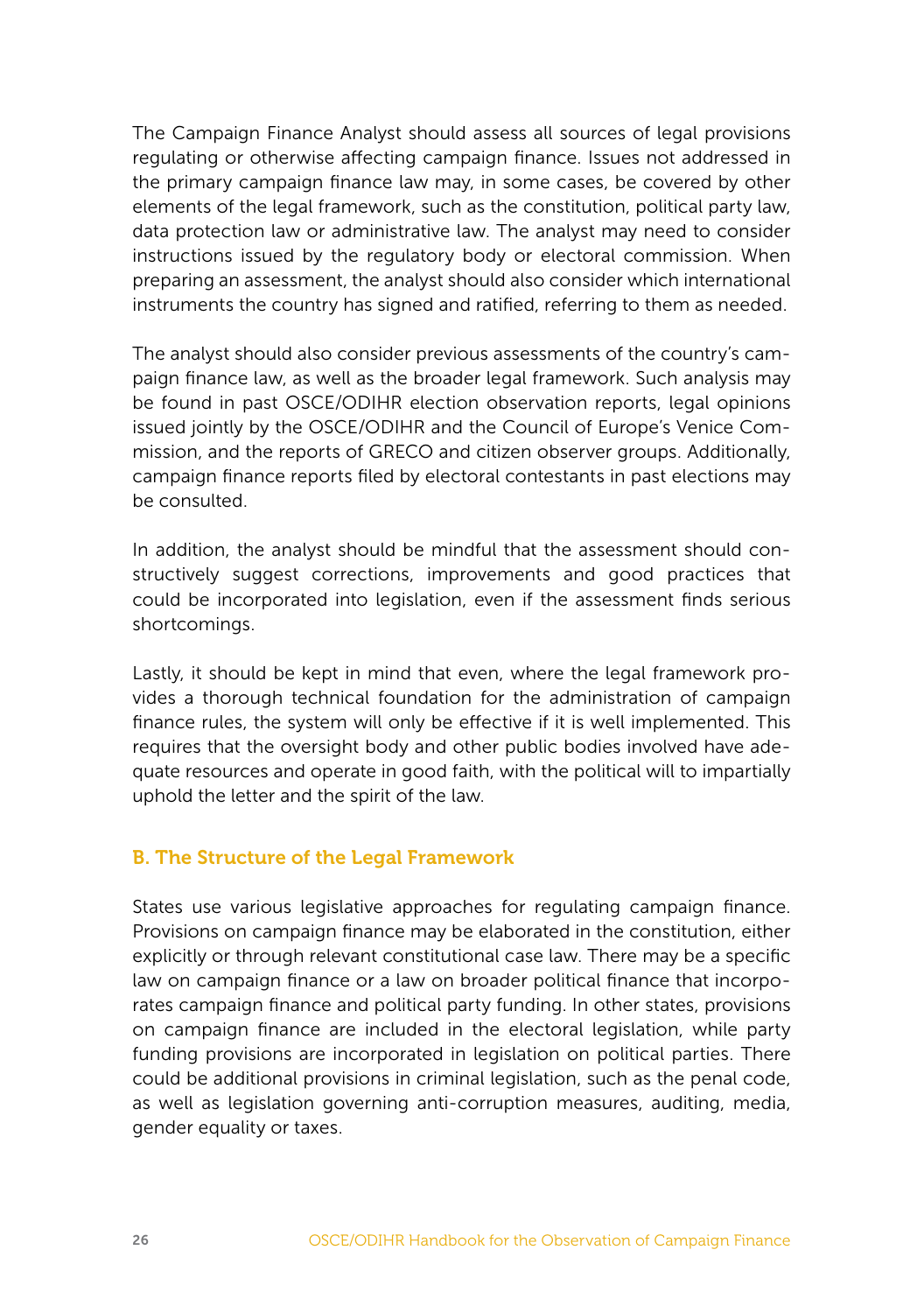The Campaign Finance Analyst should assess all sources of legal provisions regulating or otherwise affecting campaign finance. Issues not addressed in the primary campaign finance law may, in some cases, be covered by other elements of the legal framework, such as the constitution, political party law, data protection law or administrative law. The analyst may need to consider instructions issued by the regulatory body or electoral commission. When preparing an assessment, the analyst should also consider which international instruments the country has signed and ratified, referring to them as needed.

The analyst should also consider previous assessments of the country's campaign finance law, as well as the broader legal framework. Such analysis may be found in past OSCE/ODIHR election observation reports, legal opinions issued jointly by the OSCE/ODIHR and the Council of Europe's Venice Commission, and the reports of GRECO and citizen observer groups. Additionally, campaign finance reports filed by electoral contestants in past elections may be consulted.

In addition, the analyst should be mindful that the assessment should constructively suggest corrections, improvements and good practices that could be incorporated into legislation, even if the assessment finds serious shortcomings.

Lastly, it should be kept in mind that even, where the legal framework provides a thorough technical foundation for the administration of campaign finance rules, the system will only be effective if it is well implemented. This requires that the oversight body and other public bodies involved have adequate resources and operate in good faith, with the political will to impartially uphold the letter and the spirit of the law.

## B. The Structure of the Legal Framework

States use various legislative approaches for regulating campaign finance. Provisions on campaign finance may be elaborated in the constitution, either explicitly or through relevant constitutional case law. There may be a specific law on campaign finance or a law on broader political finance that incorporates campaign finance and political party funding. In other states, provisions on campaign finance are included in the electoral legislation, while party funding provisions are incorporated in legislation on political parties. There could be additional provisions in criminal legislation, such as the penal code, as well as legislation governing anti-corruption measures, auditing, media, gender equality or taxes.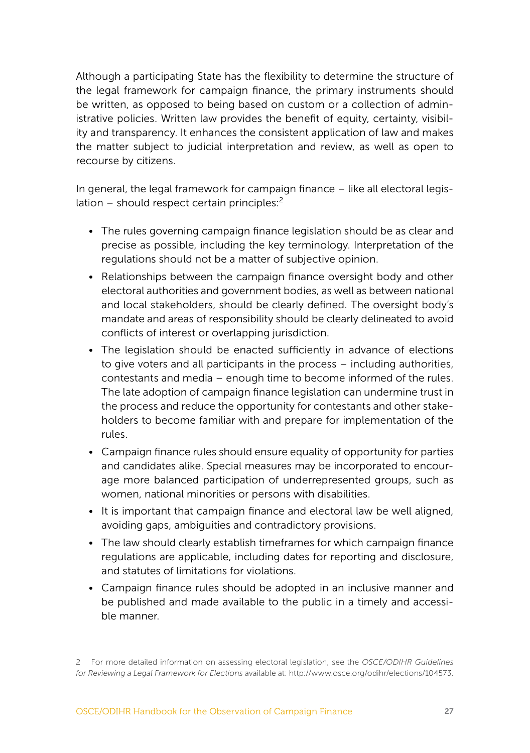Although a participating State has the flexibility to determine the structure of the legal framework for campaign finance, the primary instruments should be written, as opposed to being based on custom or a collection of administrative policies. Written law provides the benefit of equity, certainty, visibility and transparency. It enhances the consistent application of law and makes the matter subject to judicial interpretation and review, as well as open to recourse by citizens.

In general, the legal framework for campaign finance – like all electoral legislation – should respect certain principles:[2]

- The rules governing campaign finance legislation should be as clear and precise as possible, including the key terminology. Interpretation of the regulations should not be a matter of subjective opinion.
- Relationships between the campaign finance oversight body and other electoral authorities and government bodies, as well as between national and local stakeholders, should be clearly defined. The oversight body's mandate and areas of responsibility should be clearly delineated to avoid conflicts of interest or overlapping jurisdiction.
- The legislation should be enacted sufficiently in advance of elections to give voters and all participants in the process – including authorities, contestants and media – enough time to become informed of the rules. The late adoption of campaign finance legislation can undermine trust in the process and reduce the opportunity for contestants and other stakeholders to become familiar with and prepare for implementation of the rules.
- Campaign finance rules should ensure equality of opportunity for parties and candidates alike. Special measures may be incorporated to encourage more balanced participation of underrepresented groups, such as women, national minorities or persons with disabilities.
- It is important that campaign finance and electoral law be well aligned, avoiding gaps, ambiguities and contradictory provisions.
- The law should clearly establish timeframes for which campaign finance regulations are applicable, including dates for reporting and disclosure, and statutes of limitations for violations.
- Campaign finance rules should be adopted in an inclusive manner and be published and made available to the public in a timely and accessible manner.

2 For more detailed information on assessing electoral legislation, see the *OSCE/ODIHR Guidelines for Reviewing a Legal Framework for Elections* available at: http://www.osce.org/odihr/elections/104573.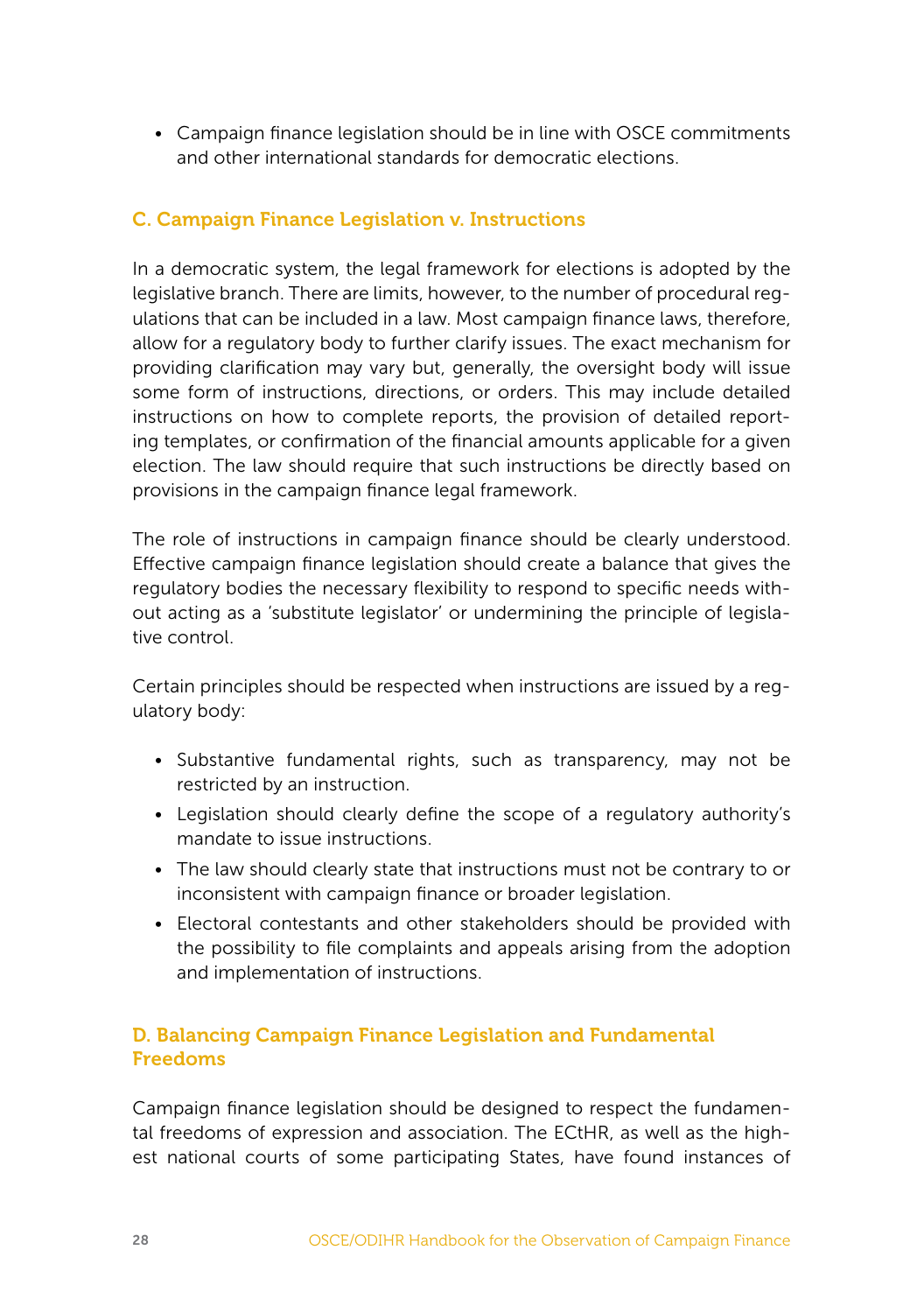- Campaign finance legislation should be in line with OSCE commitments and other international standards for democratic elections.

### C. Campaign Finance Legislation v. Instructions

In a democratic system, the legal framework for elections is adopted by the legislative branch. There are limits, however, to the number of procedural regulations that can be included in a law. Most campaign finance laws, therefore, allow for a regulatory body to further clarify issues. The exact mechanism for providing clarification may vary but, generally, the oversight body will issue some form of instructions, directions, or orders. This may include detailed instructions on how to complete reports, the provision of detailed reporting templates, or confirmation of the financial amounts applicable for a given election. The law should require that such instructions be directly based on provisions in the campaign finance legal framework.

The role of instructions in campaign finance should be clearly understood. Effective campaign finance legislation should create a balance that gives the regulatory bodies the necessary flexibility to respond to specific needs without acting as a 'substitute legislator' or undermining the principle of legislative control.

Certain principles should be respected when instructions are issued by a regulatory body:

- Substantive fundamental rights, such as transparency, may not be restricted by an instruction.
- Legislation should clearly define the scope of a regulatory authority's mandate to issue instructions.
- The law should clearly state that instructions must not be contrary to or inconsistent with campaign finance or broader legislation.
- Electoral contestants and other stakeholders should be provided with the possibility to file complaints and appeals arising from the adoption and implementation of instructions.

### D. Balancing Campaign Finance Legislation and Fundamental Freedoms

Campaign finance legislation should be designed to respect the fundamental freedoms of expression and association. The ECtHR, as well as the highest national courts of some participating States, have found instances of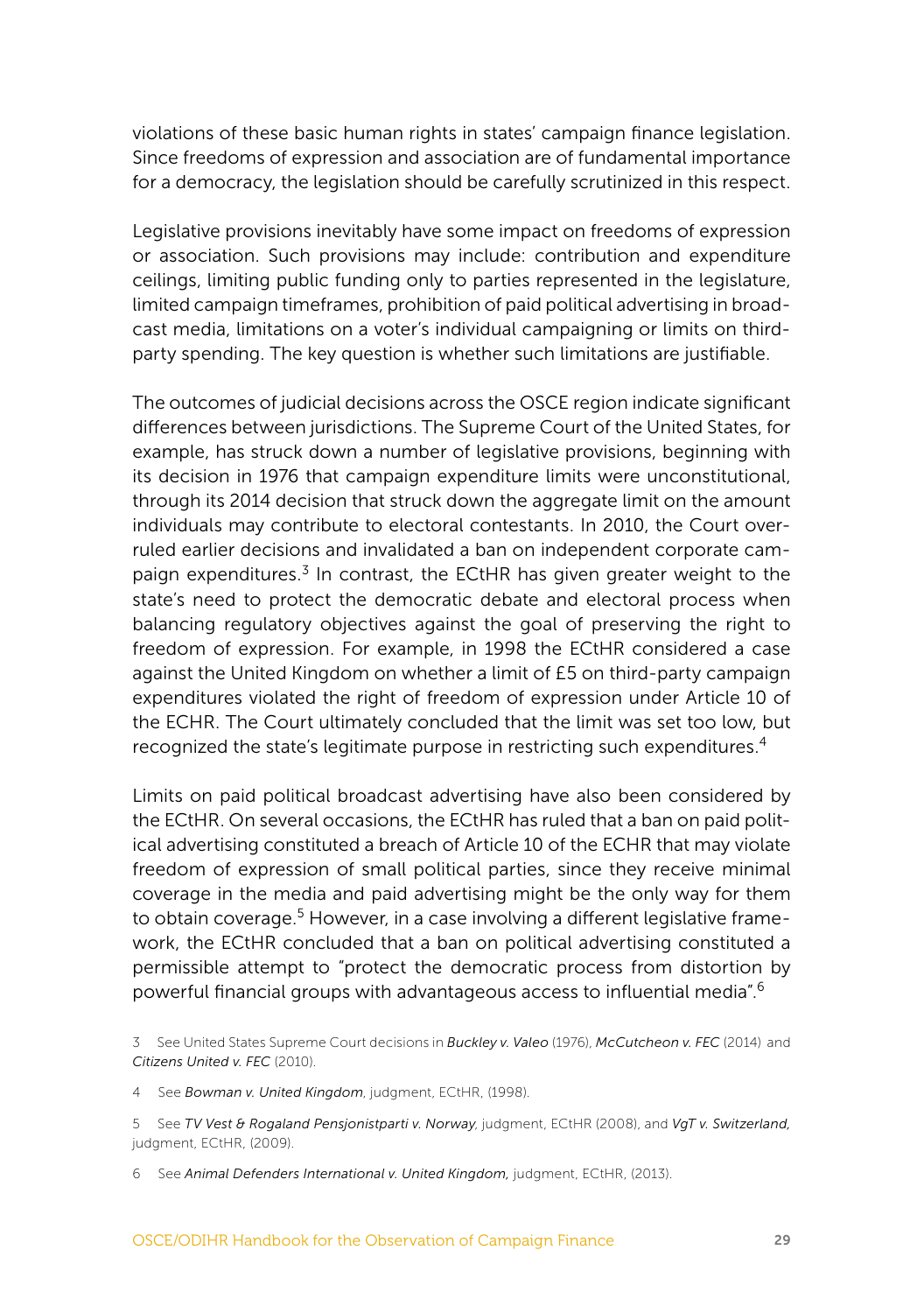violations of these basic human rights in states' campaign finance legislation. Since freedoms of expression and association are of fundamental importance for a democracy, the legislation should be carefully scrutinized in this respect.

Legislative provisions inevitably have some impact on freedoms of expression or association. Such provisions may include: contribution and expenditure ceilings, limiting public funding only to parties represented in the legislature, limited campaign timeframes, prohibition of paid political advertising in broadcast media, limitations on a voter's individual campaigning or limits on third-party spending. The key question is whether such limitations are justifiable.

The outcomes of judicial decisions across the OSCE region indicate significant differences between jurisdictions. The Supreme Court of the United States, for example, has struck down a number of legislative provisions, beginning with its decision in 1976 that campaign expenditure limits were unconstitutional, through its 2014 decision that struck down the aggregate limit on the amount individuals may contribute to electoral contestants. In 2010, the Court overruled earlier decisions and invalidated a ban on independent corporate campaign expenditures.[3] In contrast, the ECtHR has given greater weight to the state's need to protect the democratic debate and electoral process when balancing regulatory objectives against the goal of preserving the right to freedom of expression. For example, in 1998 the ECtHR considered a case against the United Kingdom on whether a limit of £5 on third-party campaign expenditures violated the right of freedom of expression under Article 10 of the ECHR. The Court ultimately concluded that the limit was set too low, but recognized the state's legitimate purpose in restricting such expenditures.[4]

Limits on paid political broadcast advertising have also been considered by the ECtHR. On several occasions, the ECtHR has ruled that a ban on paid political advertising constituted a breach of Article 10 of the ECHR that may violate freedom of expression of small political parties, since they receive minimal coverage in the media and paid advertising might be the only way for them to obtain coverage.[5] However, in a case involving a different legislative framework, the ECtHR concluded that a ban on political advertising constituted a permissible attempt to "protect the democratic process from distortion by powerful financial groups with advantageous access to influential media".[6]

3 See United States Supreme Court decisions in ***Buckley v. Valeo*** (1976), ***McCutcheon v. FEC*** (2014) and ***Citizens United v. FEC*** (2010).

4 See ***Bowman v. United Kingdom***, judgment, ECtHR, (1998).

5 See ***TV Vest & Rogaland Pensjonistparti v. Norway***, judgment, ECtHR (2008), and ***VgT v. Switzerland***, judgment, ECtHR, (2009).

6 See ***Animal Defenders International v. United Kingdom***, judgment, ECtHR, (2013).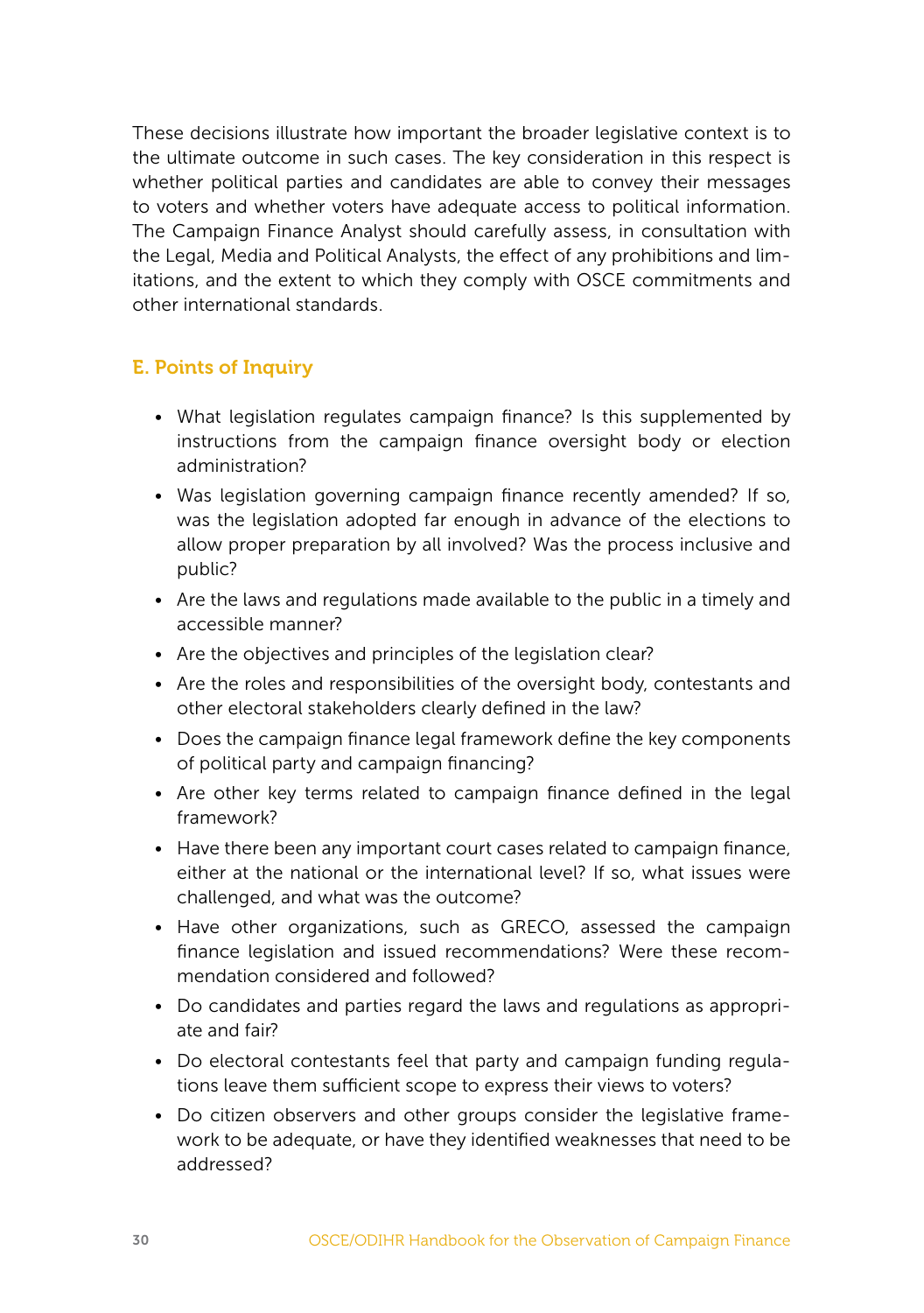These decisions illustrate how important the broader legislative context is to the ultimate outcome in such cases. The key consideration in this respect is whether political parties and candidates are able to convey their messages to voters and whether voters have adequate access to political information. The Campaign Finance Analyst should carefully assess, in consultation with the Legal, Media and Political Analysts, the effect of any prohibitions and limitations, and the extent to which they comply with OSCE commitments and other international standards.

## E. Points of Inquiry

- What legislation regulates campaign finance? Is this supplemented by instructions from the campaign finance oversight body or election administration?
- Was legislation governing campaign finance recently amended? If so, was the legislation adopted far enough in advance of the elections to allow proper preparation by all involved? Was the process inclusive and public?
- Are the laws and regulations made available to the public in a timely and accessible manner?
- Are the objectives and principles of the legislation clear?
- Are the roles and responsibilities of the oversight body, contestants and other electoral stakeholders clearly defined in the law?
- Does the campaign finance legal framework define the key components of political party and campaign financing?
- Are other key terms related to campaign finance defined in the legal framework?
- Have there been any important court cases related to campaign finance, either at the national or the international level? If so, what issues were challenged, and what was the outcome?
- Have other organizations, such as GRECO, assessed the campaign finance legislation and issued recommendations? Were these recommendation considered and followed?
- Do candidates and parties regard the laws and regulations as appropriate and fair?
- Do electoral contestants feel that party and campaign funding regulations leave them sufficient scope to express their views to voters?
- Do citizen observers and other groups consider the legislative framework to be adequate, or have they identified weaknesses that need to be addressed?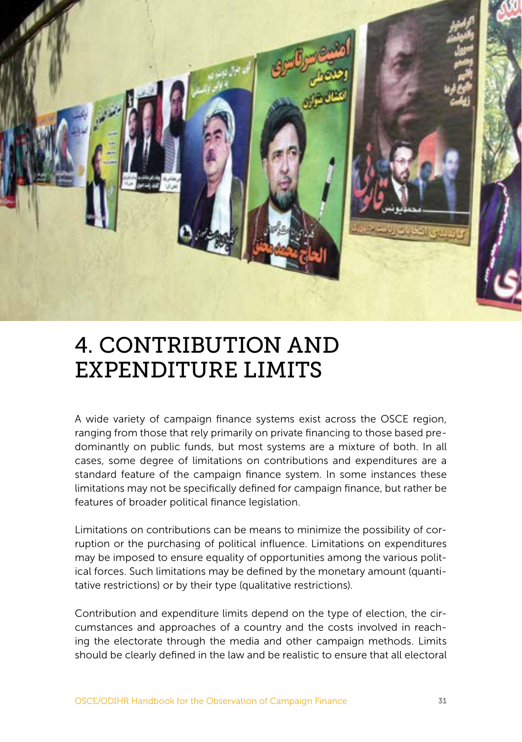# 4. CONTRIBUTION AND EXPENDITURE LIMITS

A wide variety of campaign finance systems exist across the OSCE region, ranging from those that rely primarily on private financing to those based predominantly on public funds, but most systems are a mixture of both. In all cases, some degree of limitations on contributions and expenditures are a standard feature of the campaign finance system. In some instances these limitations may not be specifically defined for campaign finance, but rather be features of broader political finance legislation.

Limitations on contributions can be means to minimize the possibility of corruption or the purchasing of political influence. Limitations on expenditures may be imposed to ensure equality of opportunities among the various political forces. Such limitations may be defined by the monetary amount (quantitative restrictions) or by their type (qualitative restrictions).

Contribution and expenditure limits depend on the type of election, the circumstances and approaches of a country and the costs involved in reaching the electorate through the media and other campaign methods. Limits should be clearly defined in the law and be realistic to ensure that all electoral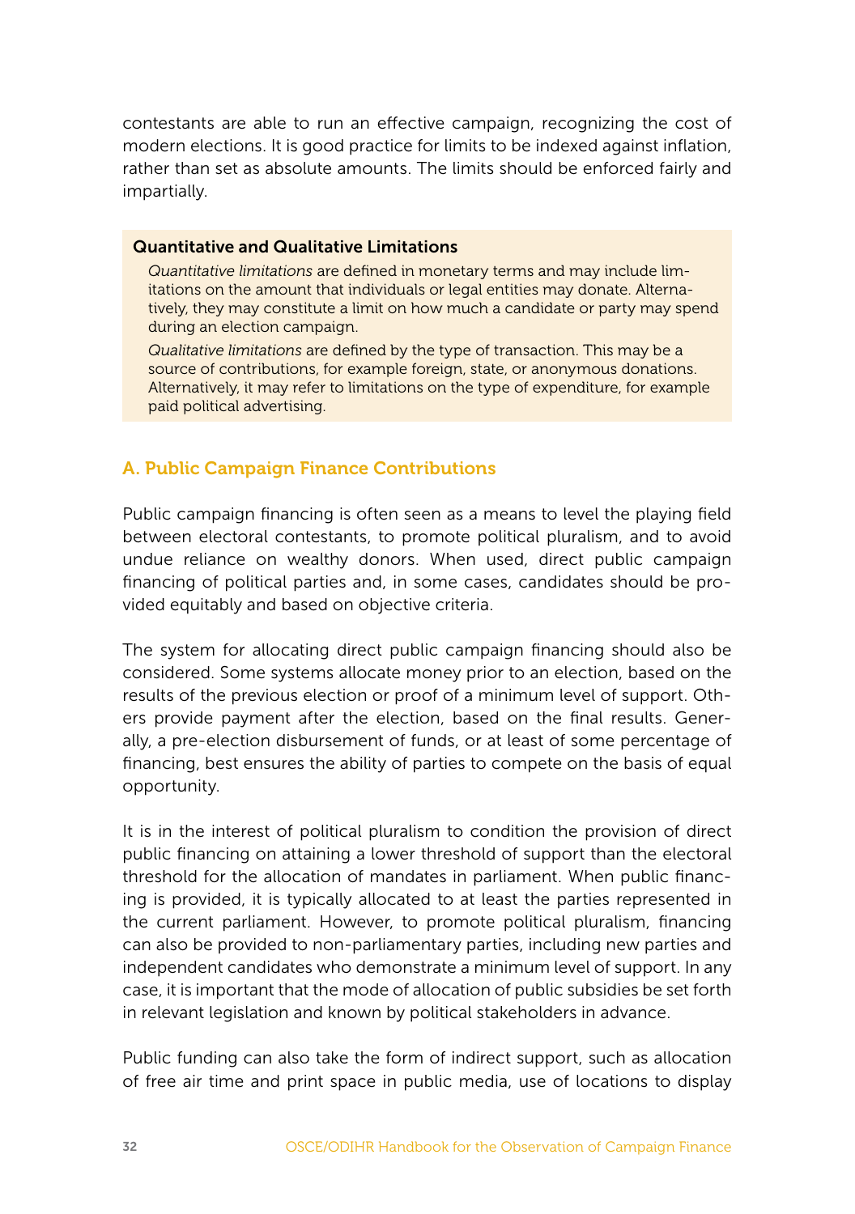contestants are able to run an effective campaign, recognizing the cost of modern elections. It is good practice for limits to be indexed against inflation, rather than set as absolute amounts. The limits should be enforced fairly and impartially.

> **Quantitative and Qualitative Limitations**
>
> *Quantitative limitations* are defined in monetary terms and may include limitations on the amount that individuals or legal entities may donate. Alternatively, they may constitute a limit on how much a candidate or party may spend during an election campaign.
>
> *Qualitative limitations* are defined by the type of transaction. This may be a source of contributions, for example foreign, state, or anonymous donations. Alternatively, it may refer to limitations on the type of expenditure, for example paid political advertising.

## A. Public Campaign Finance Contributions

Public campaign financing is often seen as a means to level the playing field between electoral contestants, to promote political pluralism, and to avoid undue reliance on wealthy donors. When used, direct public campaign financing of political parties and, in some cases, candidates should be provided equitably and based on objective criteria.

The system for allocating direct public campaign financing should also be considered. Some systems allocate money prior to an election, based on the results of the previous election or proof of a minimum level of support. Others provide payment after the election, based on the final results. Generally, a pre-election disbursement of funds, or at least of some percentage of financing, best ensures the ability of parties to compete on the basis of equal opportunity.

It is in the interest of political pluralism to condition the provision of direct public financing on attaining a lower threshold of support than the electoral threshold for the allocation of mandates in parliament. When public financing is provided, it is typically allocated to at least the parties represented in the current parliament. However, to promote political pluralism, financing can also be provided to non-parliamentary parties, including new parties and independent candidates who demonstrate a minimum level of support. In any case, it is important that the mode of allocation of public subsidies be set forth in relevant legislation and known by political stakeholders in advance.

Public funding can also take the form of indirect support, such as allocation of free air time and print space in public media, use of locations to display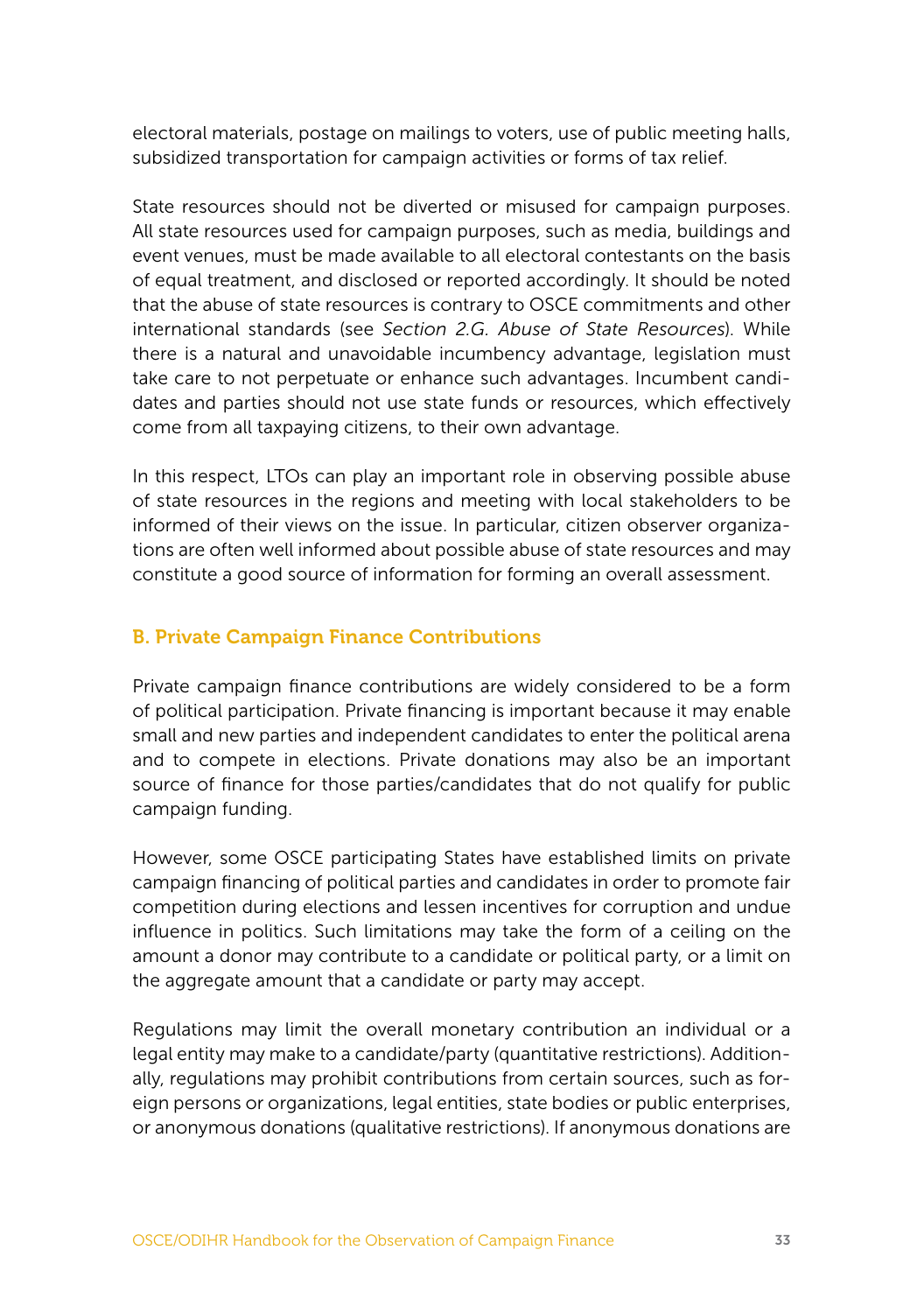electoral materials, postage on mailings to voters, use of public meeting halls, subsidized transportation for campaign activities or forms of tax relief.

State resources should not be diverted or misused for campaign purposes. All state resources used for campaign purposes, such as media, buildings and event venues, must be made available to all electoral contestants on the basis of equal treatment, and disclosed or reported accordingly. It should be noted that the abuse of state resources is contrary to OSCE commitments and other international standards (see *Section 2.G. Abuse of State Resources*). While there is a natural and unavoidable incumbency advantage, legislation must take care to not perpetuate or enhance such advantages. Incumbent candidates and parties should not use state funds or resources, which effectively come from all taxpaying citizens, to their own advantage.

In this respect, LTOs can play an important role in observing possible abuse of state resources in the regions and meeting with local stakeholders to be informed of their views on the issue. In particular, citizen observer organizations are often well informed about possible abuse of state resources and may constitute a good source of information for forming an overall assessment.

### B. Private Campaign Finance Contributions

Private campaign finance contributions are widely considered to be a form of political participation. Private financing is important because it may enable small and new parties and independent candidates to enter the political arena and to compete in elections. Private donations may also be an important source of finance for those parties/candidates that do not qualify for public campaign funding.

However, some OSCE participating States have established limits on private campaign financing of political parties and candidates in order to promote fair competition during elections and lessen incentives for corruption and undue influence in politics. Such limitations may take the form of a ceiling on the amount a donor may contribute to a candidate or political party, or a limit on the aggregate amount that a candidate or party may accept.

Regulations may limit the overall monetary contribution an individual or a legal entity may make to a candidate/party (quantitative restrictions). Additionally, regulations may prohibit contributions from certain sources, such as foreign persons or organizations, legal entities, state bodies or public enterprises, or anonymous donations (qualitative restrictions). If anonymous donations are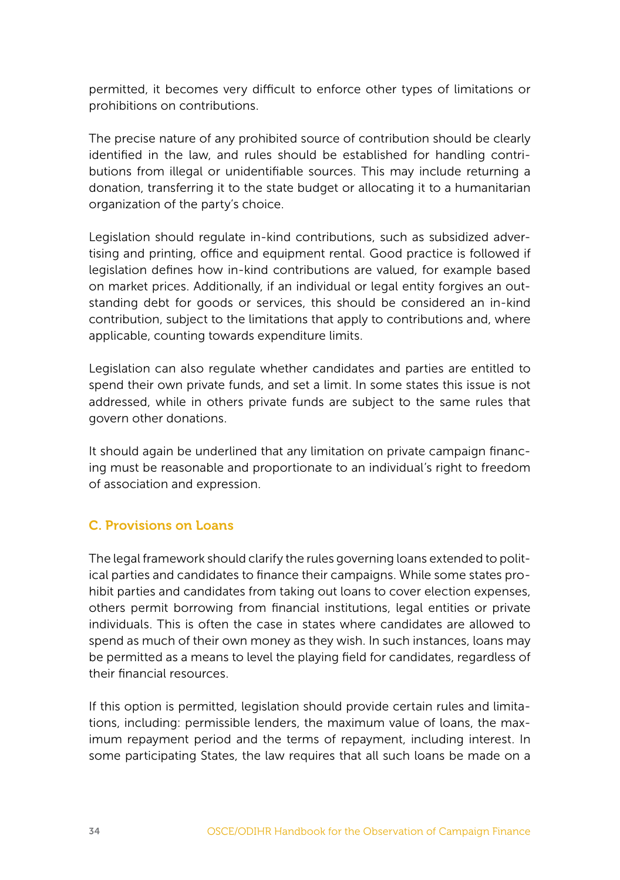permitted, it becomes very difficult to enforce other types of limitations or prohibitions on contributions.

The precise nature of any prohibited source of contribution should be clearly identified in the law, and rules should be established for handling contributions from illegal or unidentifiable sources. This may include returning a donation, transferring it to the state budget or allocating it to a humanitarian organization of the party's choice.

Legislation should regulate in-kind contributions, such as subsidized advertising and printing, office and equipment rental. Good practice is followed if legislation defines how in-kind contributions are valued, for example based on market prices. Additionally, if an individual or legal entity forgives an outstanding debt for goods or services, this should be considered an in-kind contribution, subject to the limitations that apply to contributions and, where applicable, counting towards expenditure limits.

Legislation can also regulate whether candidates and parties are entitled to spend their own private funds, and set a limit. In some states this issue is not addressed, while in others private funds are subject to the same rules that govern other donations.

It should again be underlined that any limitation on private campaign financing must be reasonable and proportionate to an individual's right to freedom of association and expression.

### C. Provisions on Loans

The legal framework should clarify the rules governing loans extended to political parties and candidates to finance their campaigns. While some states prohibit parties and candidates from taking out loans to cover election expenses, others permit borrowing from financial institutions, legal entities or private individuals. This is often the case in states where candidates are allowed to spend as much of their own money as they wish. In such instances, loans may be permitted as a means to level the playing field for candidates, regardless of their financial resources.

If this option is permitted, legislation should provide certain rules and limitations, including: permissible lenders, the maximum value of loans, the maximum repayment period and the terms of repayment, including interest. In some participating States, the law requires that all such loans be made on a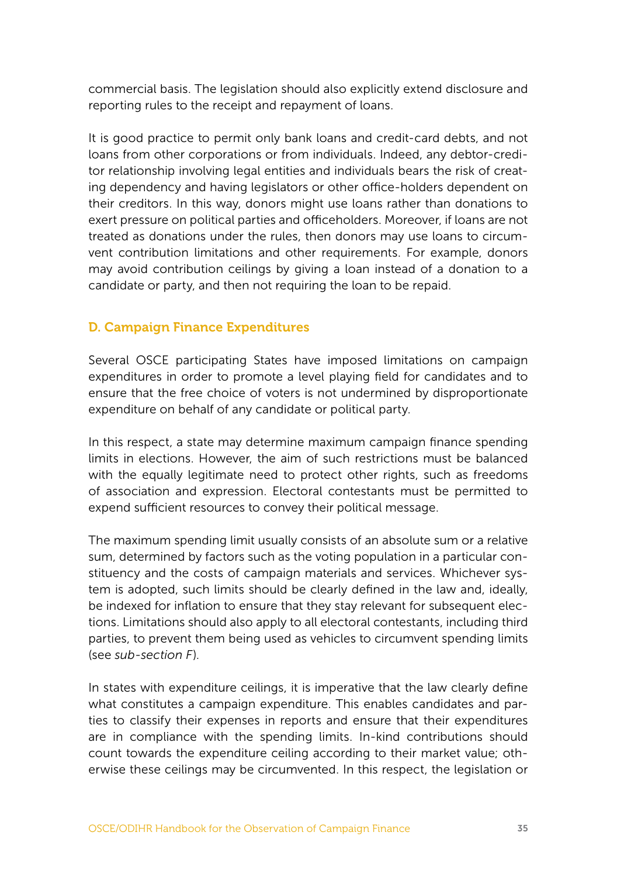commercial basis. The legislation should also explicitly extend disclosure and reporting rules to the receipt and repayment of loans.

It is good practice to permit only bank loans and credit-card debts, and not loans from other corporations or from individuals. Indeed, any debtor-creditor relationship involving legal entities and individuals bears the risk of creating dependency and having legislators or other office-holders dependent on their creditors. In this way, donors might use loans rather than donations to exert pressure on political parties and officeholders. Moreover, if loans are not treated as donations under the rules, then donors may use loans to circumvent contribution limitations and other requirements. For example, donors may avoid contribution ceilings by giving a loan instead of a donation to a candidate or party, and then not requiring the loan to be repaid.

## D. Campaign Finance Expenditures

Several OSCE participating States have imposed limitations on campaign expenditures in order to promote a level playing field for candidates and to ensure that the free choice of voters is not undermined by disproportionate expenditure on behalf of any candidate or political party.

In this respect, a state may determine maximum campaign finance spending limits in elections. However, the aim of such restrictions must be balanced with the equally legitimate need to protect other rights, such as freedoms of association and expression. Electoral contestants must be permitted to expend sufficient resources to convey their political message.

The maximum spending limit usually consists of an absolute sum or a relative sum, determined by factors such as the voting population in a particular constituency and the costs of campaign materials and services. Whichever system is adopted, such limits should be clearly defined in the law and, ideally, be indexed for inflation to ensure that they stay relevant for subsequent elections. Limitations should also apply to all electoral contestants, including third parties, to prevent them being used as vehicles to circumvent spending limits (see *sub-section F*).

In states with expenditure ceilings, it is imperative that the law clearly define what constitutes a campaign expenditure. This enables candidates and parties to classify their expenses in reports and ensure that their expenditures are in compliance with the spending limits. In-kind contributions should count towards the expenditure ceiling according to their market value; otherwise these ceilings may be circumvented. In this respect, the legislation or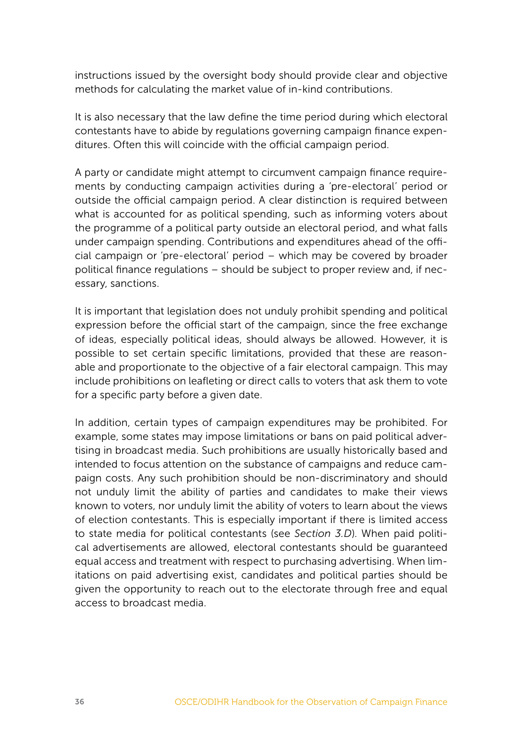instructions issued by the oversight body should provide clear and objective methods for calculating the market value of in-kind contributions.

It is also necessary that the law define the time period during which electoral contestants have to abide by regulations governing campaign finance expenditures. Often this will coincide with the official campaign period.

A party or candidate might attempt to circumvent campaign finance requirements by conducting campaign activities during a 'pre-electoral' period or outside the official campaign period. A clear distinction is required between what is accounted for as political spending, such as informing voters about the programme of a political party outside an electoral period, and what falls under campaign spending. Contributions and expenditures ahead of the official campaign or 'pre-electoral' period – which may be covered by broader political finance regulations – should be subject to proper review and, if necessary, sanctions.

It is important that legislation does not unduly prohibit spending and political expression before the official start of the campaign, since the free exchange of ideas, especially political ideas, should always be allowed. However, it is possible to set certain specific limitations, provided that these are reasonable and proportionate to the objective of a fair electoral campaign. This may include prohibitions on leafleting or direct calls to voters that ask them to vote for a specific party before a given date.

In addition, certain types of campaign expenditures may be prohibited. For example, some states may impose limitations or bans on paid political advertising in broadcast media. Such prohibitions are usually historically based and intended to focus attention on the substance of campaigns and reduce campaign costs. Any such prohibition should be non-discriminatory and should not unduly limit the ability of parties and candidates to make their views known to voters, nor unduly limit the ability of voters to learn about the views of election contestants. This is especially important if there is limited access to state media for political contestants (see *Section 3.D*). When paid political advertisements are allowed, electoral contestants should be guaranteed equal access and treatment with respect to purchasing advertising. When limitations on paid advertising exist, candidates and political parties should be given the opportunity to reach out to the electorate through free and equal access to broadcast media.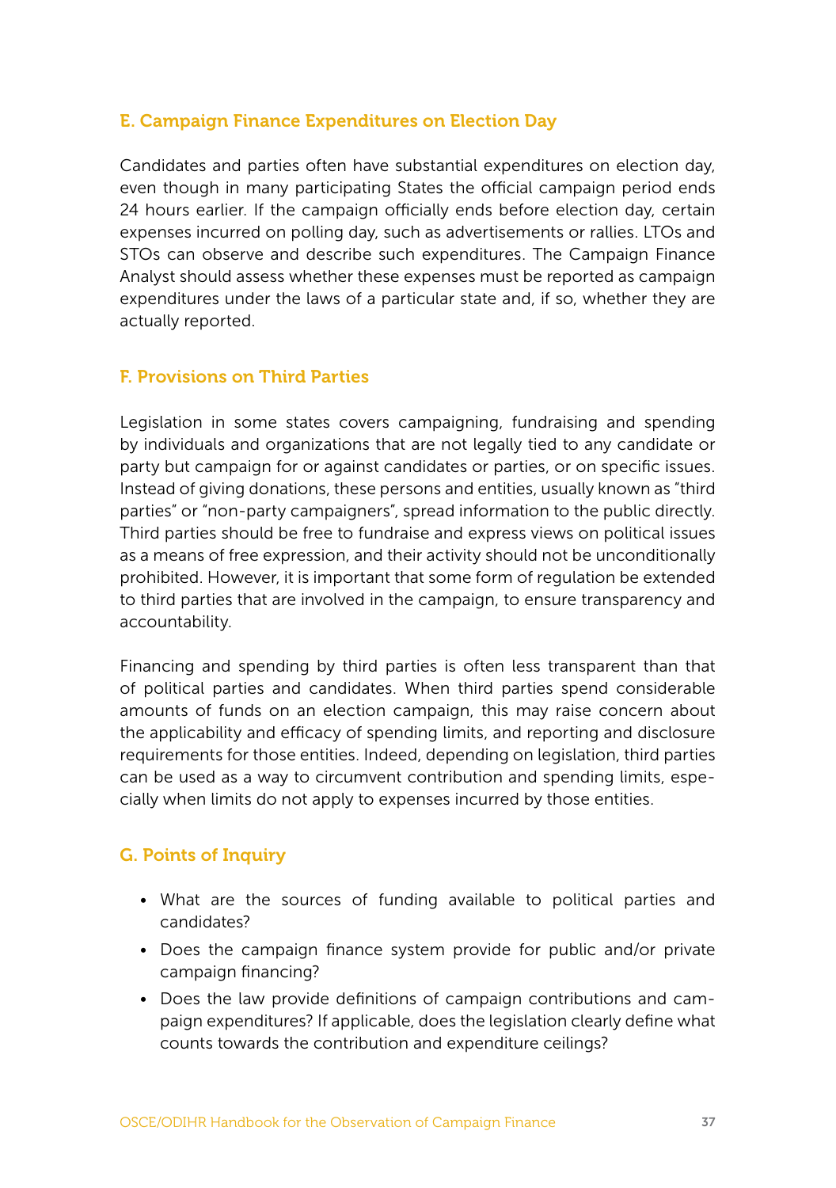### E. Campaign Finance Expenditures on Election Day

Candidates and parties often have substantial expenditures on election day, even though in many participating States the official campaign period ends 24 hours earlier. If the campaign officially ends before election day, certain expenses incurred on polling day, such as advertisements or rallies. LTOs and STOs can observe and describe such expenditures. The Campaign Finance Analyst should assess whether these expenses must be reported as campaign expenditures under the laws of a particular state and, if so, whether they are actually reported.

### F. Provisions on Third Parties

Legislation in some states covers campaigning, fundraising and spending by individuals and organizations that are not legally tied to any candidate or party but campaign for or against candidates or parties, or on specific issues. Instead of giving donations, these persons and entities, usually known as "third parties" or "non-party campaigners", spread information to the public directly. Third parties should be free to fundraise and express views on political issues as a means of free expression, and their activity should not be unconditionally prohibited. However, it is important that some form of regulation be extended to third parties that are involved in the campaign, to ensure transparency and accountability.

Financing and spending by third parties is often less transparent than that of political parties and candidates. When third parties spend considerable amounts of funds on an election campaign, this may raise concern about the applicability and efficacy of spending limits, and reporting and disclosure requirements for those entities. Indeed, depending on legislation, third parties can be used as a way to circumvent contribution and spending limits, especially when limits do not apply to expenses incurred by those entities.

### G. Points of Inquiry

- What are the sources of funding available to political parties and candidates?
- Does the campaign finance system provide for public and/or private campaign financing?
- Does the law provide definitions of campaign contributions and campaign expenditures? If applicable, does the legislation clearly define what counts towards the contribution and expenditure ceilings?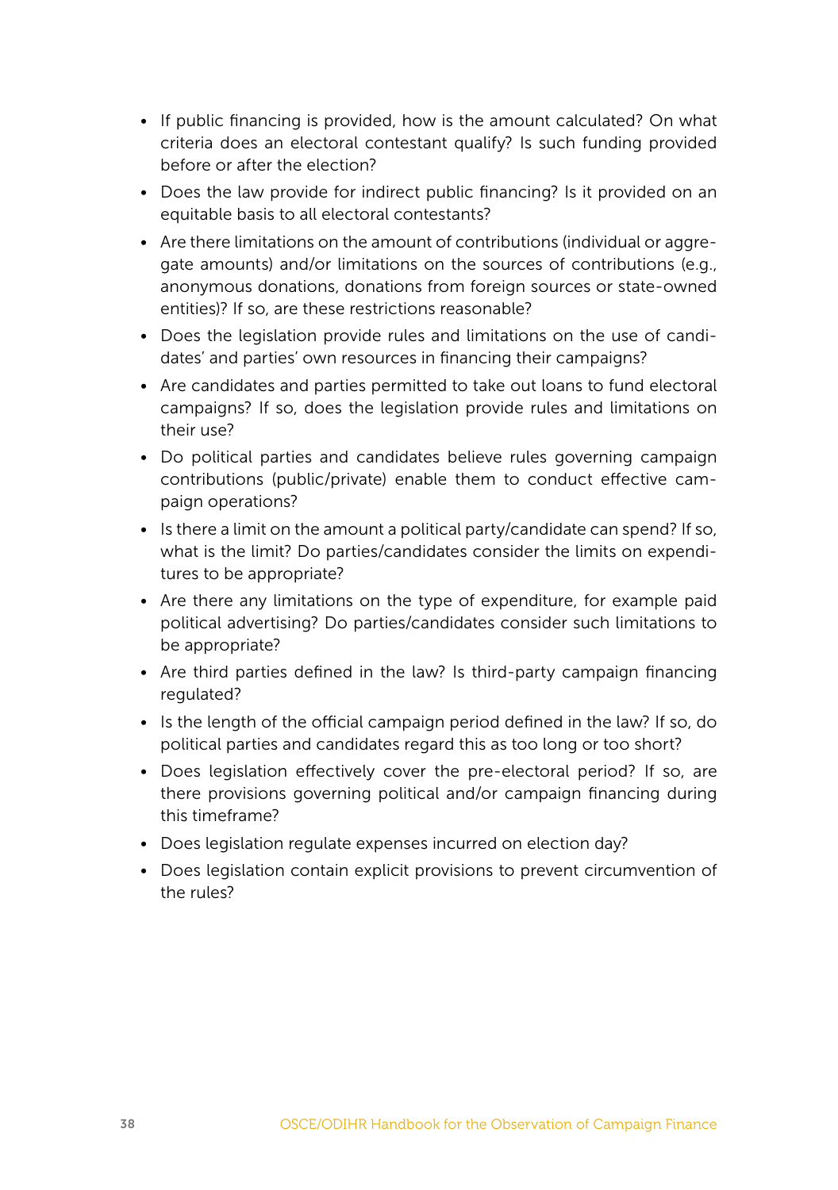- If public financing is provided, how is the amount calculated? On what criteria does an electoral contestant qualify? Is such funding provided before or after the election?
- Does the law provide for indirect public financing? Is it provided on an equitable basis to all electoral contestants?
- Are there limitations on the amount of contributions (individual or aggregate amounts) and/or limitations on the sources of contributions (e.g., anonymous donations, donations from foreign sources or state-owned entities)? If so, are these restrictions reasonable?
- Does the legislation provide rules and limitations on the use of candidates' and parties' own resources in financing their campaigns?
- Are candidates and parties permitted to take out loans to fund electoral campaigns? If so, does the legislation provide rules and limitations on their use?
- Do political parties and candidates believe rules governing campaign contributions (public/private) enable them to conduct effective campaign operations?
- Is there a limit on the amount a political party/candidate can spend? If so, what is the limit? Do parties/candidates consider the limits on expenditures to be appropriate?
- Are there any limitations on the type of expenditure, for example paid political advertising? Do parties/candidates consider such limitations to be appropriate?
- Are third parties defined in the law? Is third-party campaign financing regulated?
- Is the length of the official campaign period defined in the law? If so, do political parties and candidates regard this as too long or too short?
- Does legislation effectively cover the pre-electoral period? If so, are there provisions governing political and/or campaign financing during this timeframe?
- Does legislation regulate expenses incurred on election day?
- Does legislation contain explicit provisions to prevent circumvention of the rules?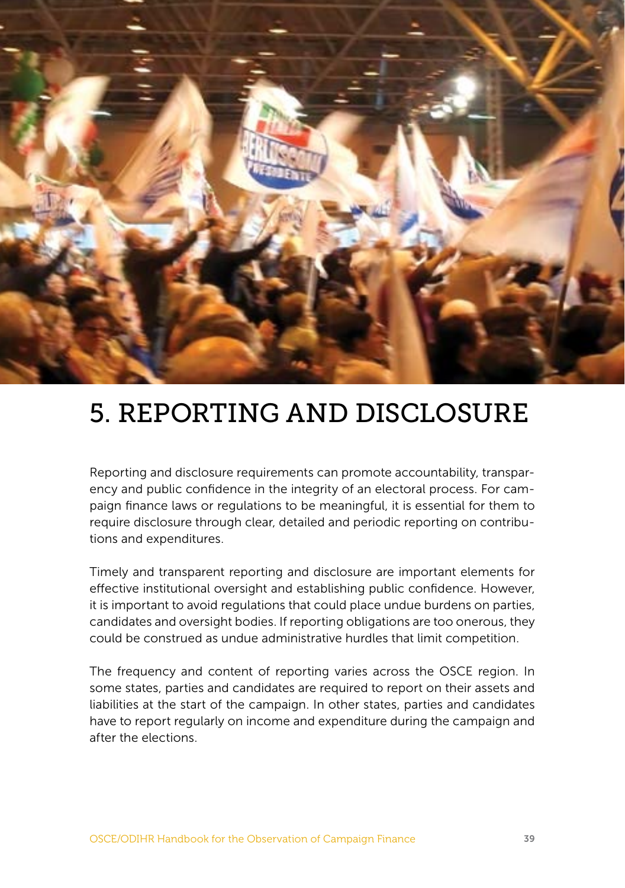# 5. REPORTING AND DISCLOSURE

Reporting and disclosure requirements can promote accountability, transparency and public confidence in the integrity of an electoral process. For campaign finance laws or regulations to be meaningful, it is essential for them to require disclosure through clear, detailed and periodic reporting on contributions and expenditures.

Timely and transparent reporting and disclosure are important elements for effective institutional oversight and establishing public confidence. However, it is important to avoid regulations that could place undue burdens on parties, candidates and oversight bodies. If reporting obligations are too onerous, they could be construed as undue administrative hurdles that limit competition.

The frequency and content of reporting varies across the OSCE region. In some states, parties and candidates are required to report on their assets and liabilities at the start of the campaign. In other states, parties and candidates have to report regularly on income and expenditure during the campaign and after the elections.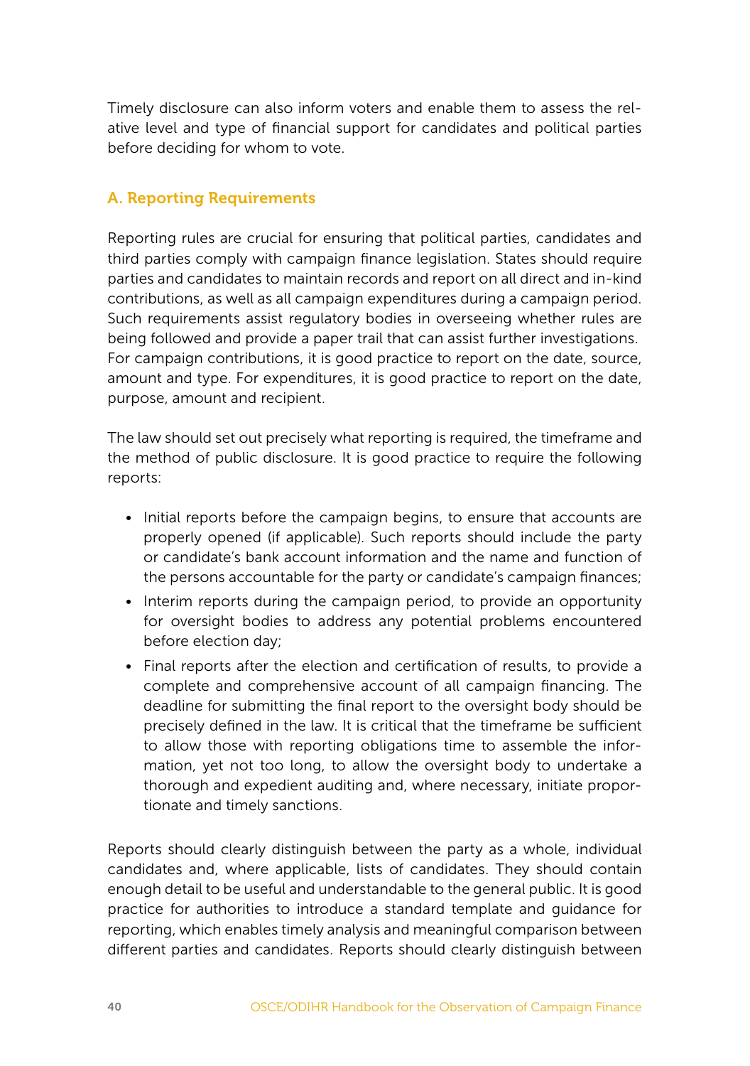Timely disclosure can also inform voters and enable them to assess the relative level and type of financial support for candidates and political parties before deciding for whom to vote.

## A. Reporting Requirements

Reporting rules are crucial for ensuring that political parties, candidates and third parties comply with campaign finance legislation. States should require parties and candidates to maintain records and report on all direct and in-kind contributions, as well as all campaign expenditures during a campaign period. Such requirements assist regulatory bodies in overseeing whether rules are being followed and provide a paper trail that can assist further investigations. For campaign contributions, it is good practice to report on the date, source, amount and type. For expenditures, it is good practice to report on the date, purpose, amount and recipient.

The law should set out precisely what reporting is required, the timeframe and the method of public disclosure. It is good practice to require the following reports:

- Initial reports before the campaign begins, to ensure that accounts are properly opened (if applicable). Such reports should include the party or candidate's bank account information and the name and function of the persons accountable for the party or candidate's campaign finances;
- Interim reports during the campaign period, to provide an opportunity for oversight bodies to address any potential problems encountered before election day;
- Final reports after the election and certification of results, to provide a complete and comprehensive account of all campaign financing. The deadline for submitting the final report to the oversight body should be precisely defined in the law. It is critical that the timeframe be sufficient to allow those with reporting obligations time to assemble the information, yet not too long, to allow the oversight body to undertake a thorough and expedient auditing and, where necessary, initiate proportionate and timely sanctions.

Reports should clearly distinguish between the party as a whole, individual candidates and, where applicable, lists of candidates. They should contain enough detail to be useful and understandable to the general public. It is good practice for authorities to introduce a standard template and guidance for reporting, which enables timely analysis and meaningful comparison between different parties and candidates. Reports should clearly distinguish between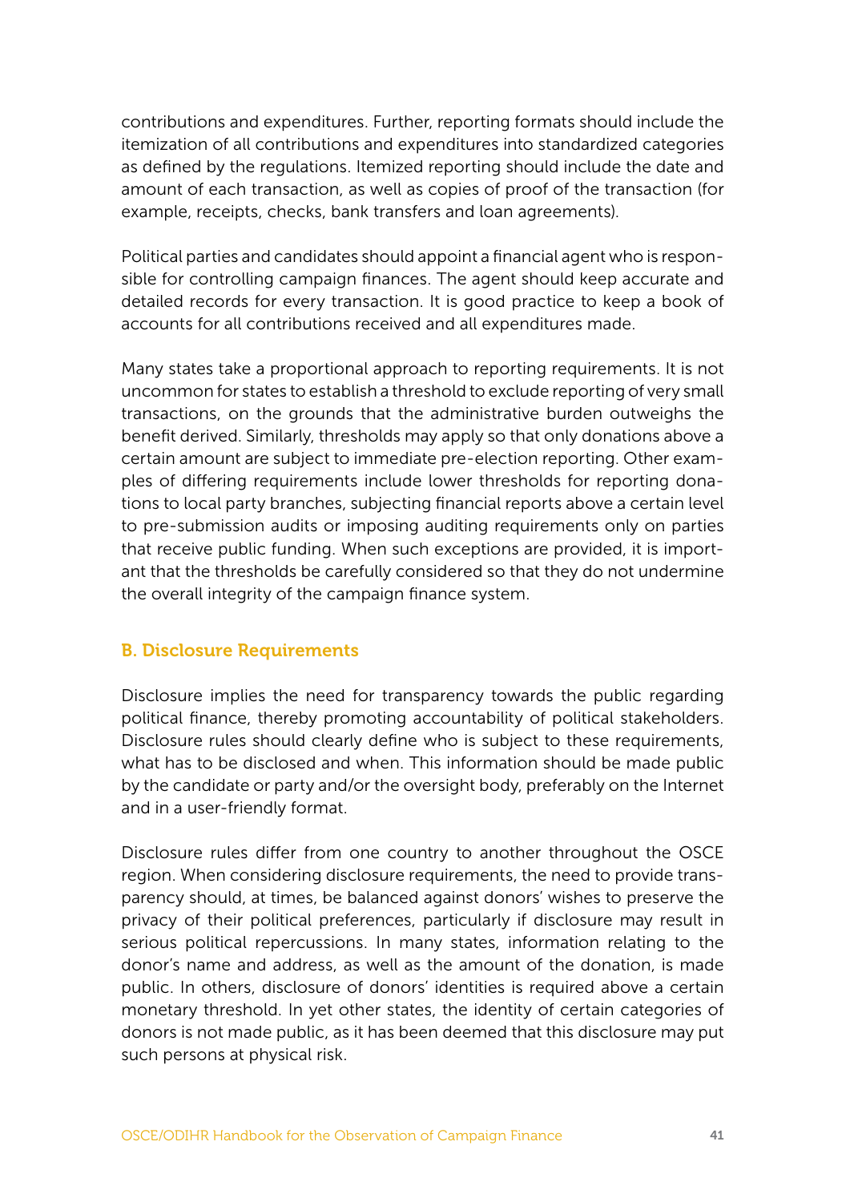contributions and expenditures. Further, reporting formats should include the itemization of all contributions and expenditures into standardized categories as defined by the regulations. Itemized reporting should include the date and amount of each transaction, as well as copies of proof of the transaction (for example, receipts, checks, bank transfers and loan agreements).

Political parties and candidates should appoint a financial agent who is responsible for controlling campaign finances. The agent should keep accurate and detailed records for every transaction. It is good practice to keep a book of accounts for all contributions received and all expenditures made.

Many states take a proportional approach to reporting requirements. It is not uncommon for states to establish a threshold to exclude reporting of very small transactions, on the grounds that the administrative burden outweighs the benefit derived. Similarly, thresholds may apply so that only donations above a certain amount are subject to immediate pre-election reporting. Other examples of differing requirements include lower thresholds for reporting donations to local party branches, subjecting financial reports above a certain level to pre-submission audits or imposing auditing requirements only on parties that receive public funding. When such exceptions are provided, it is important that the thresholds be carefully considered so that they do not undermine the overall integrity of the campaign finance system.

### B. Disclosure Requirements

Disclosure implies the need for transparency towards the public regarding political finance, thereby promoting accountability of political stakeholders. Disclosure rules should clearly define who is subject to these requirements, what has to be disclosed and when. This information should be made public by the candidate or party and/or the oversight body, preferably on the Internet and in a user-friendly format.

Disclosure rules differ from one country to another throughout the OSCE region. When considering disclosure requirements, the need to provide transparency should, at times, be balanced against donors' wishes to preserve the privacy of their political preferences, particularly if disclosure may result in serious political repercussions. In many states, information relating to the donor's name and address, as well as the amount of the donation, is made public. In others, disclosure of donors' identities is required above a certain monetary threshold. In yet other states, the identity of certain categories of donors is not made public, as it has been deemed that this disclosure may put such persons at physical risk.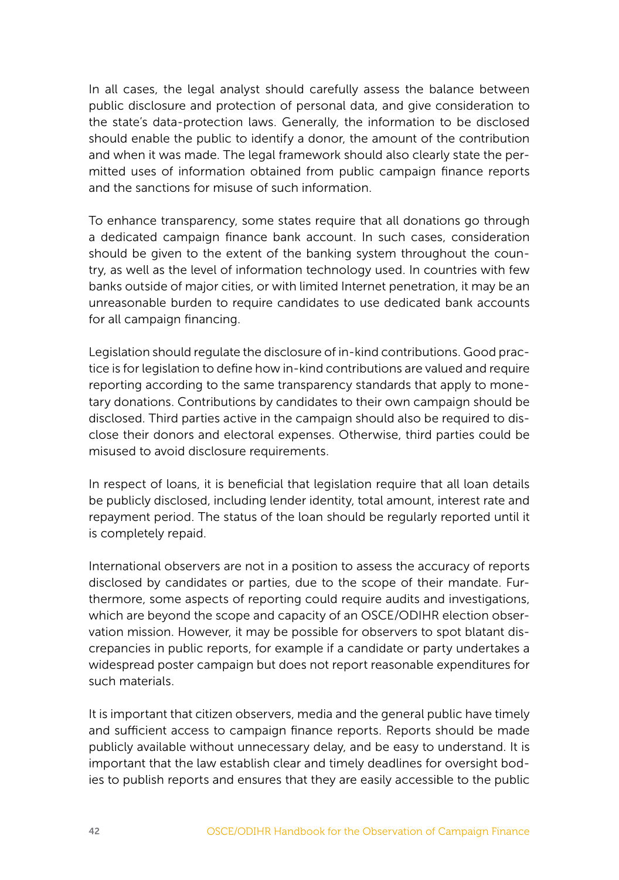In all cases, the legal analyst should carefully assess the balance between public disclosure and protection of personal data, and give consideration to the state's data-protection laws. Generally, the information to be disclosed should enable the public to identify a donor, the amount of the contribution and when it was made. The legal framework should also clearly state the permitted uses of information obtained from public campaign finance reports and the sanctions for misuse of such information.

To enhance transparency, some states require that all donations go through a dedicated campaign finance bank account. In such cases, consideration should be given to the extent of the banking system throughout the country, as well as the level of information technology used. In countries with few banks outside of major cities, or with limited Internet penetration, it may be an unreasonable burden to require candidates to use dedicated bank accounts for all campaign financing.

Legislation should regulate the disclosure of in-kind contributions. Good practice is for legislation to define how in-kind contributions are valued and require reporting according to the same transparency standards that apply to monetary donations. Contributions by candidates to their own campaign should be disclosed. Third parties active in the campaign should also be required to disclose their donors and electoral expenses. Otherwise, third parties could be misused to avoid disclosure requirements.

In respect of loans, it is beneficial that legislation require that all loan details be publicly disclosed, including lender identity, total amount, interest rate and repayment period. The status of the loan should be regularly reported until it is completely repaid.

International observers are not in a position to assess the accuracy of reports disclosed by candidates or parties, due to the scope of their mandate. Furthermore, some aspects of reporting could require audits and investigations, which are beyond the scope and capacity of an OSCE/ODIHR election observation mission. However, it may be possible for observers to spot blatant discrepancies in public reports, for example if a candidate or party undertakes a widespread poster campaign but does not report reasonable expenditures for such materials.

It is important that citizen observers, media and the general public have timely and sufficient access to campaign finance reports. Reports should be made publicly available without unnecessary delay, and be easy to understand. It is important that the law establish clear and timely deadlines for oversight bodies to publish reports and ensures that they are easily accessible to the public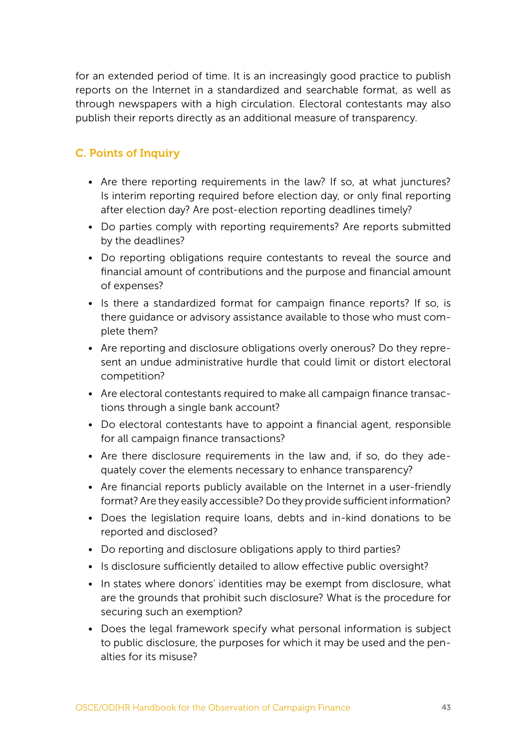for an extended period of time. It is an increasingly good practice to publish reports on the Internet in a standardized and searchable format, as well as through newspapers with a high circulation. Electoral contestants may also publish their reports directly as an additional measure of transparency.

### C. Points of Inquiry

- Are there reporting requirements in the law? If so, at what junctures? Is interim reporting required before election day, or only final reporting after election day? Are post-election reporting deadlines timely?
- Do parties comply with reporting requirements? Are reports submitted by the deadlines?
- Do reporting obligations require contestants to reveal the source and financial amount of contributions and the purpose and financial amount of expenses?
- Is there a standardized format for campaign finance reports? If so, is there guidance or advisory assistance available to those who must complete them?
- Are reporting and disclosure obligations overly onerous? Do they represent an undue administrative hurdle that could limit or distort electoral competition?
- Are electoral contestants required to make all campaign finance transactions through a single bank account?
- Do electoral contestants have to appoint a financial agent, responsible for all campaign finance transactions?
- Are there disclosure requirements in the law and, if so, do they adequately cover the elements necessary to enhance transparency?
- Are financial reports publicly available on the Internet in a user-friendly format? Are they easily accessible? Do they provide sufficient information?
- Does the legislation require loans, debts and in-kind donations to be reported and disclosed?
- Do reporting and disclosure obligations apply to third parties?
- Is disclosure sufficiently detailed to allow effective public oversight?
- In states where donors' identities may be exempt from disclosure, what are the grounds that prohibit such disclosure? What is the procedure for securing such an exemption?
- Does the legal framework specify what personal information is subject to public disclosure, the purposes for which it may be used and the penalties for its misuse?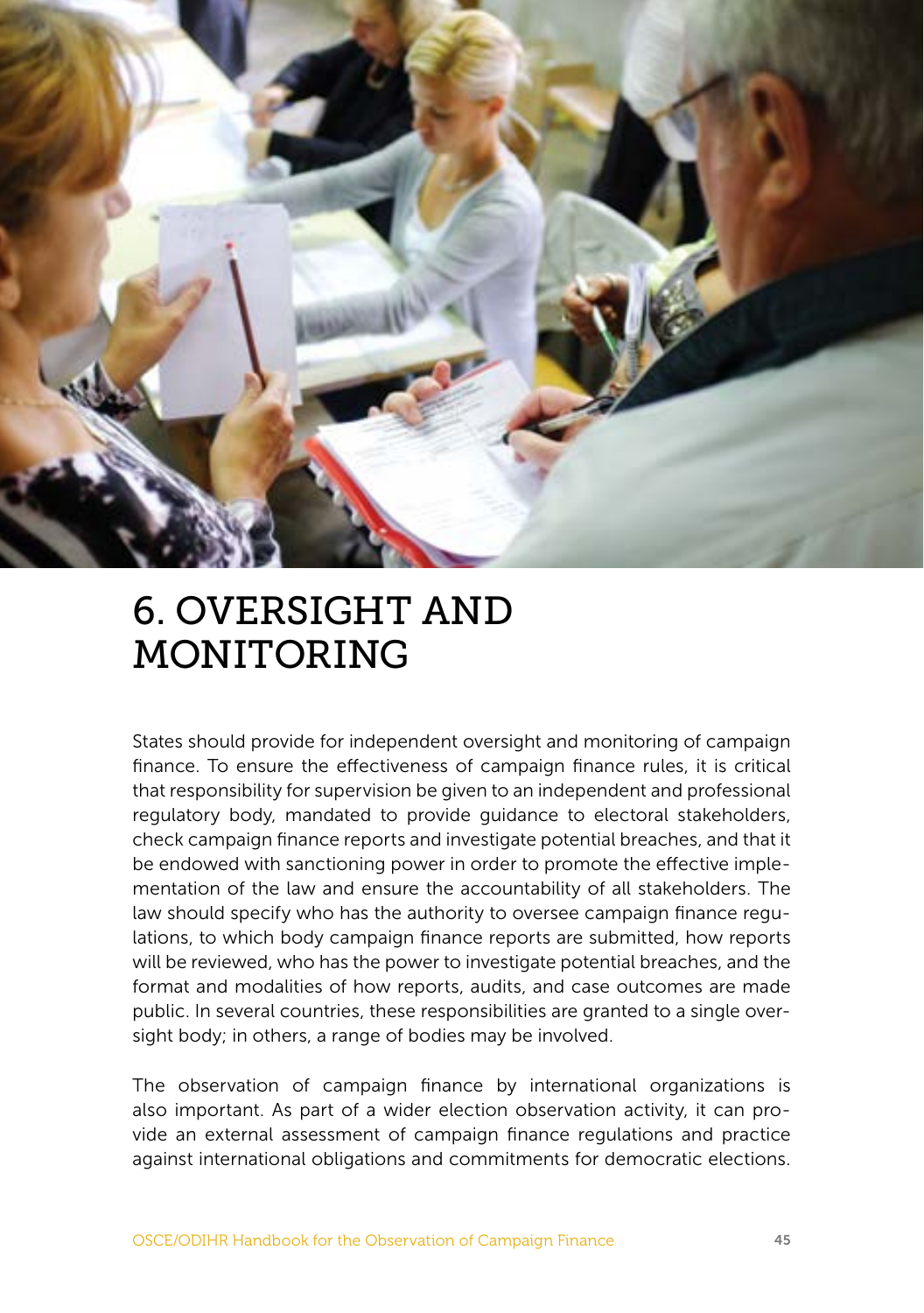# 6. OVERSIGHT AND MONITORING

States should provide for independent oversight and monitoring of campaign finance. To ensure the effectiveness of campaign finance rules, it is critical that responsibility for supervision be given to an independent and professional regulatory body, mandated to provide guidance to electoral stakeholders, check campaign finance reports and investigate potential breaches, and that it be endowed with sanctioning power in order to promote the effective implementation of the law and ensure the accountability of all stakeholders. The law should specify who has the authority to oversee campaign finance regulations, to which body campaign finance reports are submitted, how reports will be reviewed, who has the power to investigate potential breaches, and the format and modalities of how reports, audits, and case outcomes are made public. In several countries, these responsibilities are granted to a single oversight body; in others, a range of bodies may be involved.

The observation of campaign finance by international organizations is also important. As part of a wider election observation activity, it can provide an external assessment of campaign finance regulations and practice against international obligations and commitments for democratic elections.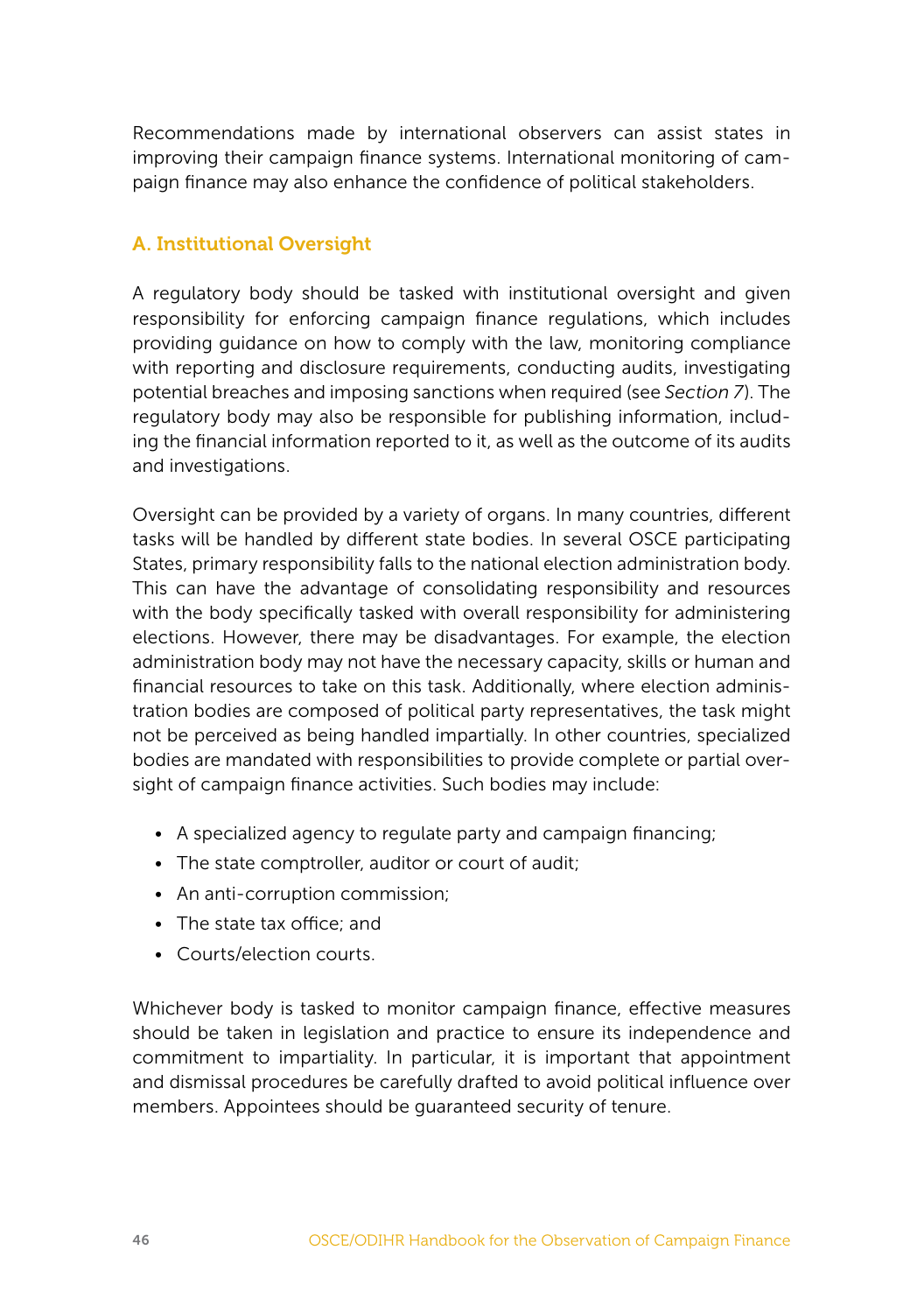Recommendations made by international observers can assist states in improving their campaign finance systems. International monitoring of campaign finance may also enhance the confidence of political stakeholders.

### A. Institutional Oversight

A regulatory body should be tasked with institutional oversight and given responsibility for enforcing campaign finance regulations, which includes providing guidance on how to comply with the law, monitoring compliance with reporting and disclosure requirements, conducting audits, investigating potential breaches and imposing sanctions when required (see *Section 7*). The regulatory body may also be responsible for publishing information, including the financial information reported to it, as well as the outcome of its audits and investigations.

Oversight can be provided by a variety of organs. In many countries, different tasks will be handled by different state bodies. In several OSCE participating States, primary responsibility falls to the national election administration body. This can have the advantage of consolidating responsibility and resources with the body specifically tasked with overall responsibility for administering elections. However, there may be disadvantages. For example, the election administration body may not have the necessary capacity, skills or human and financial resources to take on this task. Additionally, where election administration bodies are composed of political party representatives, the task might not be perceived as being handled impartially. In other countries, specialized bodies are mandated with responsibilities to provide complete or partial oversight of campaign finance activities. Such bodies may include:

- A specialized agency to regulate party and campaign financing;
- The state comptroller, auditor or court of audit;
- An anti-corruption commission;
- The state tax office; and
- Courts/election courts.

Whichever body is tasked to monitor campaign finance, effective measures should be taken in legislation and practice to ensure its independence and commitment to impartiality. In particular, it is important that appointment and dismissal procedures be carefully drafted to avoid political influence over members. Appointees should be guaranteed security of tenure.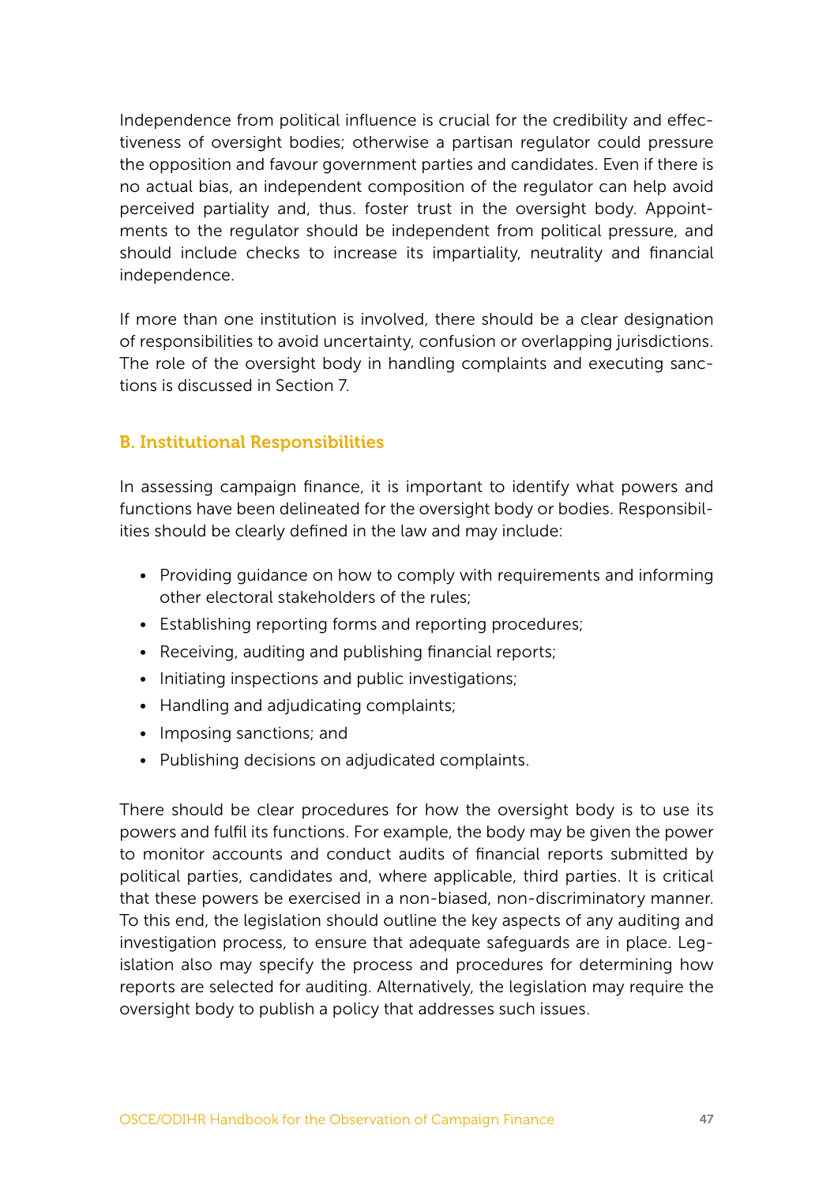Independence from political influence is crucial for the credibility and effectiveness of oversight bodies; otherwise a partisan regulator could pressure the opposition and favour government parties and candidates. Even if there is no actual bias, an independent composition of the regulator can help avoid perceived partiality and, thus. foster trust in the oversight body. Appointments to the regulator should be independent from political pressure, and should include checks to increase its impartiality, neutrality and financial independence.

If more than one institution is involved, there should be a clear designation of responsibilities to avoid uncertainty, confusion or overlapping jurisdictions. The role of the oversight body in handling complaints and executing sanctions is discussed in Section 7.

### B. Institutional Responsibilities

In assessing campaign finance, it is important to identify what powers and functions have been delineated for the oversight body or bodies. Responsibilities should be clearly defined in the law and may include:

- Providing guidance on how to comply with requirements and informing other electoral stakeholders of the rules;
- Establishing reporting forms and reporting procedures;
- Receiving, auditing and publishing financial reports;
- Initiating inspections and public investigations;
- Handling and adjudicating complaints;
- Imposing sanctions; and
- Publishing decisions on adjudicated complaints.

There should be clear procedures for how the oversight body is to use its powers and fulfil its functions. For example, the body may be given the power to monitor accounts and conduct audits of financial reports submitted by political parties, candidates and, where applicable, third parties. It is critical that these powers be exercised in a non-biased, non-discriminatory manner. To this end, the legislation should outline the key aspects of any auditing and investigation process, to ensure that adequate safeguards are in place. Legislation also may specify the process and procedures for determining how reports are selected for auditing. Alternatively, the legislation may require the oversight body to publish a policy that addresses such issues.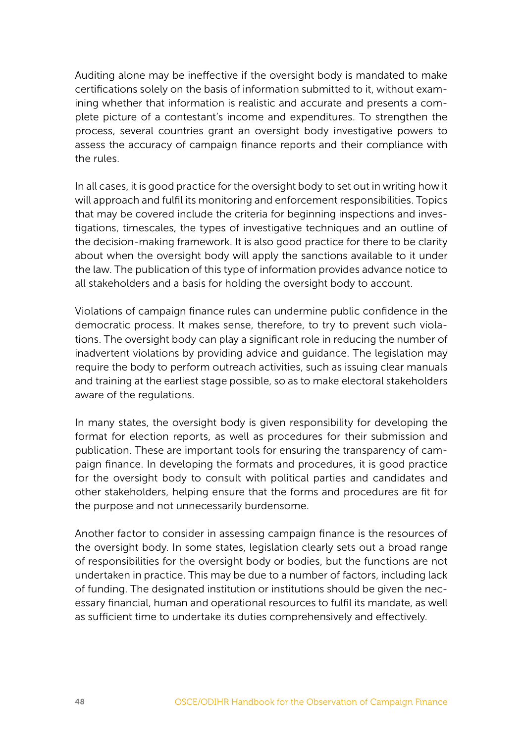Auditing alone may be ineffective if the oversight body is mandated to make certifications solely on the basis of information submitted to it, without examining whether that information is realistic and accurate and presents a complete picture of a contestant's income and expenditures. To strengthen the process, several countries grant an oversight body investigative powers to assess the accuracy of campaign finance reports and their compliance with the rules.

In all cases, it is good practice for the oversight body to set out in writing how it will approach and fulfil its monitoring and enforcement responsibilities. Topics that may be covered include the criteria for beginning inspections and investigations, timescales, the types of investigative techniques and an outline of the decision-making framework. It is also good practice for there to be clarity about when the oversight body will apply the sanctions available to it under the law. The publication of this type of information provides advance notice to all stakeholders and a basis for holding the oversight body to account.

Violations of campaign finance rules can undermine public confidence in the democratic process. It makes sense, therefore, to try to prevent such violations. The oversight body can play a significant role in reducing the number of inadvertent violations by providing advice and guidance. The legislation may require the body to perform outreach activities, such as issuing clear manuals and training at the earliest stage possible, so as to make electoral stakeholders aware of the regulations.

In many states, the oversight body is given responsibility for developing the format for election reports, as well as procedures for their submission and publication. These are important tools for ensuring the transparency of campaign finance. In developing the formats and procedures, it is good practice for the oversight body to consult with political parties and candidates and other stakeholders, helping ensure that the forms and procedures are fit for the purpose and not unnecessarily burdensome.

Another factor to consider in assessing campaign finance is the resources of the oversight body. In some states, legislation clearly sets out a broad range of responsibilities for the oversight body or bodies, but the functions are not undertaken in practice. This may be due to a number of factors, including lack of funding. The designated institution or institutions should be given the necessary financial, human and operational resources to fulfil its mandate, as well as sufficient time to undertake its duties comprehensively and effectively.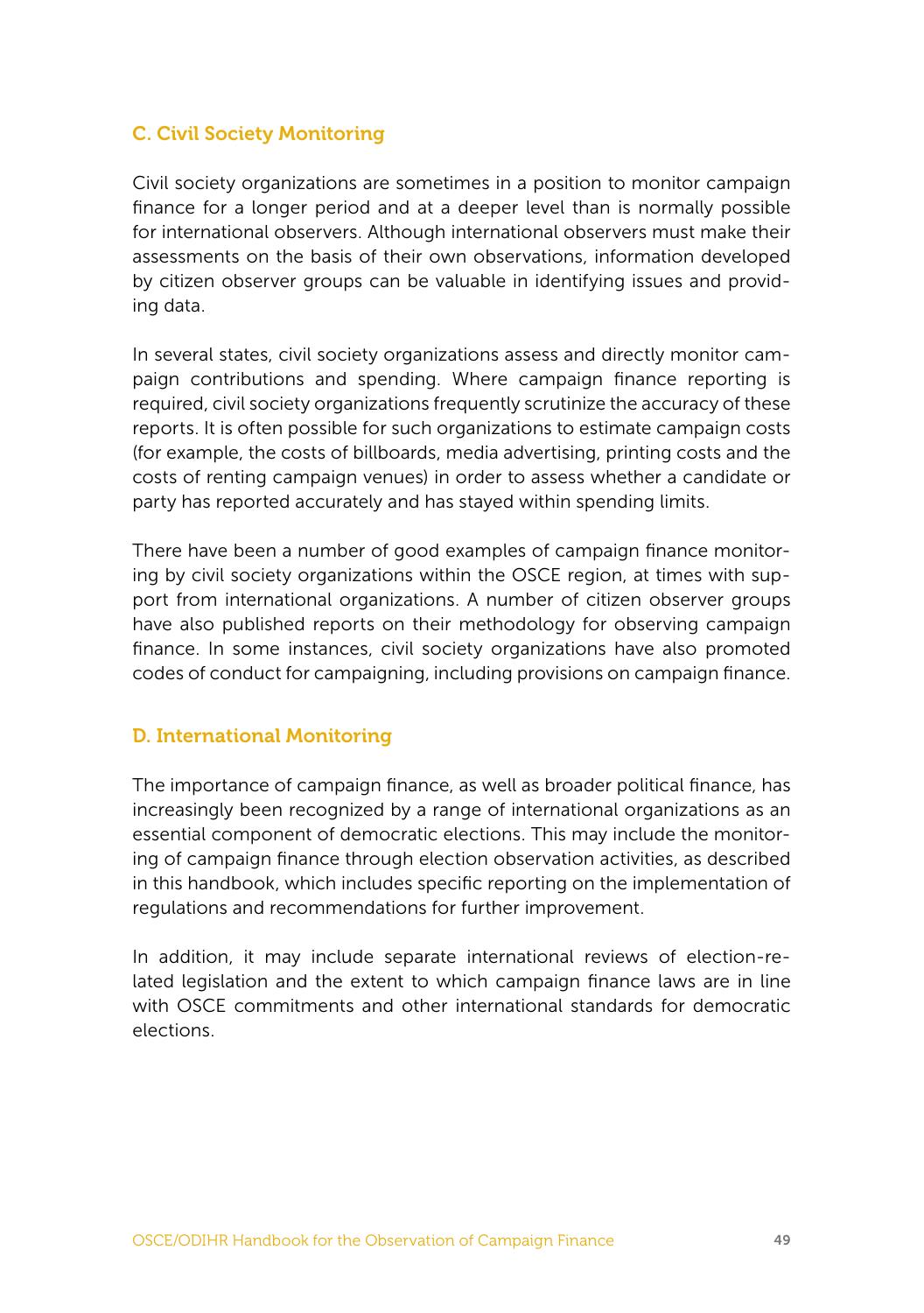### C. Civil Society Monitoring

Civil society organizations are sometimes in a position to monitor campaign finance for a longer period and at a deeper level than is normally possible for international observers. Although international observers must make their assessments on the basis of their own observations, information developed by citizen observer groups can be valuable in identifying issues and providing data.

In several states, civil society organizations assess and directly monitor campaign contributions and spending. Where campaign finance reporting is required, civil society organizations frequently scrutinize the accuracy of these reports. It is often possible for such organizations to estimate campaign costs (for example, the costs of billboards, media advertising, printing costs and the costs of renting campaign venues) in order to assess whether a candidate or party has reported accurately and has stayed within spending limits.

There have been a number of good examples of campaign finance monitoring by civil society organizations within the OSCE region, at times with support from international organizations. A number of citizen observer groups have also published reports on their methodology for observing campaign finance. In some instances, civil society organizations have also promoted codes of conduct for campaigning, including provisions on campaign finance.

### D. International Monitoring

The importance of campaign finance, as well as broader political finance, has increasingly been recognized by a range of international organizations as an essential component of democratic elections. This may include the monitoring of campaign finance through election observation activities, as described in this handbook, which includes specific reporting on the implementation of regulations and recommendations for further improvement.

In addition, it may include separate international reviews of election-related legislation and the extent to which campaign finance laws are in line with OSCE commitments and other international standards for democratic elections.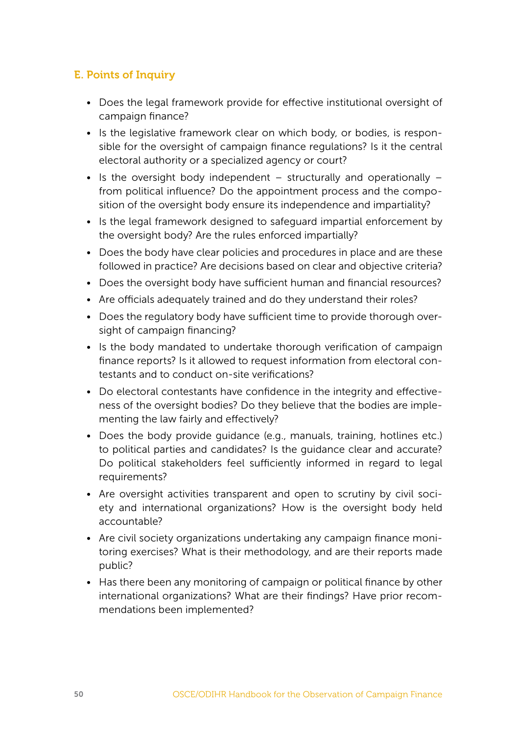### E. Points of Inquiry

- Does the legal framework provide for effective institutional oversight of campaign finance?
- Is the legislative framework clear on which body, or bodies, is responsible for the oversight of campaign finance regulations? Is it the central electoral authority or a specialized agency or court?
- Is the oversight body independent – structurally and operationally – from political influence? Do the appointment process and the composition of the oversight body ensure its independence and impartiality?
- Is the legal framework designed to safeguard impartial enforcement by the oversight body? Are the rules enforced impartially?
- Does the body have clear policies and procedures in place and are these followed in practice? Are decisions based on clear and objective criteria?
- Does the oversight body have sufficient human and financial resources?
- Are officials adequately trained and do they understand their roles?
- Does the regulatory body have sufficient time to provide thorough oversight of campaign financing?
- Is the body mandated to undertake thorough verification of campaign finance reports? Is it allowed to request information from electoral contestants and to conduct on-site verifications?
- Do electoral contestants have confidence in the integrity and effectiveness of the oversight bodies? Do they believe that the bodies are implementing the law fairly and effectively?
- Does the body provide guidance (e.g., manuals, training, hotlines etc.) to political parties and candidates? Is the guidance clear and accurate? Do political stakeholders feel sufficiently informed in regard to legal requirements?
- Are oversight activities transparent and open to scrutiny by civil society and international organizations? How is the oversight body held accountable?
- Are civil society organizations undertaking any campaign finance monitoring exercises? What is their methodology, and are their reports made public?
- Has there been any monitoring of campaign or political finance by other international organizations? What are their findings? Have prior recommendations been implemented?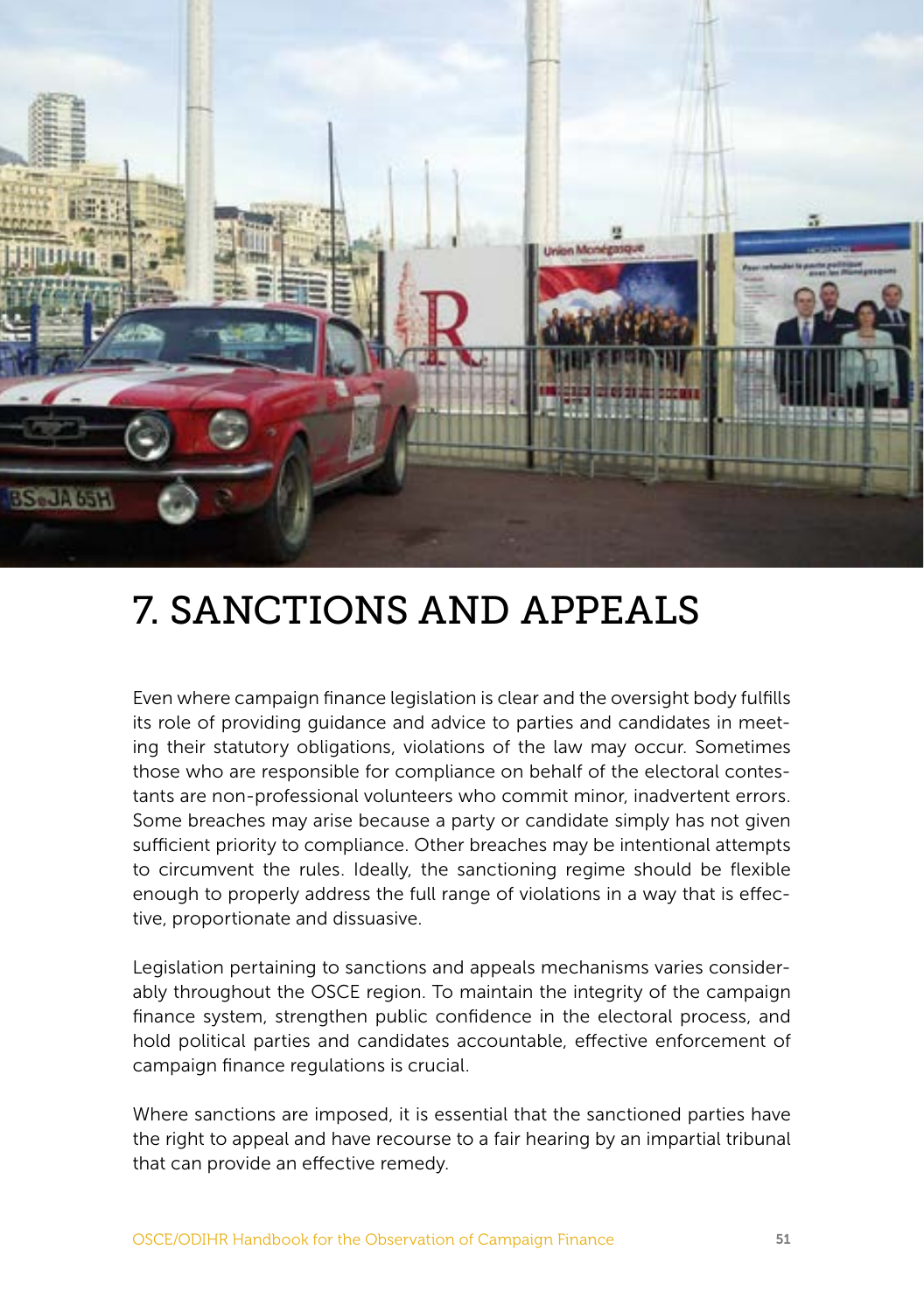# 7. SANCTIONS AND APPEALS

Even where campaign finance legislation is clear and the oversight body fulfills its role of providing guidance and advice to parties and candidates in meeting their statutory obligations, violations of the law may occur. Sometimes those who are responsible for compliance on behalf of the electoral contestants are non-professional volunteers who commit minor, inadvertent errors. Some breaches may arise because a party or candidate simply has not given sufficient priority to compliance. Other breaches may be intentional attempts to circumvent the rules. Ideally, the sanctioning regime should be flexible enough to properly address the full range of violations in a way that is effective, proportionate and dissuasive.

Legislation pertaining to sanctions and appeals mechanisms varies considerably throughout the OSCE region. To maintain the integrity of the campaign finance system, strengthen public confidence in the electoral process, and hold political parties and candidates accountable, effective enforcement of campaign finance regulations is crucial.

Where sanctions are imposed, it is essential that the sanctioned parties have the right to appeal and have recourse to a fair hearing by an impartial tribunal that can provide an effective remedy.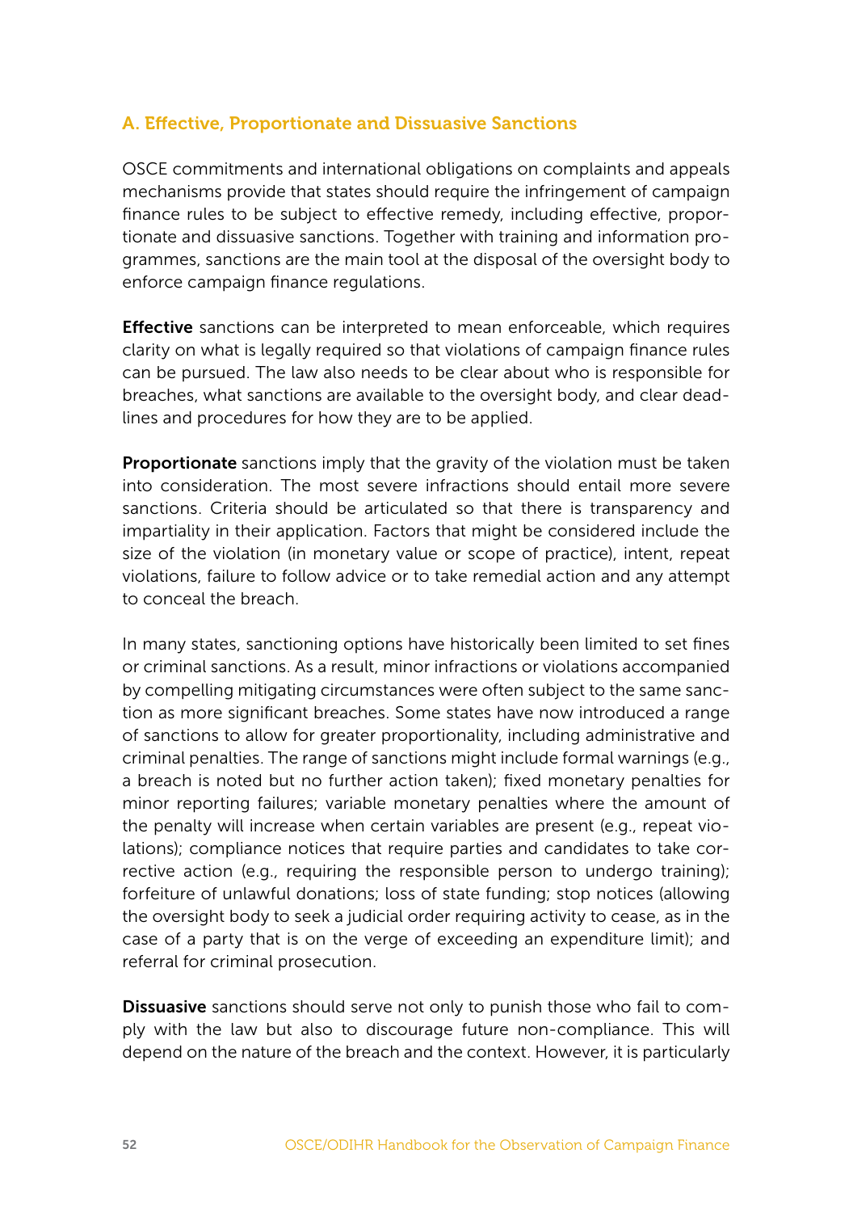### A. Effective, Proportionate and Dissuasive Sanctions

OSCE commitments and international obligations on complaints and appeals mechanisms provide that states should require the infringement of campaign finance rules to be subject to effective remedy, including effective, proportionate and dissuasive sanctions. Together with training and information programmes, sanctions are the main tool at the disposal of the oversight body to enforce campaign finance regulations.

**Effective** sanctions can be interpreted to mean enforceable, which requires clarity on what is legally required so that violations of campaign finance rules can be pursued. The law also needs to be clear about who is responsible for breaches, what sanctions are available to the oversight body, and clear deadlines and procedures for how they are to be applied.

**Proportionate** sanctions imply that the gravity of the violation must be taken into consideration. The most severe infractions should entail more severe sanctions. Criteria should be articulated so that there is transparency and impartiality in their application. Factors that might be considered include the size of the violation (in monetary value or scope of practice), intent, repeat violations, failure to follow advice or to take remedial action and any attempt to conceal the breach.

In many states, sanctioning options have historically been limited to set fines or criminal sanctions. As a result, minor infractions or violations accompanied by compelling mitigating circumstances were often subject to the same sanction as more significant breaches. Some states have now introduced a range of sanctions to allow for greater proportionality, including administrative and criminal penalties. The range of sanctions might include formal warnings (e.g., a breach is noted but no further action taken); fixed monetary penalties for minor reporting failures; variable monetary penalties where the amount of the penalty will increase when certain variables are present (e.g., repeat violations); compliance notices that require parties and candidates to take corrective action (e.g., requiring the responsible person to undergo training); forfeiture of unlawful donations; loss of state funding; stop notices (allowing the oversight body to seek a judicial order requiring activity to cease, as in the case of a party that is on the verge of exceeding an expenditure limit); and referral for criminal prosecution.

**Dissuasive** sanctions should serve not only to punish those who fail to comply with the law but also to discourage future non-compliance. This will depend on the nature of the breach and the context. However, it is particularly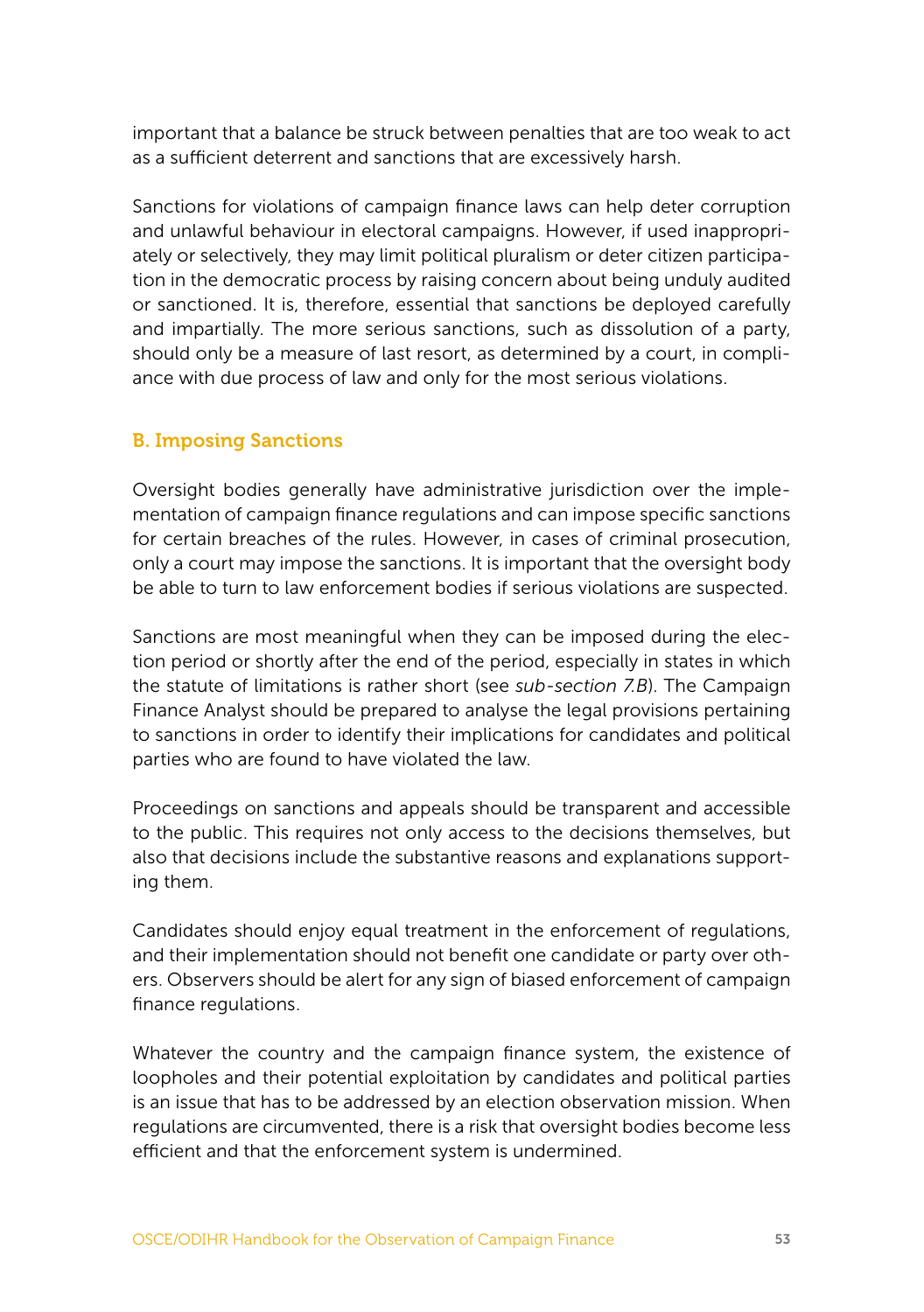important that a balance be struck between penalties that are too weak to act as a sufficient deterrent and sanctions that are excessively harsh.

Sanctions for violations of campaign finance laws can help deter corruption and unlawful behaviour in electoral campaigns. However, if used inappropriately or selectively, they may limit political pluralism or deter citizen participation in the democratic process by raising concern about being unduly audited or sanctioned. It is, therefore, essential that sanctions be deployed carefully and impartially. The more serious sanctions, such as dissolution of a party, should only be a measure of last resort, as determined by a court, in compliance with due process of law and only for the most serious violations.

### B. Imposing Sanctions

Oversight bodies generally have administrative jurisdiction over the implementation of campaign finance regulations and can impose specific sanctions for certain breaches of the rules. However, in cases of criminal prosecution, only a court may impose the sanctions. It is important that the oversight body be able to turn to law enforcement bodies if serious violations are suspected.

Sanctions are most meaningful when they can be imposed during the election period or shortly after the end of the period, especially in states in which the statute of limitations is rather short (see *sub-section 7.B*). The Campaign Finance Analyst should be prepared to analyse the legal provisions pertaining to sanctions in order to identify their implications for candidates and political parties who are found to have violated the law.

Proceedings on sanctions and appeals should be transparent and accessible to the public. This requires not only access to the decisions themselves, but also that decisions include the substantive reasons and explanations supporting them.

Candidates should enjoy equal treatment in the enforcement of regulations, and their implementation should not benefit one candidate or party over others. Observers should be alert for any sign of biased enforcement of campaign finance regulations.

Whatever the country and the campaign finance system, the existence of loopholes and their potential exploitation by candidates and political parties is an issue that has to be addressed by an election observation mission. When regulations are circumvented, there is a risk that oversight bodies become less efficient and that the enforcement system is undermined.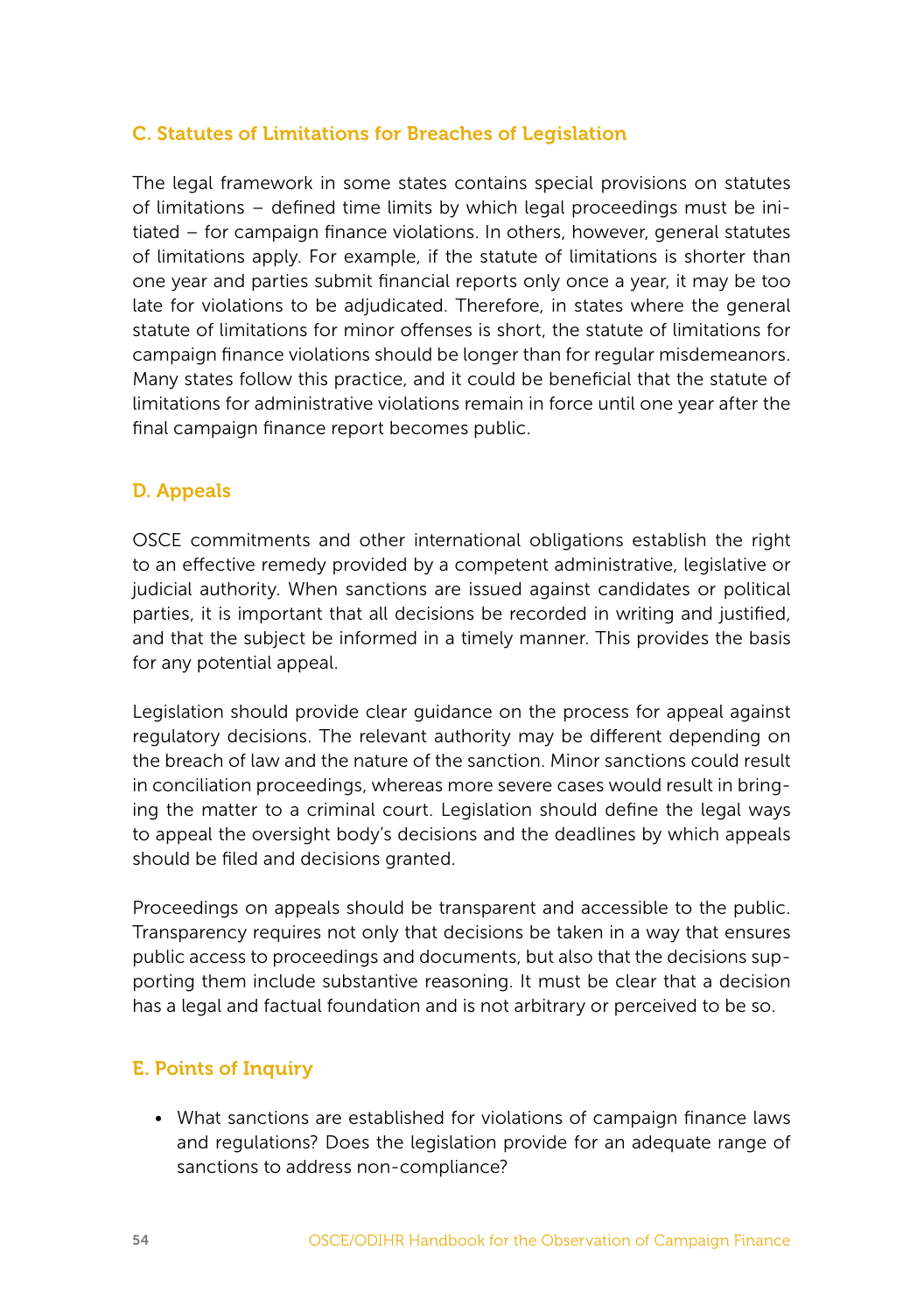### C. Statutes of Limitations for Breaches of Legislation

The legal framework in some states contains special provisions on statutes of limitations – defined time limits by which legal proceedings must be initiated – for campaign finance violations. In others, however, general statutes of limitations apply. For example, if the statute of limitations is shorter than one year and parties submit financial reports only once a year, it may be too late for violations to be adjudicated. Therefore, in states where the general statute of limitations for minor offenses is short, the statute of limitations for campaign finance violations should be longer than for regular misdemeanors. Many states follow this practice, and it could be beneficial that the statute of limitations for administrative violations remain in force until one year after the final campaign finance report becomes public.

### D. Appeals

OSCE commitments and other international obligations establish the right to an effective remedy provided by a competent administrative, legislative or judicial authority. When sanctions are issued against candidates or political parties, it is important that all decisions be recorded in writing and justified, and that the subject be informed in a timely manner. This provides the basis for any potential appeal.

Legislation should provide clear guidance on the process for appeal against regulatory decisions. The relevant authority may be different depending on the breach of law and the nature of the sanction. Minor sanctions could result in conciliation proceedings, whereas more severe cases would result in bringing the matter to a criminal court. Legislation should define the legal ways to appeal the oversight body's decisions and the deadlines by which appeals should be filed and decisions granted.

Proceedings on appeals should be transparent and accessible to the public. Transparency requires not only that decisions be taken in a way that ensures public access to proceedings and documents, but also that the decisions supporting them include substantive reasoning. It must be clear that a decision has a legal and factual foundation and is not arbitrary or perceived to be so.

### E. Points of Inquiry

- What sanctions are established for violations of campaign finance laws and regulations? Does the legislation provide for an adequate range of sanctions to address non-compliance?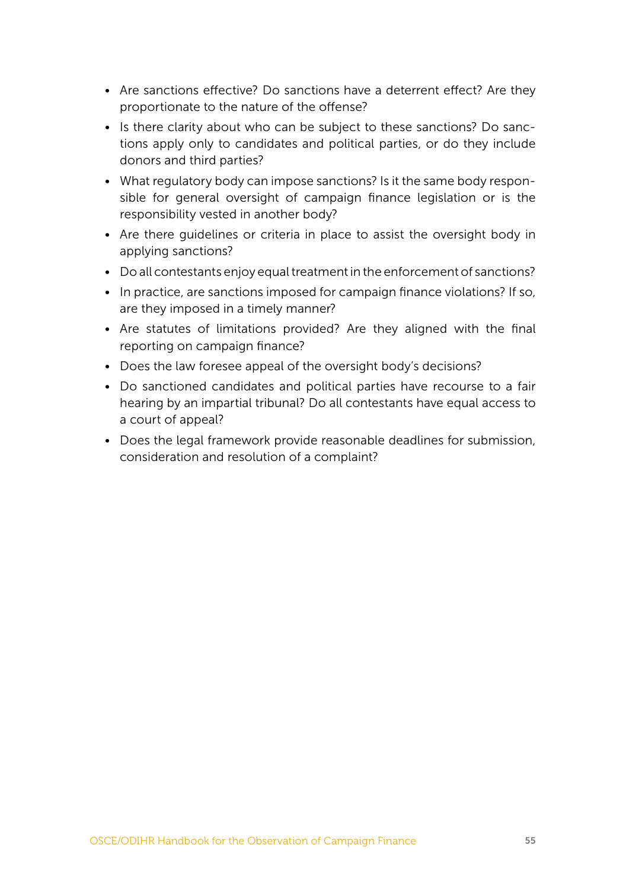- Are sanctions effective? Do sanctions have a deterrent effect? Are they proportionate to the nature of the offense?
- Is there clarity about who can be subject to these sanctions? Do sanctions apply only to candidates and political parties, or do they include donors and third parties?
- What regulatory body can impose sanctions? Is it the same body responsible for general oversight of campaign finance legislation or is the responsibility vested in another body?
- Are there guidelines or criteria in place to assist the oversight body in applying sanctions?
- Do all contestants enjoy equal treatment in the enforcement of sanctions?
- In practice, are sanctions imposed for campaign finance violations? If so, are they imposed in a timely manner?
- Are statutes of limitations provided? Are they aligned with the final reporting on campaign finance?
- Does the law foresee appeal of the oversight body's decisions?
- Do sanctioned candidates and political parties have recourse to a fair hearing by an impartial tribunal? Do all contestants have equal access to a court of appeal?
- Does the legal framework provide reasonable deadlines for submission, consideration and resolution of a complaint?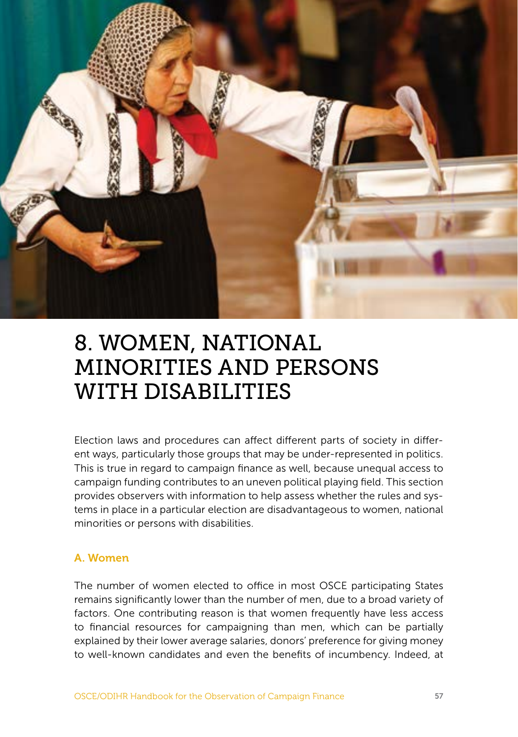# 8. WOMEN, NATIONAL MINORITIES AND PERSONS WITH DISABILITIES

Election laws and procedures can affect different parts of society in different ways, particularly those groups that may be under-represented in politics. This is true in regard to campaign finance as well, because unequal access to campaign funding contributes to an uneven political playing field. This section provides observers with information to help assess whether the rules and systems in place in a particular election are disadvantageous to women, national minorities or persons with disabilities.

## A. Women

The number of women elected to office in most OSCE participating States remains significantly lower than the number of men, due to a broad variety of factors. One contributing reason is that women frequently have less access to financial resources for campaigning than men, which can be partially explained by their lower average salaries, donors' preference for giving money to well-known candidates and even the benefits of incumbency. Indeed, at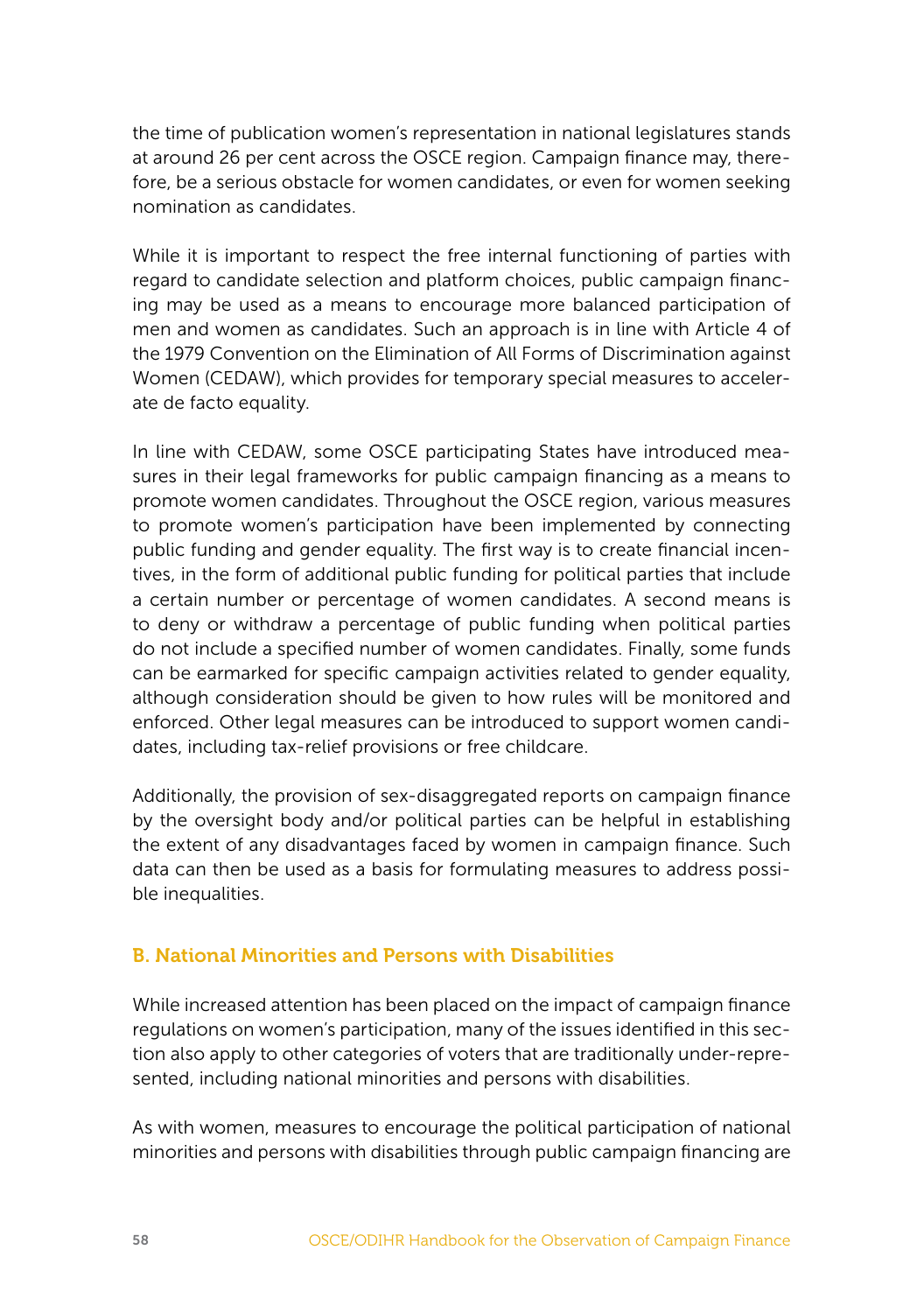the time of publication women's representation in national legislatures stands at around 26 per cent across the OSCE region. Campaign finance may, therefore, be a serious obstacle for women candidates, or even for women seeking nomination as candidates.

While it is important to respect the free internal functioning of parties with regard to candidate selection and platform choices, public campaign financing may be used as a means to encourage more balanced participation of men and women as candidates. Such an approach is in line with Article 4 of the 1979 Convention on the Elimination of All Forms of Discrimination against Women (CEDAW), which provides for temporary special measures to accelerate de facto equality.

In line with CEDAW, some OSCE participating States have introduced measures in their legal frameworks for public campaign financing as a means to promote women candidates. Throughout the OSCE region, various measures to promote women's participation have been implemented by connecting public funding and gender equality. The first way is to create financial incentives, in the form of additional public funding for political parties that include a certain number or percentage of women candidates. A second means is to deny or withdraw a percentage of public funding when political parties do not include a specified number of women candidates. Finally, some funds can be earmarked for specific campaign activities related to gender equality, although consideration should be given to how rules will be monitored and enforced. Other legal measures can be introduced to support women candidates, including tax-relief provisions or free childcare.

Additionally, the provision of sex-disaggregated reports on campaign finance by the oversight body and/or political parties can be helpful in establishing the extent of any disadvantages faced by women in campaign finance. Such data can then be used as a basis for formulating measures to address possible inequalities.

### B. National Minorities and Persons with Disabilities

While increased attention has been placed on the impact of campaign finance regulations on women's participation, many of the issues identified in this section also apply to other categories of voters that are traditionally under-represented, including national minorities and persons with disabilities.

As with women, measures to encourage the political participation of national minorities and persons with disabilities through public campaign financing are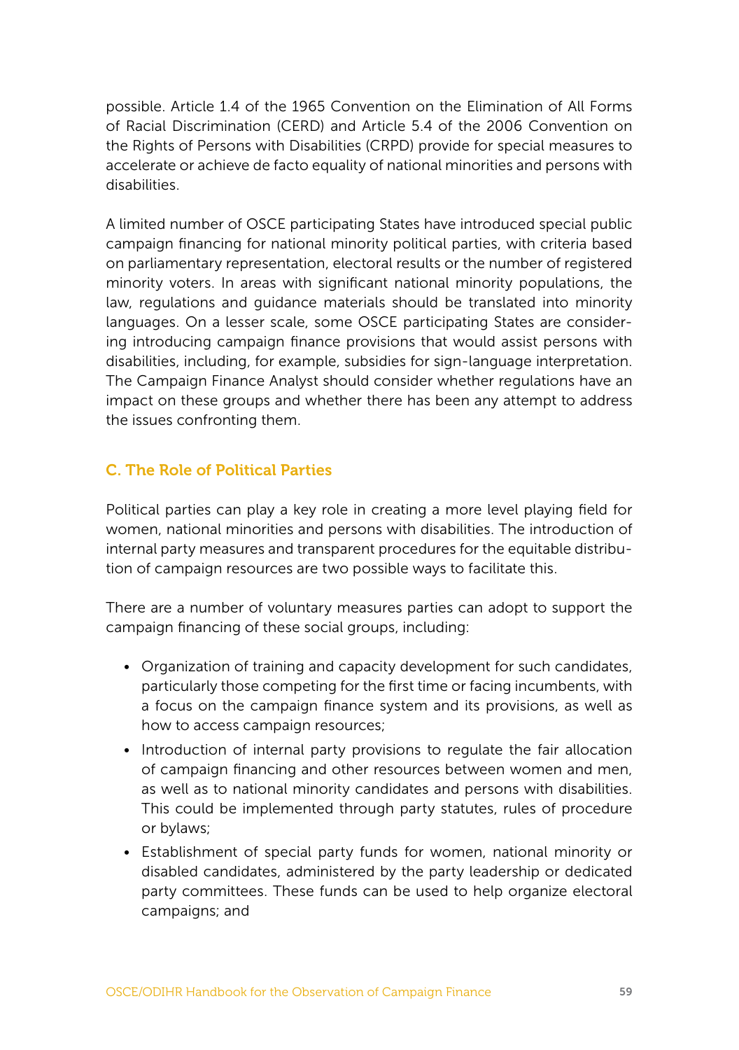possible. Article 1.4 of the 1965 Convention on the Elimination of All Forms of Racial Discrimination (CERD) and Article 5.4 of the 2006 Convention on the Rights of Persons with Disabilities (CRPD) provide for special measures to accelerate or achieve de facto equality of national minorities and persons with disabilities.

A limited number of OSCE participating States have introduced special public campaign financing for national minority political parties, with criteria based on parliamentary representation, electoral results or the number of registered minority voters. In areas with significant national minority populations, the law, regulations and guidance materials should be translated into minority languages. On a lesser scale, some OSCE participating States are considering introducing campaign finance provisions that would assist persons with disabilities, including, for example, subsidies for sign-language interpretation. The Campaign Finance Analyst should consider whether regulations have an impact on these groups and whether there has been any attempt to address the issues confronting them.

## C. The Role of Political Parties

Political parties can play a key role in creating a more level playing field for women, national minorities and persons with disabilities. The introduction of internal party measures and transparent procedures for the equitable distribution of campaign resources are two possible ways to facilitate this.

There are a number of voluntary measures parties can adopt to support the campaign financing of these social groups, including:

- Organization of training and capacity development for such candidates, particularly those competing for the first time or facing incumbents, with a focus on the campaign finance system and its provisions, as well as how to access campaign resources;
- Introduction of internal party provisions to regulate the fair allocation of campaign financing and other resources between women and men, as well as to national minority candidates and persons with disabilities. This could be implemented through party statutes, rules of procedure or bylaws;
- Establishment of special party funds for women, national minority or disabled candidates, administered by the party leadership or dedicated party committees. These funds can be used to help organize electoral campaigns; and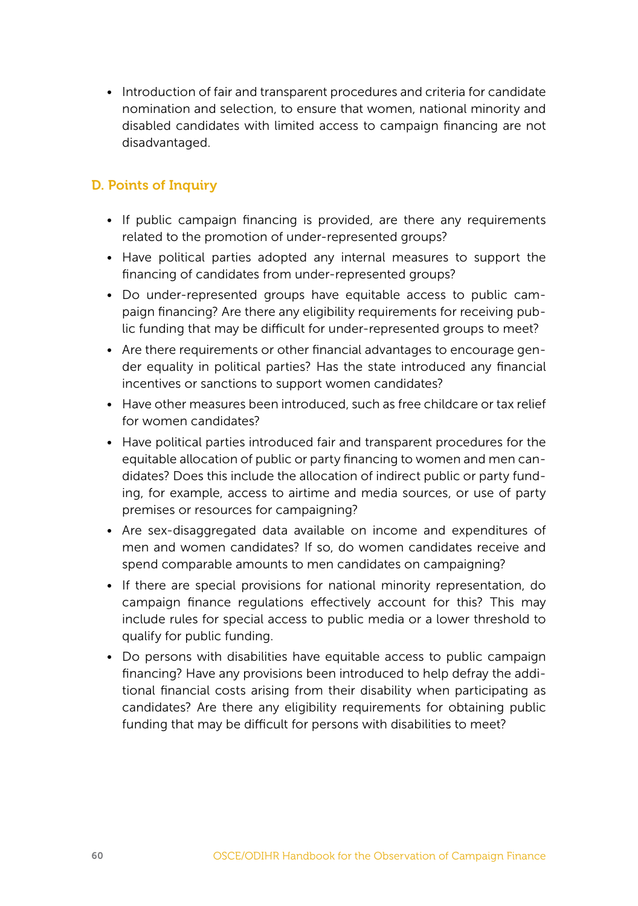- Introduction of fair and transparent procedures and criteria for candidate nomination and selection, to ensure that women, national minority and disabled candidates with limited access to campaign financing are not disadvantaged.

### D. Points of Inquiry

- If public campaign financing is provided, are there any requirements related to the promotion of under-represented groups?
- Have political parties adopted any internal measures to support the financing of candidates from under-represented groups?
- Do under-represented groups have equitable access to public campaign financing? Are there any eligibility requirements for receiving public funding that may be difficult for under-represented groups to meet?
- Are there requirements or other financial advantages to encourage gender equality in political parties? Has the state introduced any financial incentives or sanctions to support women candidates?
- Have other measures been introduced, such as free childcare or tax relief for women candidates?
- Have political parties introduced fair and transparent procedures for the equitable allocation of public or party financing to women and men candidates? Does this include the allocation of indirect public or party funding, for example, access to airtime and media sources, or use of party premises or resources for campaigning?
- Are sex-disaggregated data available on income and expenditures of men and women candidates? If so, do women candidates receive and spend comparable amounts to men candidates on campaigning?
- If there are special provisions for national minority representation, do campaign finance regulations effectively account for this? This may include rules for special access to public media or a lower threshold to qualify for public funding.
- Do persons with disabilities have equitable access to public campaign financing? Have any provisions been introduced to help defray the additional financial costs arising from their disability when participating as candidates? Are there any eligibility requirements for obtaining public funding that may be difficult for persons with disabilities to meet?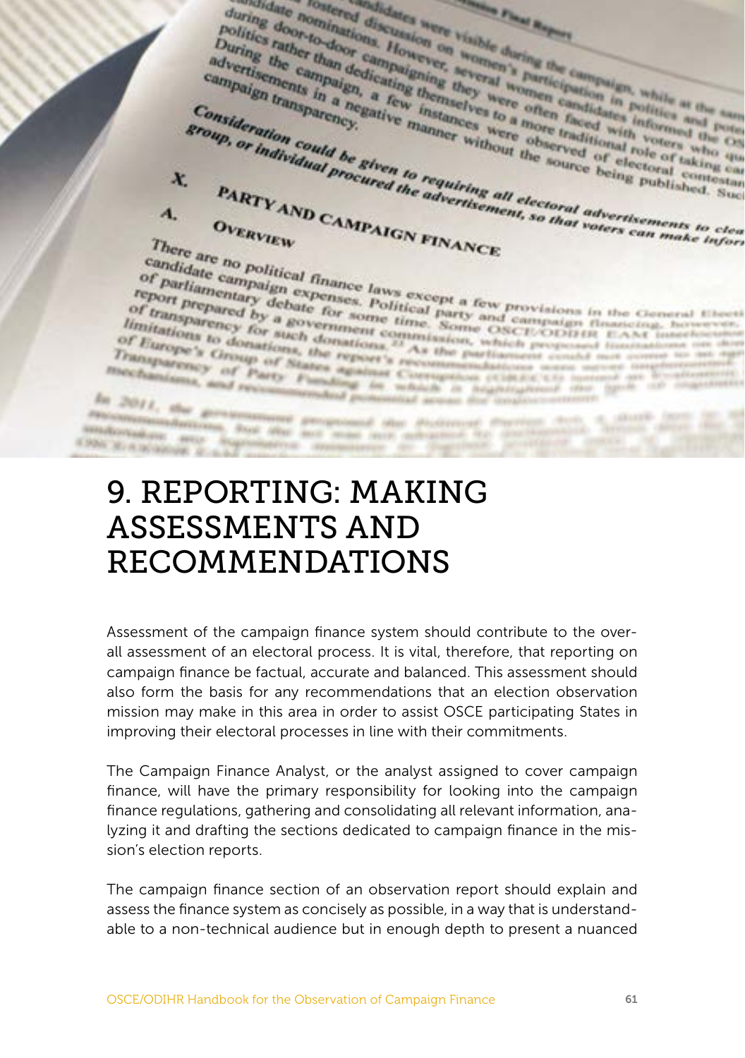# 9. REPORTING: MAKING ASSESSMENTS AND RECOMMENDATIONS

Assessment of the campaign finance system should contribute to the overall assessment of an electoral process. It is vital, therefore, that reporting on campaign finance be factual, accurate and balanced. This assessment should also form the basis for any recommendations that an election observation mission may make in this area in order to assist OSCE participating States in improving their electoral processes in line with their commitments.

The Campaign Finance Analyst, or the analyst assigned to cover campaign finance, will have the primary responsibility for looking into the campaign finance regulations, gathering and consolidating all relevant information, analyzing it and drafting the sections dedicated to campaign finance in the mission's election reports.

The campaign finance section of an observation report should explain and assess the finance system as concisely as possible, in a way that is understandable to a non-technical audience but in enough depth to present a nuanced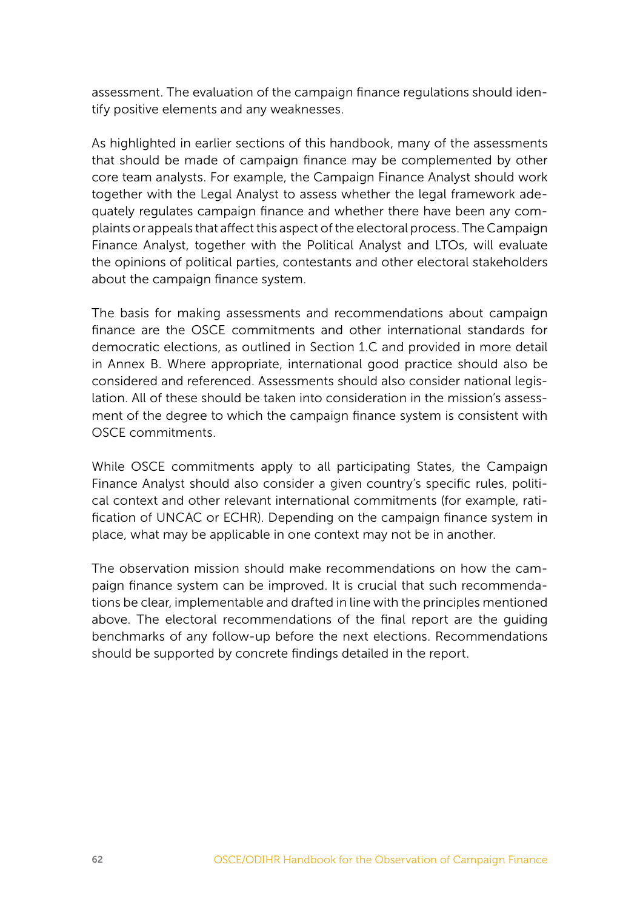assessment. The evaluation of the campaign finance regulations should identify positive elements and any weaknesses.

As highlighted in earlier sections of this handbook, many of the assessments that should be made of campaign finance may be complemented by other core team analysts. For example, the Campaign Finance Analyst should work together with the Legal Analyst to assess whether the legal framework adequately regulates campaign finance and whether there have been any complaints or appeals that affect this aspect of the electoral process. The Campaign Finance Analyst, together with the Political Analyst and LTOs, will evaluate the opinions of political parties, contestants and other electoral stakeholders about the campaign finance system.

The basis for making assessments and recommendations about campaign finance are the OSCE commitments and other international standards for democratic elections, as outlined in Section 1.C and provided in more detail in Annex B. Where appropriate, international good practice should also be considered and referenced. Assessments should also consider national legislation. All of these should be taken into consideration in the mission's assessment of the degree to which the campaign finance system is consistent with OSCE commitments.

While OSCE commitments apply to all participating States, the Campaign Finance Analyst should also consider a given country's specific rules, political context and other relevant international commitments (for example, ratification of UNCAC or ECHR). Depending on the campaign finance system in place, what may be applicable in one context may not be in another.

The observation mission should make recommendations on how the campaign finance system can be improved. It is crucial that such recommendations be clear, implementable and drafted in line with the principles mentioned above. The electoral recommendations of the final report are the guiding benchmarks of any follow-up before the next elections. Recommendations should be supported by concrete findings detailed in the report.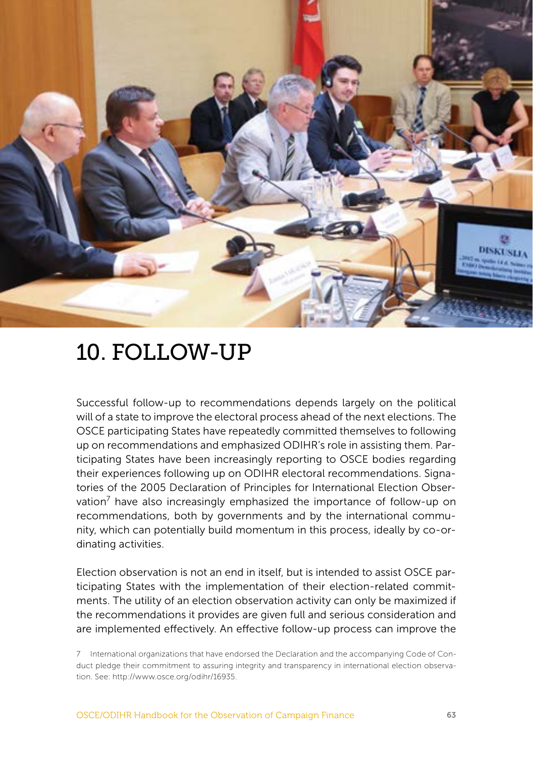# 10. FOLLOW-UP

Successful follow-up to recommendations depends largely on the political will of a state to improve the electoral process ahead of the next elections. The OSCE participating States have repeatedly committed themselves to following up on recommendations and emphasized ODIHR's role in assisting them. Participating States have been increasingly reporting to OSCE bodies regarding their experiences following up on ODIHR electoral recommendations. Signatories of the 2005 Declaration of Principles for International Election Observation[7] have also increasingly emphasized the importance of follow-up on recommendations, both by governments and by the international community, which can potentially build momentum in this process, ideally by co-ordinating activities.

Election observation is not an end in itself, but is intended to assist OSCE participating States with the implementation of their election-related commitments. The utility of an election observation activity can only be maximized if the recommendations it provides are given full and serious consideration and are implemented effectively. An effective follow-up process can improve the

7 International organizations that have endorsed the Declaration and the accompanying Code of Conduct pledge their commitment to assuring integrity and transparency in international election observation. See: http://www.osce.org/odihr/16935.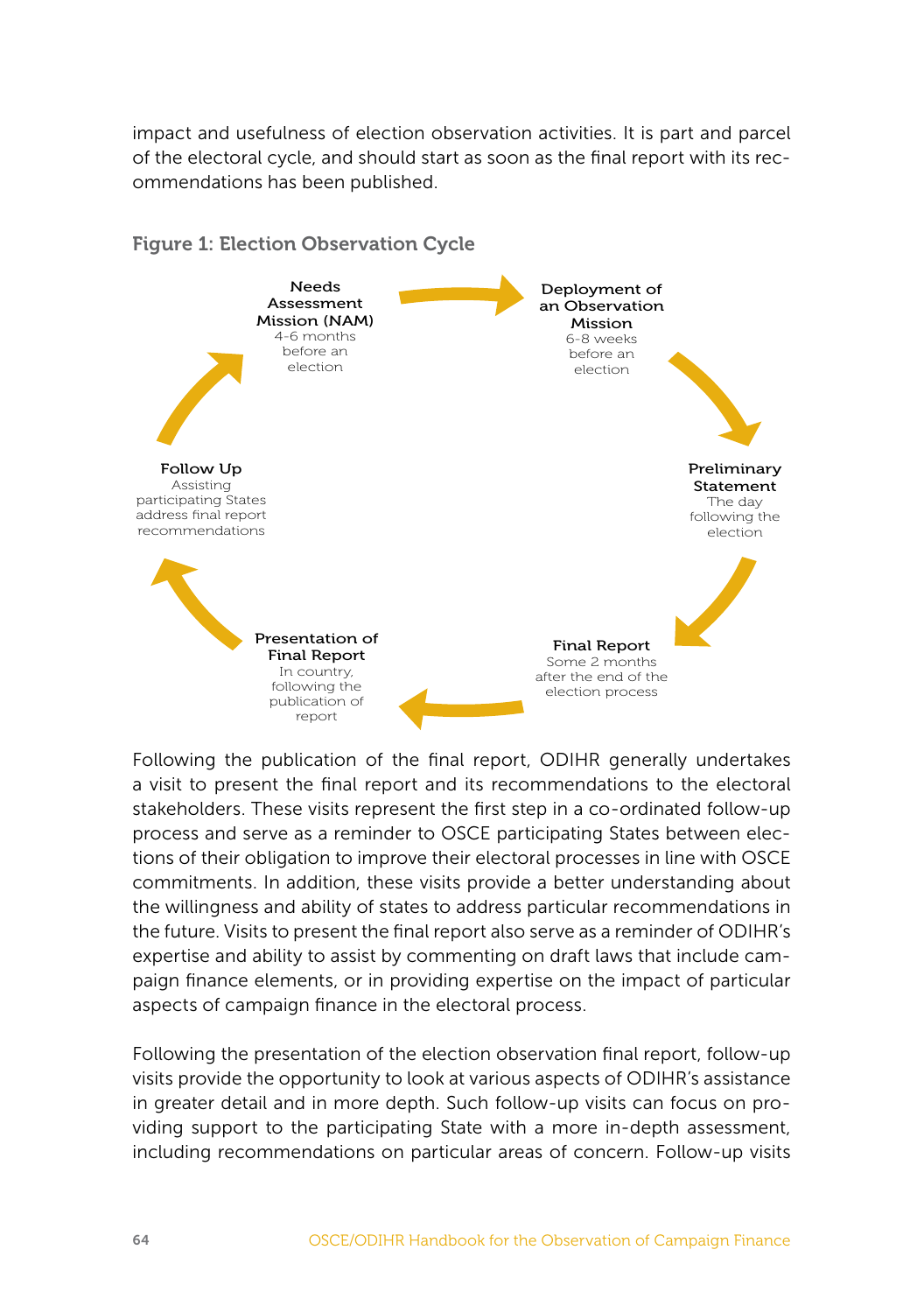impact and usefulness of election observation activities. It is part and parcel of the electoral cycle, and should start as soon as the final report with its recommendations has been published.

**Figure 1: Election Observation Cycle**

**Needs Assessment Mission (NAM)**
4-6 months before an election

**Deployment of an Observation Mission**
6-8 weeks before an election

**Preliminary Statement**
The day following the election

**Final Report**
Some 2 months after the end of the election process

**Presentation of Final Report**
In country, following the publication of report

**Follow Up**
Assisting participating States address final report recommendations

Following the publication of the final report, ODIHR generally undertakes a visit to present the final report and its recommendations to the electoral stakeholders. These visits represent the first step in a co-ordinated follow-up process and serve as a reminder to OSCE participating States between elections of their obligation to improve their electoral processes in line with OSCE commitments. In addition, these visits provide a better understanding about the willingness and ability of states to address particular recommendations in the future. Visits to present the final report also serve as a reminder of ODIHR's expertise and ability to assist by commenting on draft laws that include campaign finance elements, or in providing expertise on the impact of particular aspects of campaign finance in the electoral process.

Following the presentation of the election observation final report, follow-up visits provide the opportunity to look at various aspects of ODIHR's assistance in greater detail and in more depth. Such follow-up visits can focus on providing support to the participating State with a more in-depth assessment, including recommendations on particular areas of concern. Follow-up visits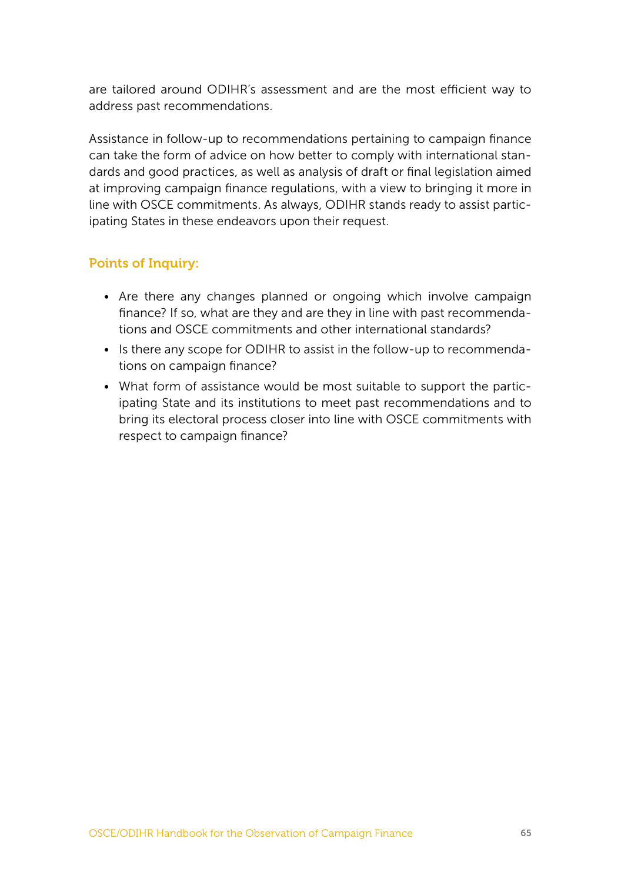are tailored around ODIHR's assessment and are the most efficient way to address past recommendations.

Assistance in follow-up to recommendations pertaining to campaign finance can take the form of advice on how better to comply with international standards and good practices, as well as analysis of draft or final legislation aimed at improving campaign finance regulations, with a view to bringing it more in line with OSCE commitments. As always, ODIHR stands ready to assist participating States in these endeavors upon their request.

### Points of Inquiry:

- Are there any changes planned or ongoing which involve campaign finance? If so, what are they and are they in line with past recommendations and OSCE commitments and other international standards?
- Is there any scope for ODIHR to assist in the follow-up to recommendations on campaign finance?
- What form of assistance would be most suitable to support the participating State and its institutions to meet past recommendations and to bring its electoral process closer into line with OSCE commitments with respect to campaign finance?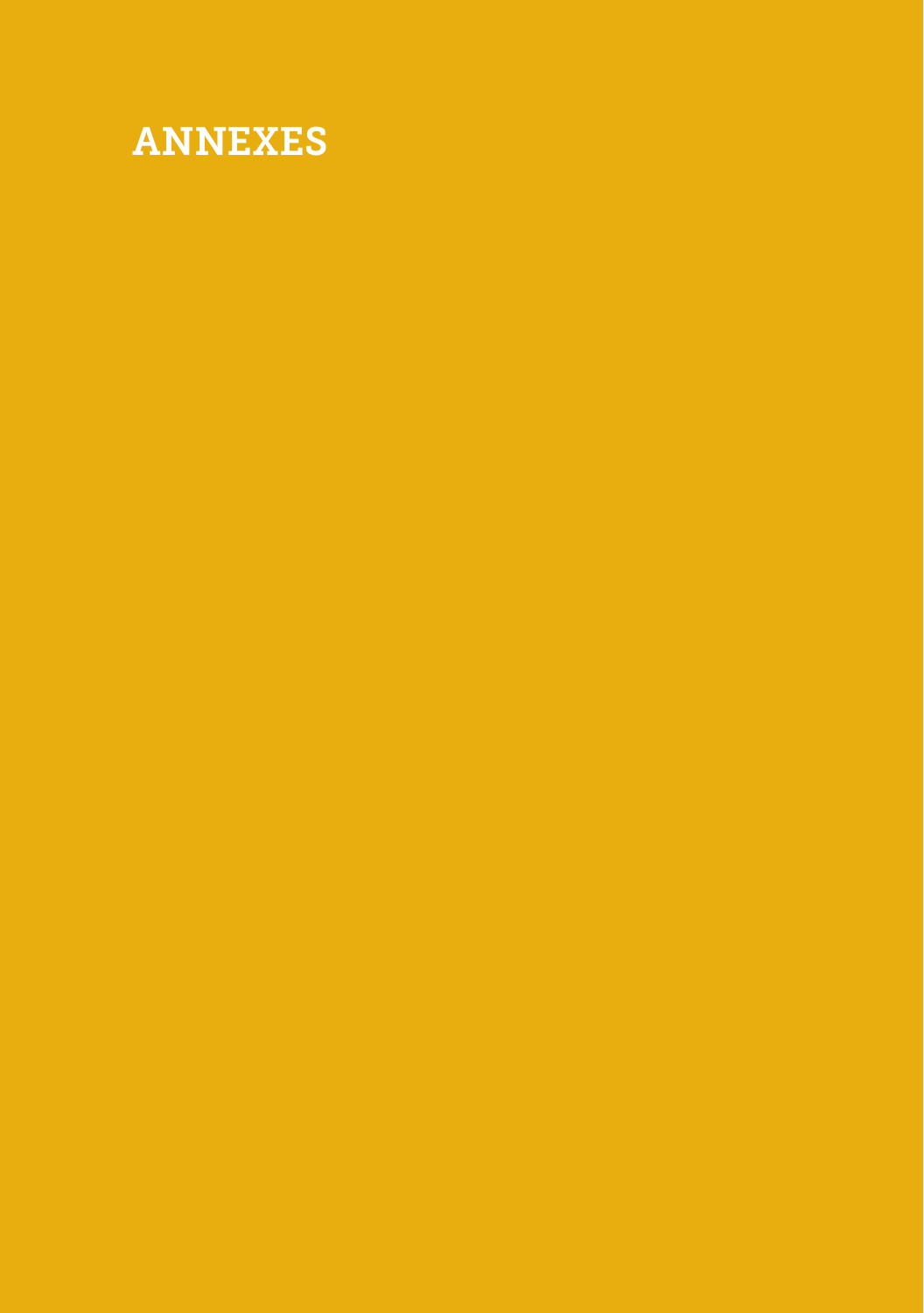# ANNEXES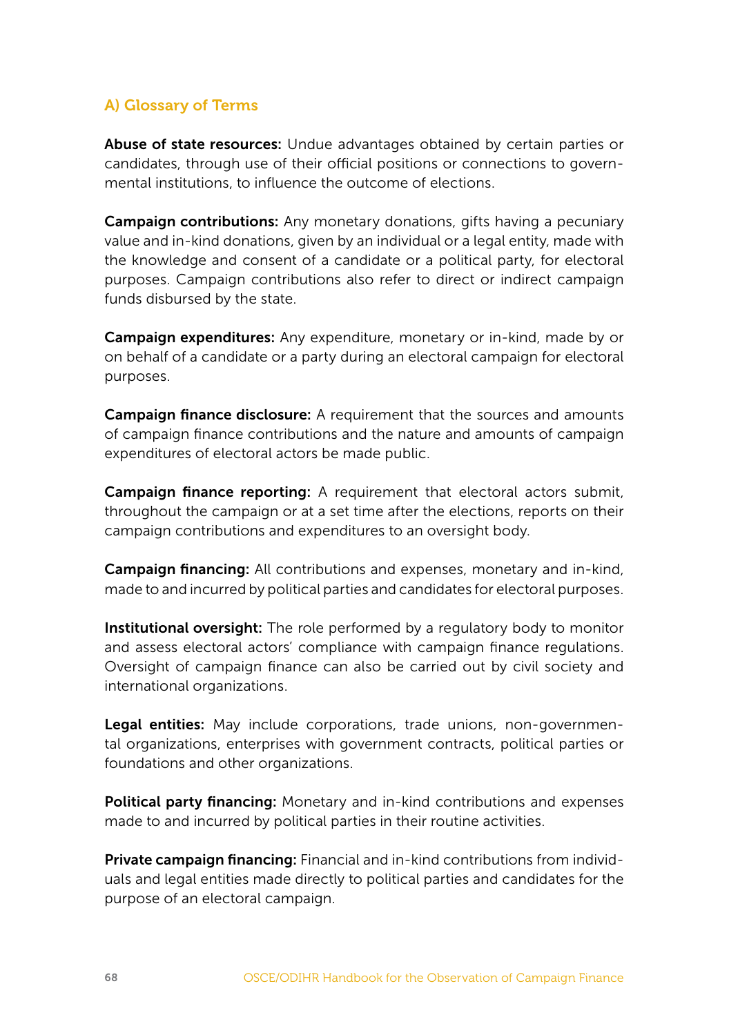## A) Glossary of Terms

**Abuse of state resources:** Undue advantages obtained by certain parties or candidates, through use of their official positions or connections to governmental institutions, to influence the outcome of elections.

**Campaign contributions:** Any monetary donations, gifts having a pecuniary value and in-kind donations, given by an individual or a legal entity, made with the knowledge and consent of a candidate or a political party, for electoral purposes. Campaign contributions also refer to direct or indirect campaign funds disbursed by the state.

**Campaign expenditures:** Any expenditure, monetary or in-kind, made by or on behalf of a candidate or a party during an electoral campaign for electoral purposes.

**Campaign finance disclosure:** A requirement that the sources and amounts of campaign finance contributions and the nature and amounts of campaign expenditures of electoral actors be made public.

**Campaign finance reporting:** A requirement that electoral actors submit, throughout the campaign or at a set time after the elections, reports on their campaign contributions and expenditures to an oversight body.

**Campaign financing:** All contributions and expenses, monetary and in-kind, made to and incurred by political parties and candidates for electoral purposes.

**Institutional oversight:** The role performed by a regulatory body to monitor and assess electoral actors' compliance with campaign finance regulations. Oversight of campaign finance can also be carried out by civil society and international organizations.

**Legal entities:** May include corporations, trade unions, non-governmental organizations, enterprises with government contracts, political parties or foundations and other organizations.

**Political party financing:** Monetary and in-kind contributions and expenses made to and incurred by political parties in their routine activities.

**Private campaign financing:** Financial and in-kind contributions from individuals and legal entities made directly to political parties and candidates for the purpose of an electoral campaign.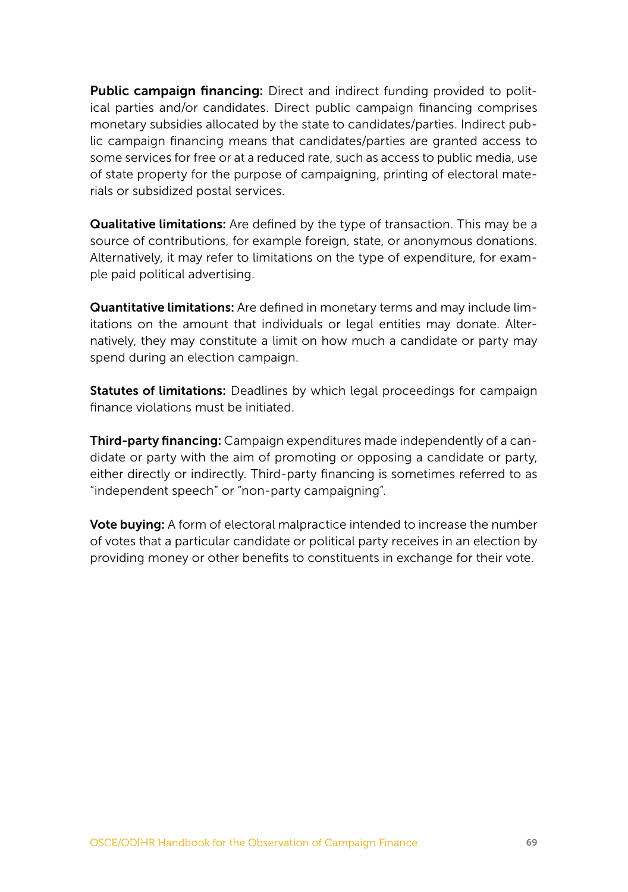**Public campaign financing:** Direct and indirect funding provided to political parties and/or candidates. Direct public campaign financing comprises monetary subsidies allocated by the state to candidates/parties. Indirect public campaign financing means that candidates/parties are granted access to some services for free or at a reduced rate, such as access to public media, use of state property for the purpose of campaigning, printing of electoral materials or subsidized postal services.

**Qualitative limitations:** Are defined by the type of transaction. This may be a source of contributions, for example foreign, state, or anonymous donations. Alternatively, it may refer to limitations on the type of expenditure, for example paid political advertising.

**Quantitative limitations:** Are defined in monetary terms and may include limitations on the amount that individuals or legal entities may donate. Alternatively, they may constitute a limit on how much a candidate or party may spend during an election campaign.

**Statutes of limitations:** Deadlines by which legal proceedings for campaign finance violations must be initiated.

**Third-party financing:** Campaign expenditures made independently of a candidate or party with the aim of promoting or opposing a candidate or party, either directly or indirectly. Third-party financing is sometimes referred to as "independent speech" or "non-party campaigning".

**Vote buying:** A form of electoral malpractice intended to increase the number of votes that a particular candidate or political party receives in an election by providing money or other benefits to constituents in exchange for their vote.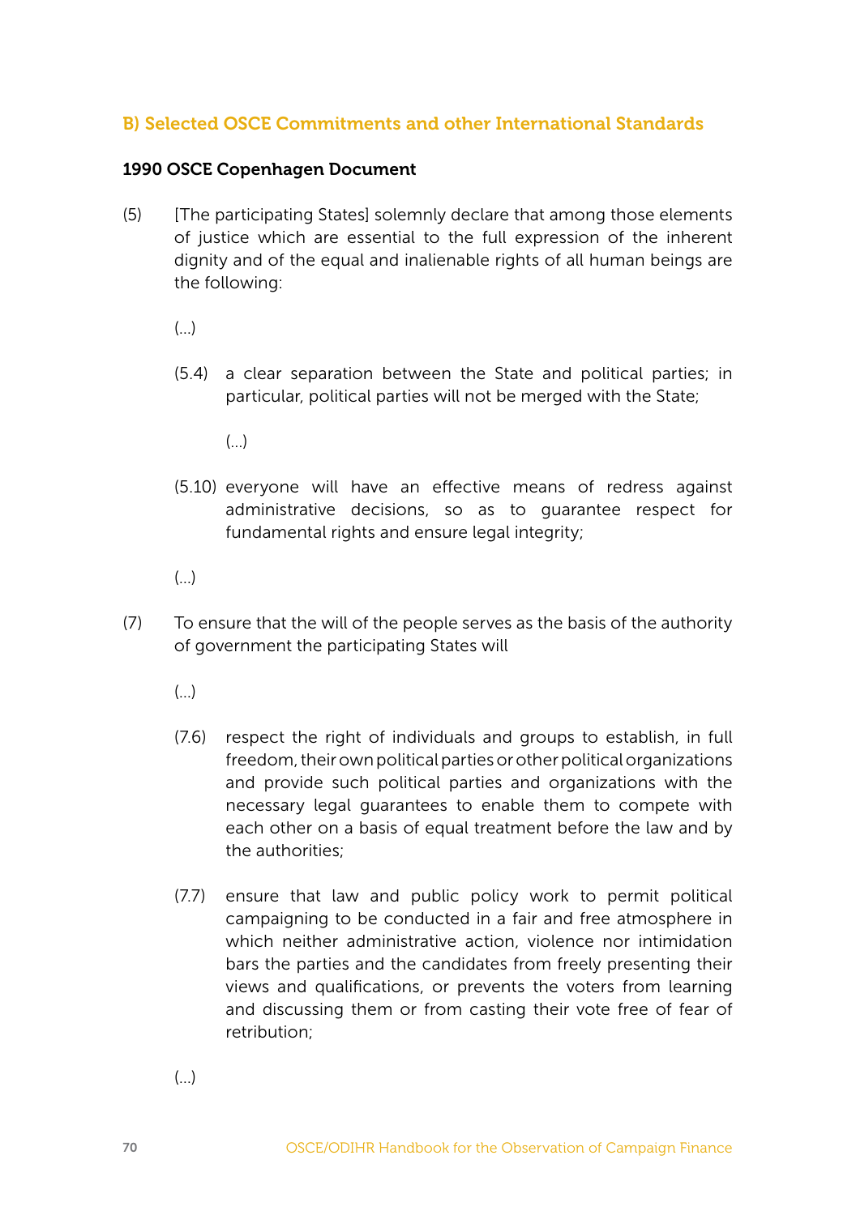## B) Selected OSCE Commitments and other International Standards

### 1990 OSCE Copenhagen Document

(5) [The participating States] solemnly declare that among those elements of justice which are essential to the full expression of the inherent dignity and of the equal and inalienable rights of all human beings are the following:

(...)

(5.4) a clear separation between the State and political parties; in particular, political parties will not be merged with the State;

(...)

(5.10) everyone will have an effective means of redress against administrative decisions, so as to guarantee respect for fundamental rights and ensure legal integrity;

(...)

(7) To ensure that the will of the people serves as the basis of the authority of government the participating States will

(...)

(7.6) respect the right of individuals and groups to establish, in full freedom, their own political parties or other political organizations and provide such political parties and organizations with the necessary legal guarantees to enable them to compete with each other on a basis of equal treatment before the law and by the authorities;

(7.7) ensure that law and public policy work to permit political campaigning to be conducted in a fair and free atmosphere in which neither administrative action, violence nor intimidation bars the parties and the candidates from freely presenting their views and qualifications, or prevents the voters from learning and discussing them or from casting their vote free of fear of retribution;

(...)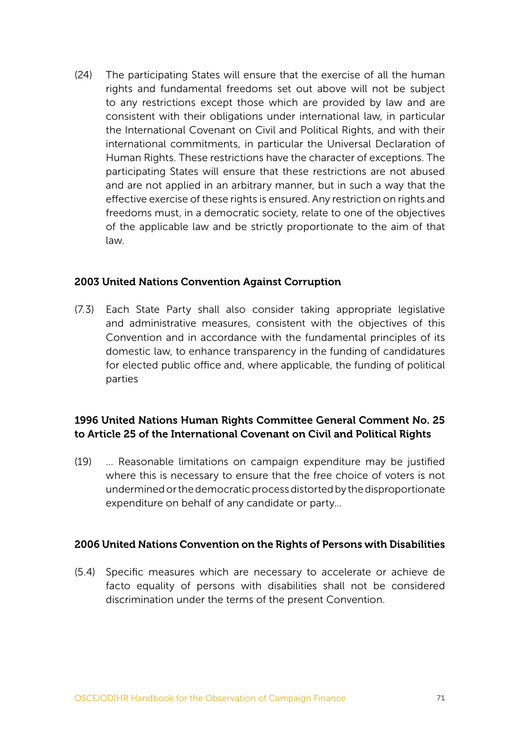(24) The participating States will ensure that the exercise of all the human rights and fundamental freedoms set out above will not be subject to any restrictions except those which are provided by law and are consistent with their obligations under international law, in particular the International Covenant on Civil and Political Rights, and with their international commitments, in particular the Universal Declaration of Human Rights. These restrictions have the character of exceptions. The participating States will ensure that these restrictions are not abused and are not applied in an arbitrary manner, but in such a way that the effective exercise of these rights is ensured. Any restriction on rights and freedoms must, in a democratic society, relate to one of the objectives of the applicable law and be strictly proportionate to the aim of that law.

**2003 United Nations Convention Against Corruption**

(7.3) Each State Party shall also consider taking appropriate legislative and administrative measures, consistent with the objectives of this Convention and in accordance with the fundamental principles of its domestic law, to enhance transparency in the funding of candidatures for elected public office and, where applicable, the funding of political parties

**1996 United Nations Human Rights Committee General Comment No. 25 to Article 25 of the International Covenant on Civil and Political Rights**

(19) ... Reasonable limitations on campaign expenditure may be justified where this is necessary to ensure that the free choice of voters is not undermined or the democratic process distorted by the disproportionate expenditure on behalf of any candidate or party...

**2006 United Nations Convention on the Rights of Persons with Disabilities**

(5.4) Specific measures which are necessary to accelerate or achieve de facto equality of persons with disabilities shall not be considered discrimination under the terms of the present Convention.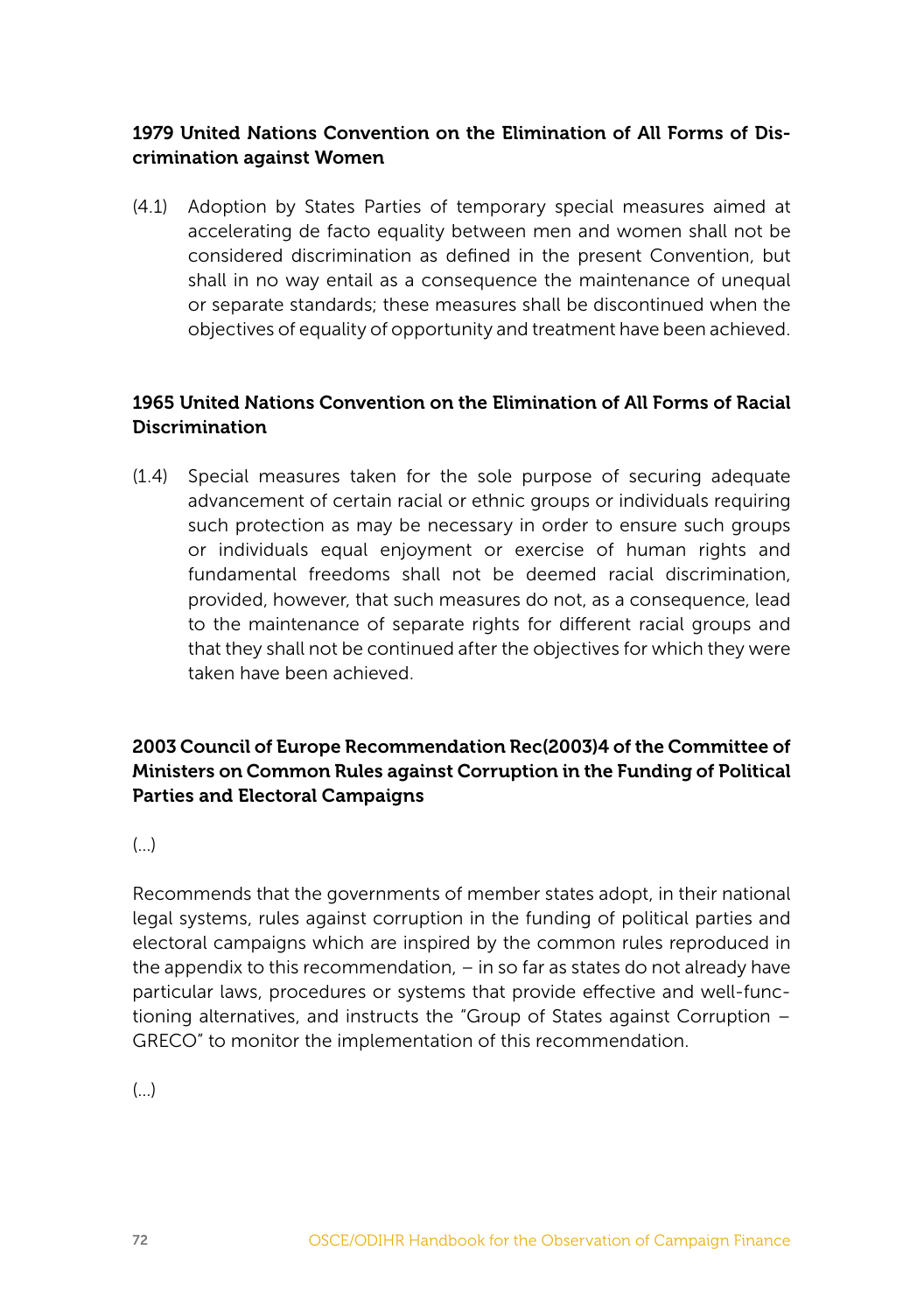**1979 United Nations Convention on the Elimination of All Forms of Discrimination against Women**

(4.1) Adoption by States Parties of temporary special measures aimed at accelerating de facto equality between men and women shall not be considered discrimination as defined in the present Convention, but shall in no way entail as a consequence the maintenance of unequal or separate standards; these measures shall be discontinued when the objectives of equality of opportunity and treatment have been achieved.

**1965 United Nations Convention on the Elimination of All Forms of Racial Discrimination**

(1.4) Special measures taken for the sole purpose of securing adequate advancement of certain racial or ethnic groups or individuals requiring such protection as may be necessary in order to ensure such groups or individuals equal enjoyment or exercise of human rights and fundamental freedoms shall not be deemed racial discrimination, provided, however, that such measures do not, as a consequence, lead to the maintenance of separate rights for different racial groups and that they shall not be continued after the objectives for which they were taken have been achieved.

**2003 Council of Europe Recommendation Rec(2003)4 of the Committee of Ministers on Common Rules against Corruption in the Funding of Political Parties and Electoral Campaigns**

(...)

Recommends that the governments of member states adopt, in their national legal systems, rules against corruption in the funding of political parties and electoral campaigns which are inspired by the common rules reproduced in the appendix to this recommendation, – in so far as states do not already have particular laws, procedures or systems that provide effective and well-functioning alternatives, and instructs the "Group of States against Corruption – GRECO" to monitor the implementation of this recommendation.

(...)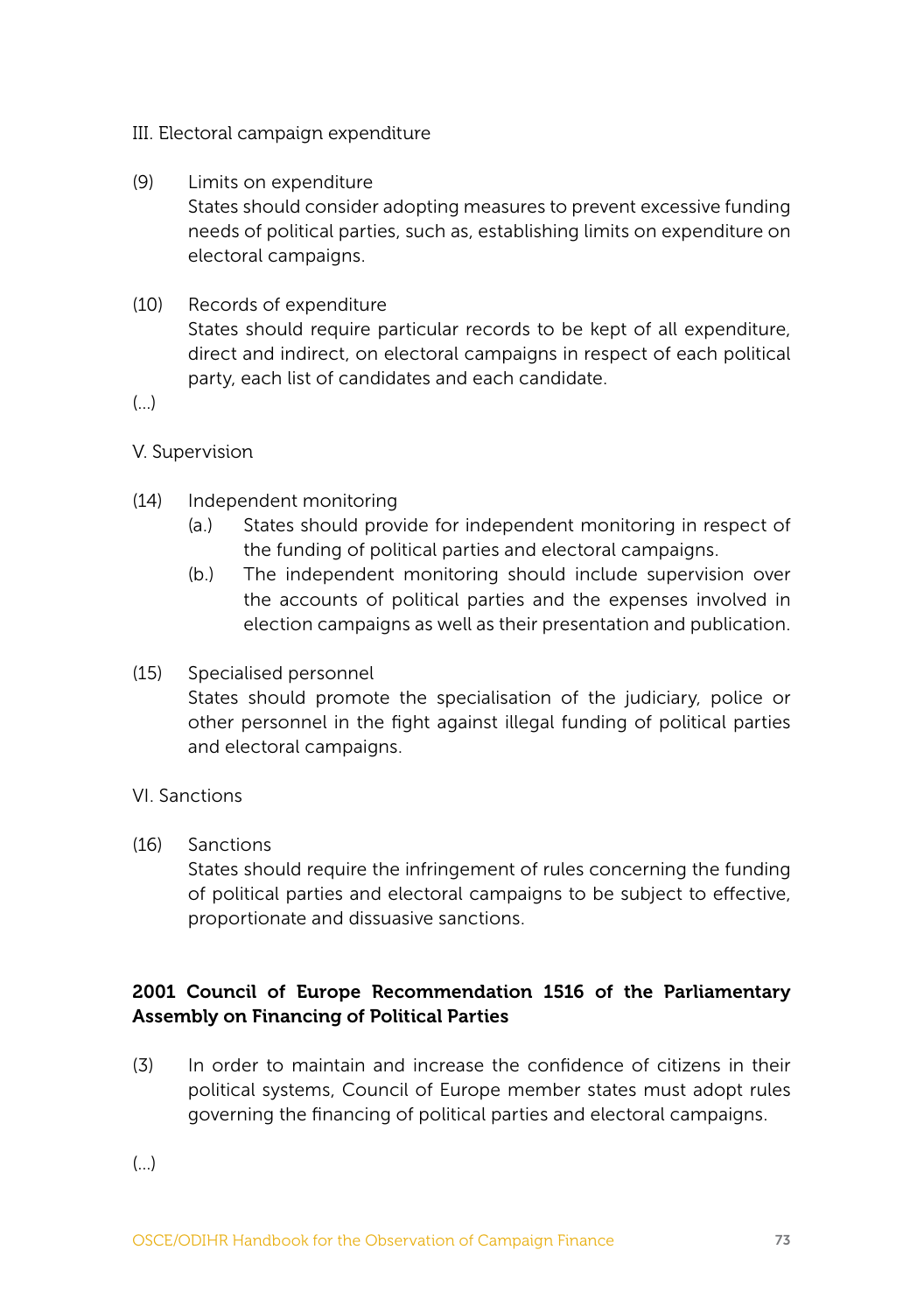III. Electoral campaign expenditure

(9) Limits on expenditure
States should consider adopting measures to prevent excessive funding needs of political parties, such as, establishing limits on expenditure on electoral campaigns.

(10) Records of expenditure
States should require particular records to be kept of all expenditure, direct and indirect, on electoral campaigns in respect of each political party, each list of candidates and each candidate.

(...)

V. Supervision

(14) Independent monitoring
- (a.) States should provide for independent monitoring in respect of the funding of political parties and electoral campaigns.
- (b.) The independent monitoring should include supervision over the accounts of political parties and the expenses involved in election campaigns as well as their presentation and publication.

(15) Specialised personnel
States should promote the specialisation of the judiciary, police or other personnel in the fight against illegal funding of political parties and electoral campaigns.

VI. Sanctions

(16) Sanctions
States should require the infringement of rules concerning the funding of political parties and electoral campaigns to be subject to effective, proportionate and dissuasive sanctions.

**2001 Council of Europe Recommendation 1516 of the Parliamentary Assembly on Financing of Political Parties**

(3) In order to maintain and increase the confidence of citizens in their political systems, Council of Europe member states must adopt rules governing the financing of political parties and electoral campaigns.

(...)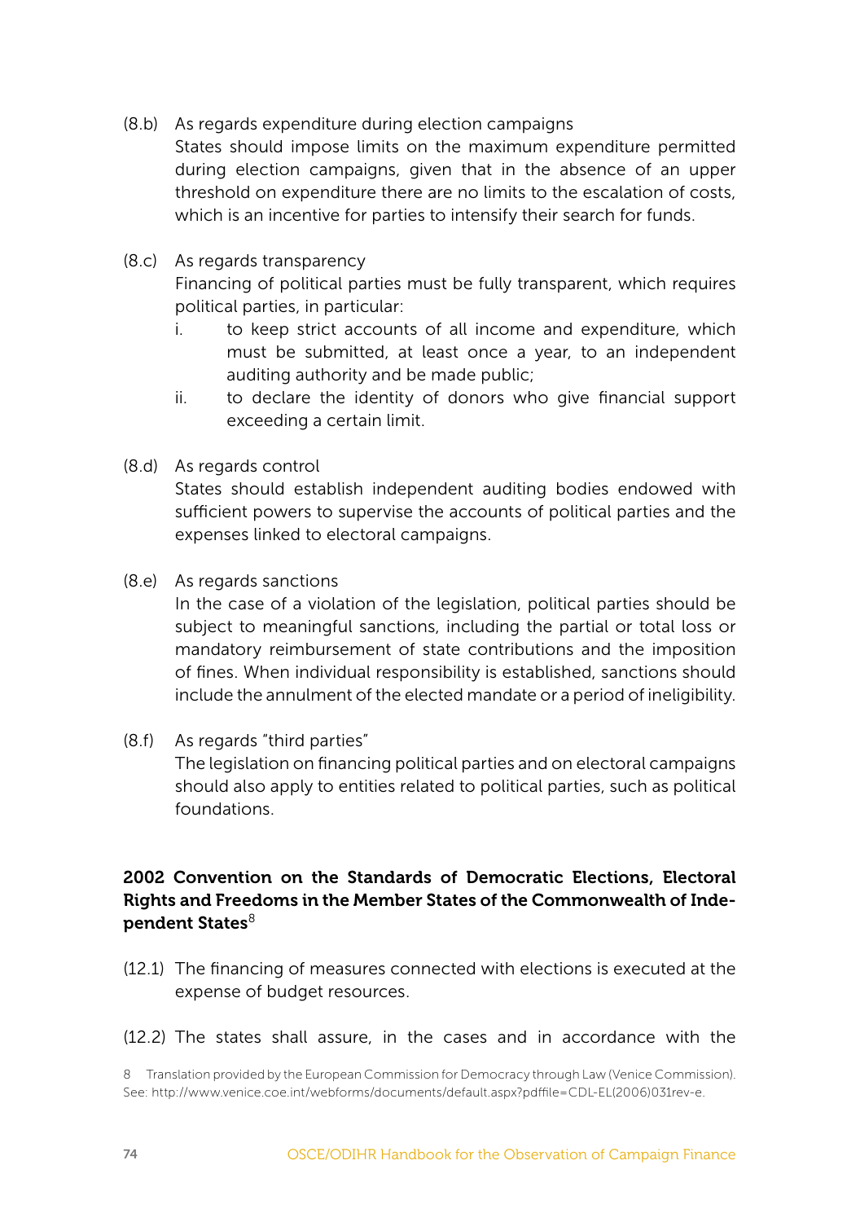(8.b) As regards expenditure during election campaigns
States should impose limits on the maximum expenditure permitted during election campaigns, given that in the absence of an upper threshold on expenditure there are no limits to the escalation of costs, which is an incentive for parties to intensify their search for funds.

(8.c) As regards transparency
Financing of political parties must be fully transparent, which requires political parties, in particular:

i. to keep strict accounts of all income and expenditure, which must be submitted, at least once a year, to an independent auditing authority and be made public;
ii. to declare the identity of donors who give financial support exceeding a certain limit.

(8.d) As regards control
States should establish independent auditing bodies endowed with sufficient powers to supervise the accounts of political parties and the expenses linked to electoral campaigns.

(8.e) As regards sanctions
In the case of a violation of the legislation, political parties should be subject to meaningful sanctions, including the partial or total loss or mandatory reimbursement of state contributions and the imposition of fines. When individual responsibility is established, sanctions should include the annulment of the elected mandate or a period of ineligibility.

(8.f) As regards "third parties"
The legislation on financing political parties and on electoral campaigns should also apply to entities related to political parties, such as political foundations.

**2002 Convention on the Standards of Democratic Elections, Electoral Rights and Freedoms in the Member States of the Commonwealth of Independent States**[8]

(12.1) The financing of measures connected with elections is executed at the expense of budget resources.

(12.2) The states shall assure, in the cases and in accordance with the

8 Translation provided by the European Commission for Democracy through Law (Venice Commission). See: http://www.venice.coe.int/webforms/documents/default.aspx?pdffile=CDL-EL(2006)031rev-e.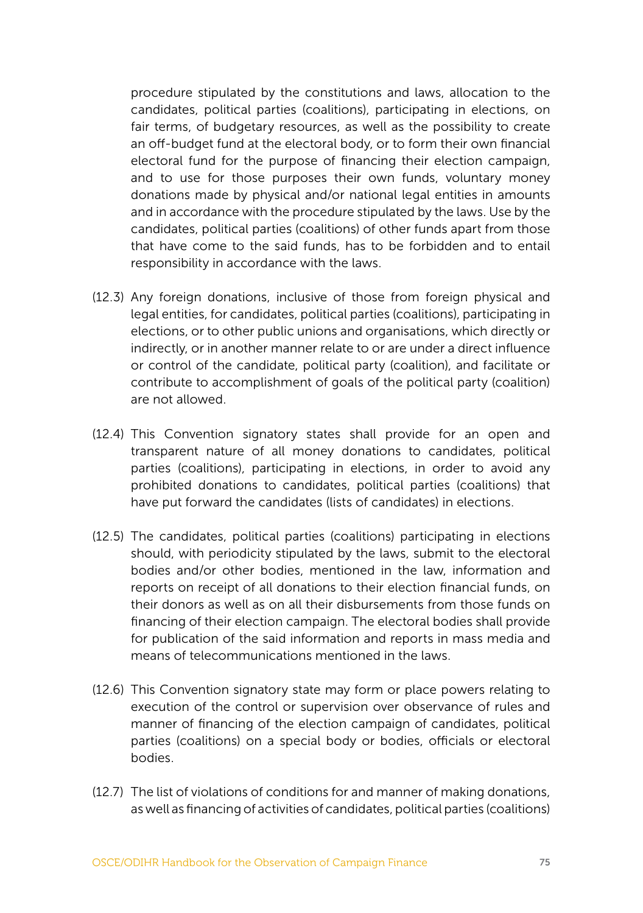procedure stipulated by the constitutions and laws, allocation to the candidates, political parties (coalitions), participating in elections, on fair terms, of budgetary resources, as well as the possibility to create an off-budget fund at the electoral body, or to form their own financial electoral fund for the purpose of financing their election campaign, and to use for those purposes their own funds, voluntary money donations made by physical and/or national legal entities in amounts and in accordance with the procedure stipulated by the laws. Use by the candidates, political parties (coalitions) of other funds apart from those that have come to the said funds, has to be forbidden and to entail responsibility in accordance with the laws.

(12.3) Any foreign donations, inclusive of those from foreign physical and legal entities, for candidates, political parties (coalitions), participating in elections, or to other public unions and organisations, which directly or indirectly, or in another manner relate to or are under a direct influence or control of the candidate, political party (coalition), and facilitate or contribute to accomplishment of goals of the political party (coalition) are not allowed.

(12.4) This Convention signatory states shall provide for an open and transparent nature of all money donations to candidates, political parties (coalitions), participating in elections, in order to avoid any prohibited donations to candidates, political parties (coalitions) that have put forward the candidates (lists of candidates) in elections.

(12.5) The candidates, political parties (coalitions) participating in elections should, with periodicity stipulated by the laws, submit to the electoral bodies and/or other bodies, mentioned in the law, information and reports on receipt of all donations to their election financial funds, on their donors as well as on all their disbursements from those funds on financing of their election campaign. The electoral bodies shall provide for publication of the said information and reports in mass media and means of telecommunications mentioned in the laws.

(12.6) This Convention signatory state may form or place powers relating to execution of the control or supervision over observance of rules and manner of financing of the election campaign of candidates, political parties (coalitions) on a special body or bodies, officials or electoral bodies.

(12.7) The list of violations of conditions for and manner of making donations, as well as financing of activities of candidates, political parties (coalitions)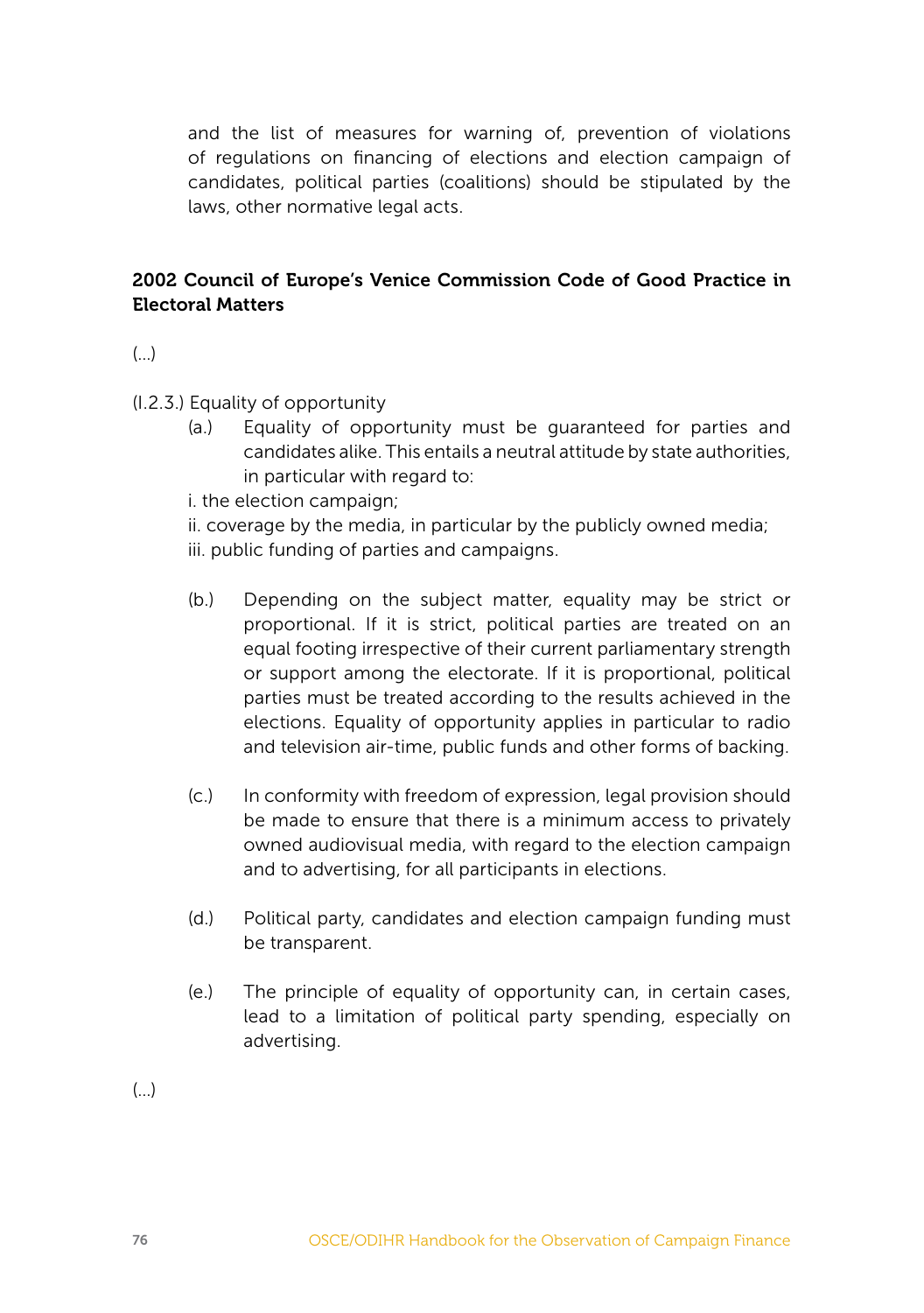and the list of measures for warning of, prevention of violations of regulations on financing of elections and election campaign of candidates, political parties (coalitions) should be stipulated by the laws, other normative legal acts.

### 2002 Council of Europe's Venice Commission Code of Good Practice in Electoral Matters

(...)

(I.2.3.) Equality of opportunity

(a.) Equality of opportunity must be guaranteed for parties and candidates alike. This entails a neutral attitude by state authorities, in particular with regard to:

i. the election campaign;

ii. coverage by the media, in particular by the publicly owned media;

iii. public funding of parties and campaigns.

(b.) Depending on the subject matter, equality may be strict or proportional. If it is strict, political parties are treated on an equal footing irrespective of their current parliamentary strength or support among the electorate. If it is proportional, political parties must be treated according to the results achieved in the elections. Equality of opportunity applies in particular to radio and television air-time, public funds and other forms of backing.

(c.) In conformity with freedom of expression, legal provision should be made to ensure that there is a minimum access to privately owned audiovisual media, with regard to the election campaign and to advertising, for all participants in elections.

(d.) Political party, candidates and election campaign funding must be transparent.

(e.) The principle of equality of opportunity can, in certain cases, lead to a limitation of political party spending, especially on advertising.

(...)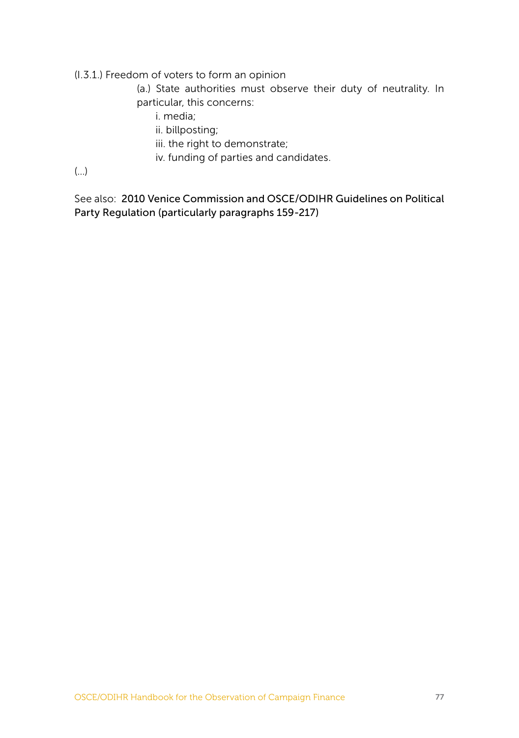(I.3.1.) Freedom of voters to form an opinion

(a.) State authorities must observe their duty of neutrality. In particular, this concerns:

i. media;

ii. billposting;

iii. the right to demonstrate;

iv. funding of parties and candidates.

(...)

See also: **2010 Venice Commission and OSCE/ODIHR Guidelines on Political Party Regulation (particularly paragraphs 159-217)**